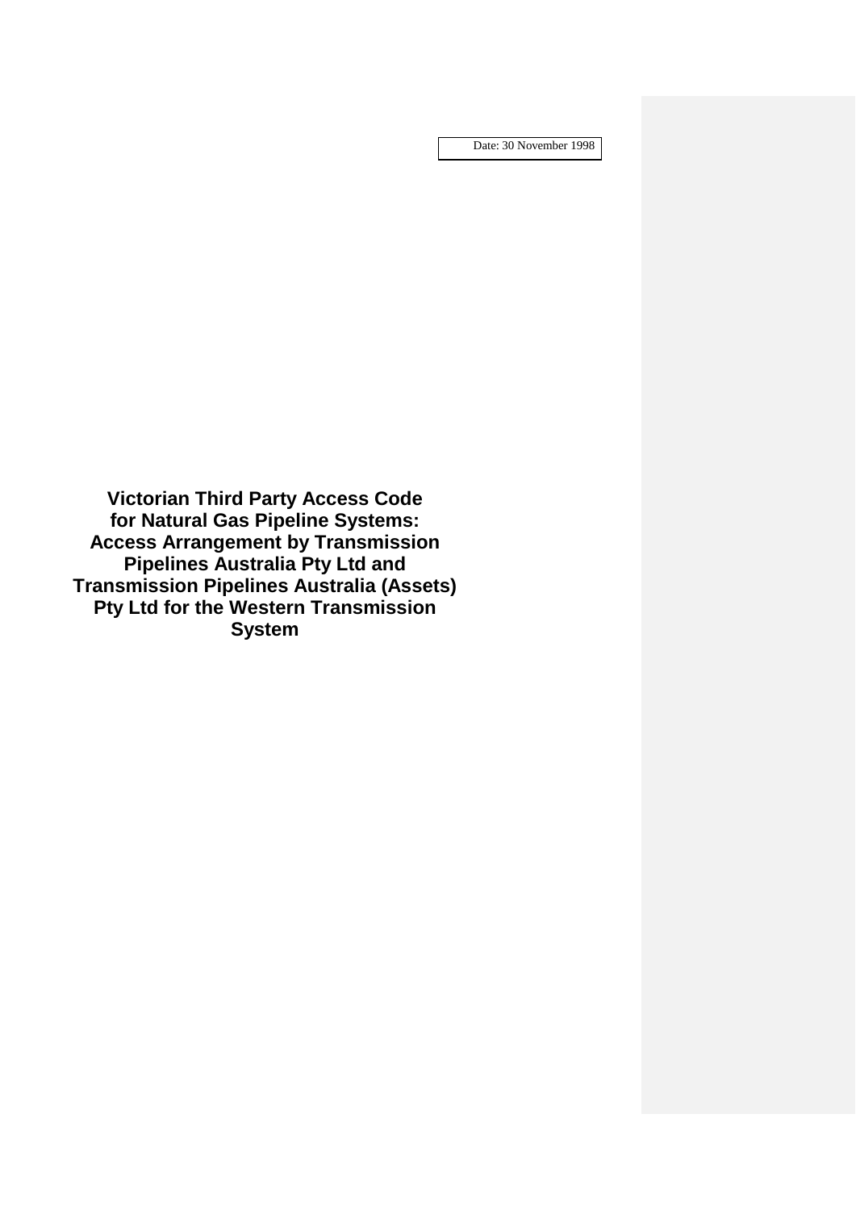Date: 30 November 1998

# Victorian Third Party Access Code for Natural Gas Pipeline Systems: Access Arrangement by Transmission Pipelines Australia Pty Ltd and Transmission Pipelines Australia (Assets) Pty Ltd for the Western Transmission System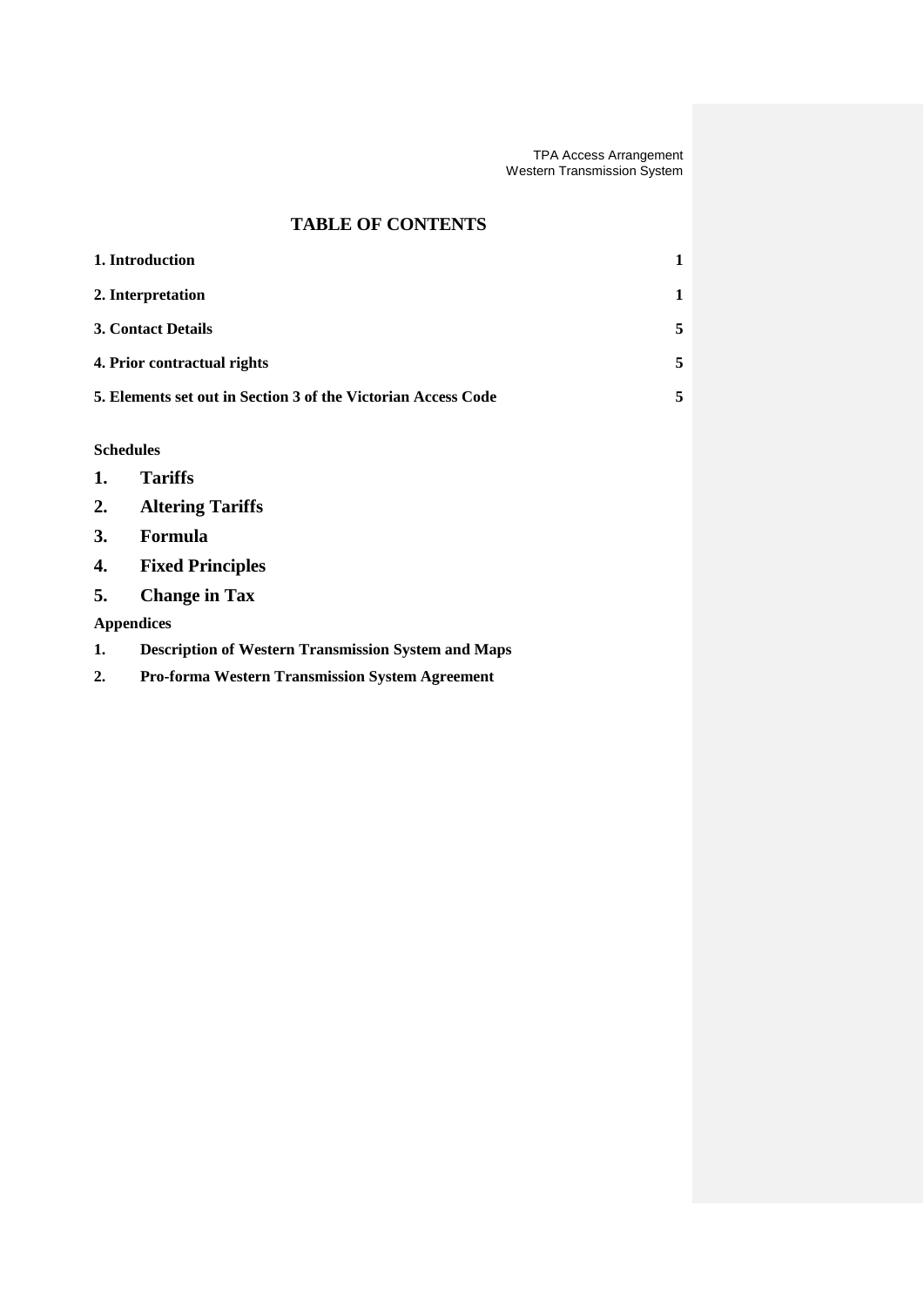# TABLE OF CONTENTS

| | |
|---|---|
| **1. Introduction** | **1** |
| **2. Interpretation** | **1** |
| **3. Contact Details** | **5** |
| **4. Prior contractual rights** | **5** |
| **5. Elements set out in Section 3 of the Victorian Access Code** | **5** |

**Schedules**

1. **Tariffs**
2. **Altering Tariffs**
3. **Formula**
4. **Fixed Principles**
5. **Change in Tax**

**Appendices**

1. **Description of Western Transmission System and Maps**
2. **Pro-forma Western Transmission System Agreement**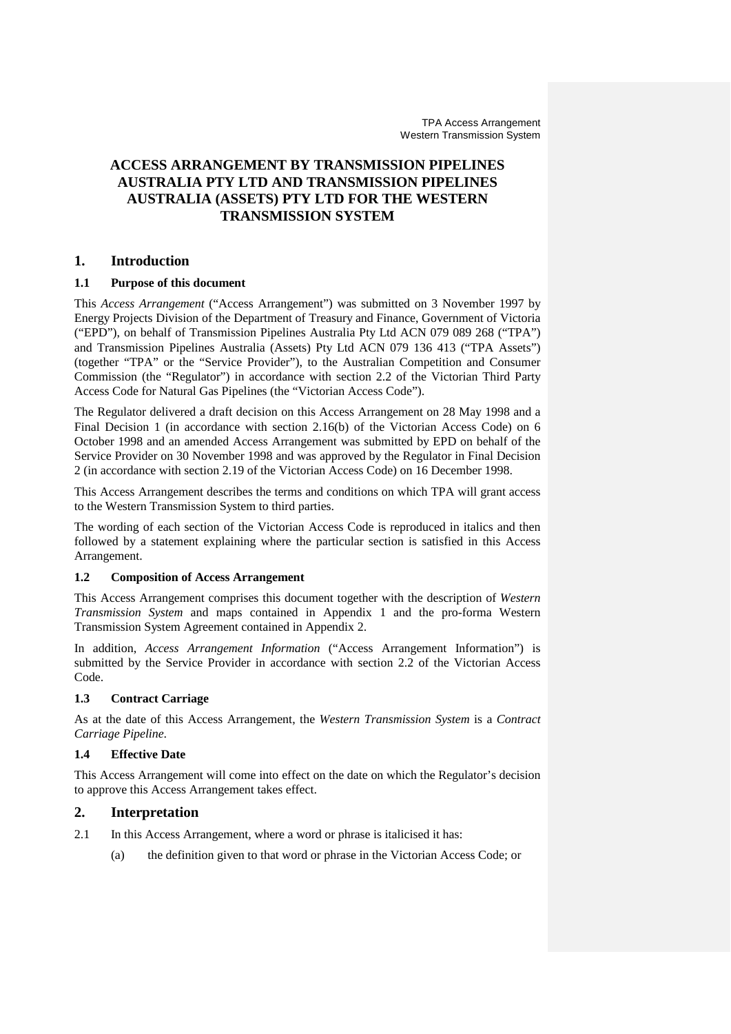# ACCESS ARRANGEMENT BY TRANSMISSION PIPELINES AUSTRALIA PTY LTD AND TRANSMISSION PIPELINES AUSTRALIA (ASSETS) PTY LTD FOR THE WESTERN TRANSMISSION SYSTEM

## 1. Introduction

### 1.1 Purpose of this document

This *Access Arrangement* ("Access Arrangement") was submitted on 3 November 1997 by Energy Projects Division of the Department of Treasury and Finance, Government of Victoria ("EPD"), on behalf of Transmission Pipelines Australia Pty Ltd ACN 079 089 268 ("TPA") and Transmission Pipelines Australia (Assets) Pty Ltd ACN 079 136 413 ("TPA Assets") (together "TPA" or the "Service Provider"), to the Australian Competition and Consumer Commission (the "Regulator") in accordance with section 2.2 of the Victorian Third Party Access Code for Natural Gas Pipelines (the "Victorian Access Code").

The Regulator delivered a draft decision on this Access Arrangement on 28 May 1998 and a Final Decision 1 (in accordance with section 2.16(b) of the Victorian Access Code) on 6 October 1998 and an amended Access Arrangement was submitted by EPD on behalf of the Service Provider on 30 November 1998 and was approved by the Regulator in Final Decision 2 (in accordance with section 2.19 of the Victorian Access Code) on 16 December 1998.

This Access Arrangement describes the terms and conditions on which TPA will grant access to the Western Transmission System to third parties.

The wording of each section of the Victorian Access Code is reproduced in italics and then followed by a statement explaining where the particular section is satisfied in this Access Arrangement.

### 1.2 Composition of Access Arrangement

This Access Arrangement comprises this document together with the description of *Western Transmission System* and maps contained in Appendix 1 and the pro-forma Western Transmission System Agreement contained in Appendix 2.

In addition, *Access Arrangement Information* ("Access Arrangement Information") is submitted by the Service Provider in accordance with section 2.2 of the Victorian Access Code.

### 1.3 Contract Carriage

As at the date of this Access Arrangement, the *Western Transmission System* is a *Contract Carriage Pipeline*.

### 1.4 Effective Date

This Access Arrangement will come into effect on the date on which the Regulator's decision to approve this Access Arrangement takes effect.

## 2. Interpretation

2.1 In this Access Arrangement, where a word or phrase is italicised it has:

(a) the definition given to that word or phrase in the Victorian Access Code; or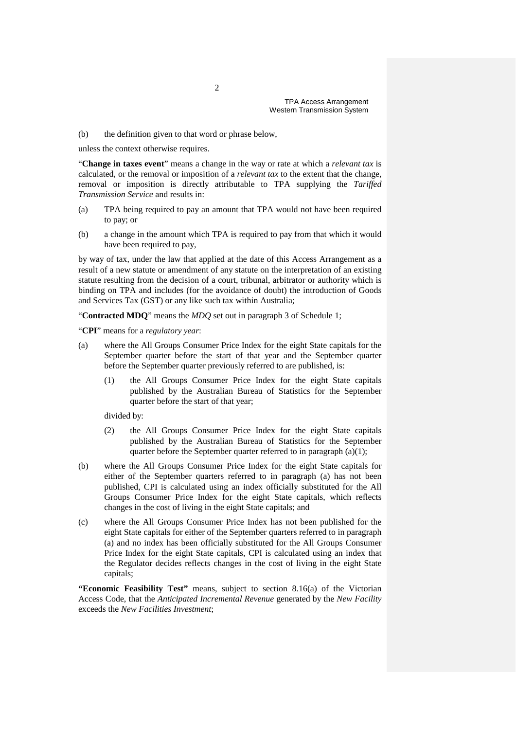(b) the definition given to that word or phrase below,

unless the context otherwise requires.

"**Change in taxes event**" means a change in the way or rate at which a *relevant tax* is calculated, or the removal or imposition of a *relevant tax* to the extent that the change, removal or imposition is directly attributable to TPA supplying the *Tariffed Transmission Service* and results in:

(a) TPA being required to pay an amount that TPA would not have been required to pay; or

(b) a change in the amount which TPA is required to pay from that which it would have been required to pay,

by way of tax, under the law that applied at the date of this Access Arrangement as a result of a new statute or amendment of any statute on the interpretation of an existing statute resulting from the decision of a court, tribunal, arbitrator or authority which is binding on TPA and includes (for the avoidance of doubt) the introduction of Goods and Services Tax (GST) or any like such tax within Australia;

"**Contracted MDQ**" means the *MDQ* set out in paragraph 3 of Schedule 1;

"**CPI**" means for a *regulatory year*:

(a) where the All Groups Consumer Price Index for the eight State capitals for the September quarter before the start of that year and the September quarter before the September quarter previously referred to are published, is:

    (1) the All Groups Consumer Price Index for the eight State capitals published by the Australian Bureau of Statistics for the September quarter before the start of that year;

    divided by:

    (2) the All Groups Consumer Price Index for the eight State capitals published by the Australian Bureau of Statistics for the September quarter before the September quarter referred to in paragraph (a)(1);

(b) where the All Groups Consumer Price Index for the eight State capitals for either of the September quarters referred to in paragraph (a) has not been published, CPI is calculated using an index officially substituted for the All Groups Consumer Price Index for the eight State capitals, which reflects changes in the cost of living in the eight State capitals; and

(c) where the All Groups Consumer Price Index has not been published for the eight State capitals for either of the September quarters referred to in paragraph (a) and no index has been officially substituted for the All Groups Consumer Price Index for the eight State capitals, CPI is calculated using an index that the Regulator decides reflects changes in the cost of living in the eight State capitals;

**"Economic Feasibility Test"** means, subject to section 8.16(a) of the Victorian Access Code, that the *Anticipated Incremental Revenue* generated by the *New Facility* exceeds the *New Facilities Investment*;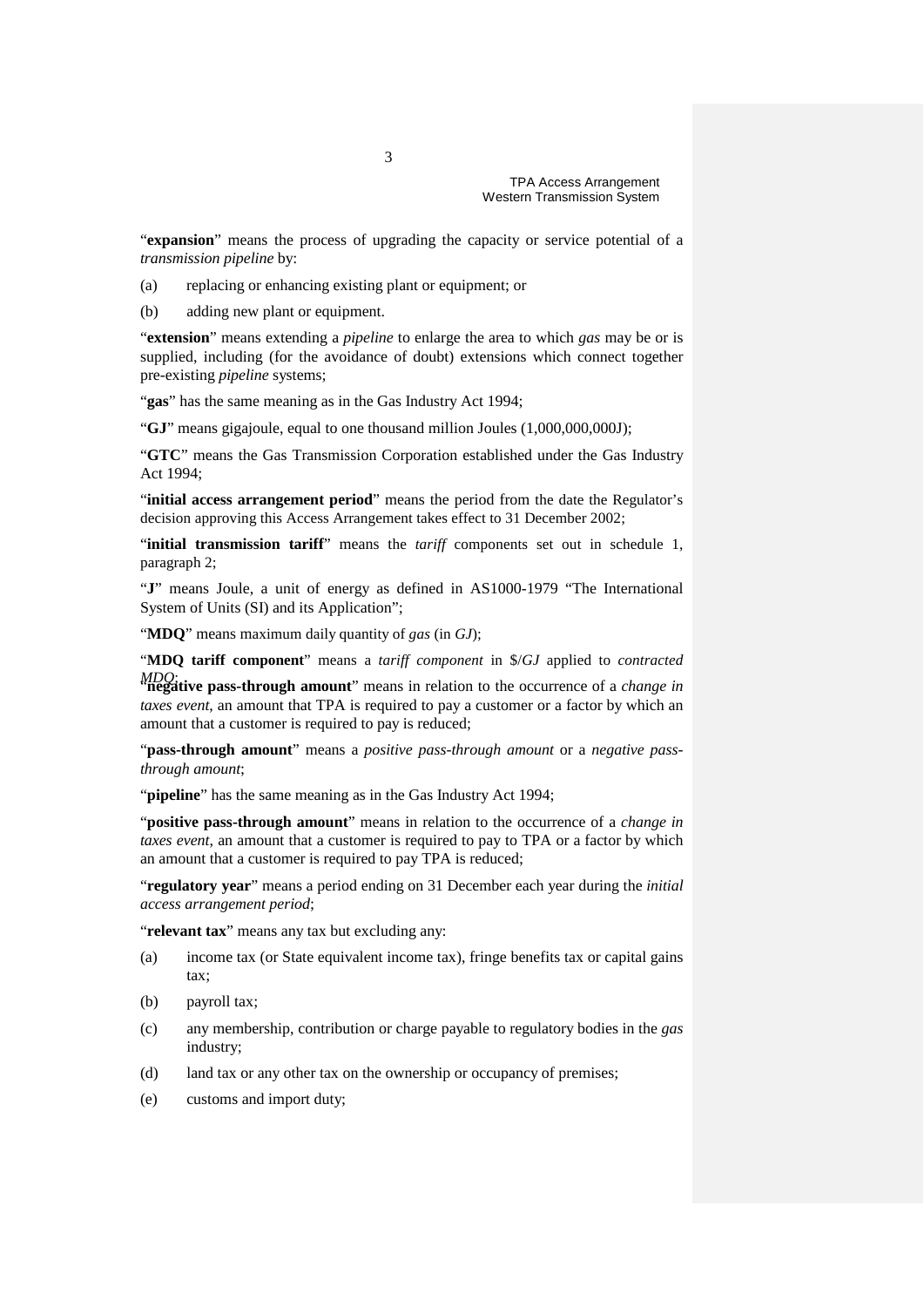"**expansion**" means the process of upgrading the capacity or service potential of a *transmission pipeline* by:

(a) replacing or enhancing existing plant or equipment; or

(b) adding new plant or equipment.

"**extension**" means extending a *pipeline* to enlarge the area to which *gas* may be or is supplied, including (for the avoidance of doubt) extensions which connect together pre-existing *pipeline* systems;

"**gas**" has the same meaning as in the Gas Industry Act 1994;

"**GJ**" means gigajoule, equal to one thousand million Joules (1,000,000,000J);

"**GTC**" means the Gas Transmission Corporation established under the Gas Industry Act 1994;

"**initial access arrangement period**" means the period from the date the Regulator's decision approving this Access Arrangement takes effect to 31 December 2002;

"**initial transmission tariff**" means the *tariff* components set out in schedule 1, paragraph 2;

"**J**" means Joule, a unit of energy as defined in AS1000-1979 "The International System of Units (SI) and its Application";

"**MDQ**" means maximum daily quantity of *gas* (in *GJ*);

"**MDQ tariff component**" means a *tariff component* in $/*GJ* applied to *contracted MDQ*;

"**negative pass-through amount**" means in relation to the occurrence of a *change in taxes event*, an amount that TPA is required to pay a customer or a factor by which an amount that a customer is required to pay is reduced;

"**pass-through amount**" means a *positive pass-through amount* or a *negative pass-through amount*;

"**pipeline**" has the same meaning as in the Gas Industry Act 1994;

"**positive pass-through amount**" means in relation to the occurrence of a *change in taxes event*, an amount that a customer is required to pay to TPA or a factor by which an amount that a customer is required to pay TPA is reduced;

"**regulatory year**" means a period ending on 31 December each year during the *initial access arrangement period*;

"**relevant tax**" means any tax but excluding any:

(a) income tax (or State equivalent income tax), fringe benefits tax or capital gains tax;

(b) payroll tax;

(c) any membership, contribution or charge payable to regulatory bodies in the *gas* industry;

(d) land tax or any other tax on the ownership or occupancy of premises;

(e) customs and import duty;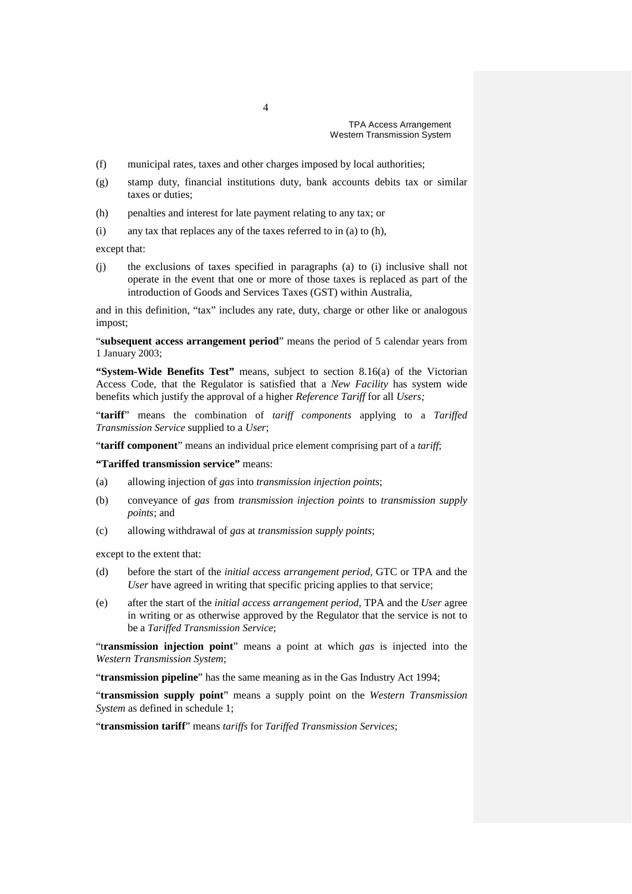(f) municipal rates, taxes and other charges imposed by local authorities;

(g) stamp duty, financial institutions duty, bank accounts debits tax or similar taxes or duties;

(h) penalties and interest for late payment relating to any tax; or

(i) any tax that replaces any of the taxes referred to in (a) to (h),

except that:

(j) the exclusions of taxes specified in paragraphs (a) to (i) inclusive shall not operate in the event that one or more of those taxes is replaced as part of the introduction of Goods and Services Taxes (GST) within Australia,

and in this definition, "tax" includes any rate, duty, charge or other like or analogous impost;

"**subsequent access arrangement period**" means the period of 5 calendar years from 1 January 2003;

**"System-Wide Benefits Test"** means, subject to section 8.16(a) of the Victorian Access Code, that the Regulator is satisfied that a *New Facility* has system wide benefits which justify the approval of a higher *Reference Tariff* for all *Users;*

"**tariff**" means the combination of *tariff components* applying to a *Tariffed Transmission Service* supplied to a *User*;

"**tariff component**" means an individual price element comprising part of a *tariff*;

**"Tariffed transmission service"** means:

(a) allowing injection of *gas* into *transmission injection points*;

(b) conveyance of *gas* from *transmission injection points* to *transmission supply points*; and

(c) allowing withdrawal of *gas* at *transmission supply points*;

except to the extent that:

(d) before the start of the *initial access arrangement period*, GTC or TPA and the *User* have agreed in writing that specific pricing applies to that service;

(e) after the start of the *initial access arrangement period*, TPA and the *User* agree in writing or as otherwise approved by the Regulator that the service is not to be a *Tariffed Transmission Service*;

"t**ransmission injection point**" means a point at which *gas* is injected into the *Western Transmission System*;

"**transmission pipeline**" has the same meaning as in the Gas Industry Act 1994;

"**transmission supply point**" means a supply point on the *Western Transmission System* as defined in schedule 1;

"**transmission tariff**" means *tariffs* for *Tariffed Transmission Services*;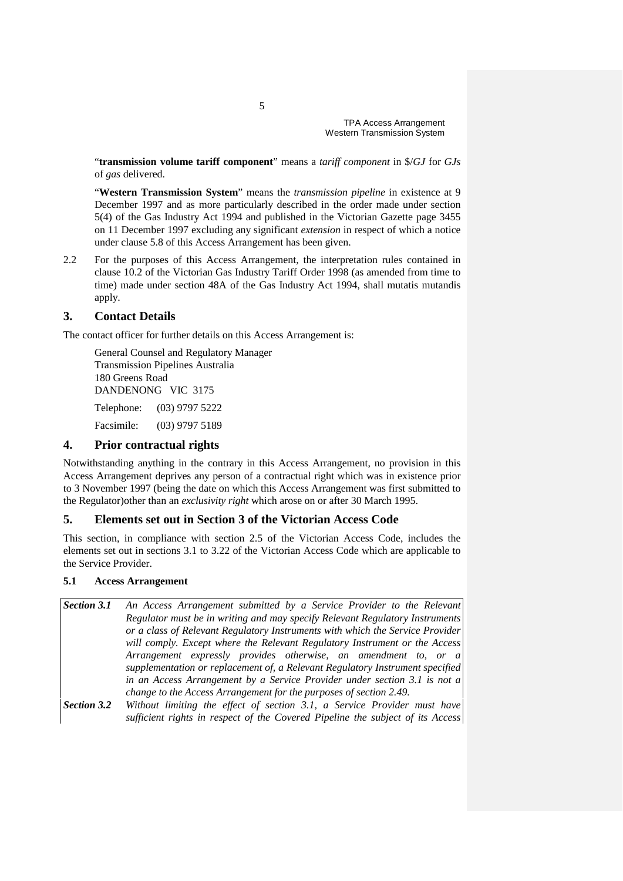"**transmission volume tariff component**" means a *tariff component* in $/*GJ* for *GJs* of *gas* delivered.

"**Western Transmission System**" means the *transmission pipeline* in existence at 9 December 1997 and as more particularly described in the order made under section 5(4) of the Gas Industry Act 1994 and published in the Victorian Gazette page 3455 on 11 December 1997 excluding any significant *extension* in respect of which a notice under clause 5.8 of this Access Arrangement has been given.

2.2 For the purposes of this Access Arrangement, the interpretation rules contained in clause 10.2 of the Victorian Gas Industry Tariff Order 1998 (as amended from time to time) made under section 48A of the Gas Industry Act 1994, shall mutatis mutandis apply.

## 3. Contact Details

The contact officer for further details on this Access Arrangement is:

General Counsel and Regulatory Manager
Transmission Pipelines Australia
180 Greens Road
DANDENONG VIC 3175

Telephone: (03) 9797 5222

Facsimile: (03) 9797 5189

## 4. Prior contractual rights

Notwithstanding anything in the contrary in this Access Arrangement, no provision in this Access Arrangement deprives any person of a contractual right which was in existence prior to 3 November 1997 (being the date on which this Access Arrangement was first submitted to the Regulator)other than an *exclusivity right* which arose on or after 30 March 1995.

## 5. Elements set out in Section 3 of the Victorian Access Code

This section, in compliance with section 2.5 of the Victorian Access Code, includes the elements set out in sections 3.1 to 3.22 of the Victorian Access Code which are applicable to the Service Provider.

### 5.1 Access Arrangement

| | |
|---|---|
| ***Section 3.1*** | *An Access Arrangement submitted by a Service Provider to the Relevant Regulator must be in writing and may specify Relevant Regulatory Instruments or a class of Relevant Regulatory Instruments with which the Service Provider will comply. Except where the Relevant Regulatory Instrument or the Access Arrangement expressly provides otherwise, an amendment to, or a supplementation or replacement of, a Relevant Regulatory Instrument specified in an Access Arrangement by a Service Provider under section 3.1 is not a change to the Access Arrangement for the purposes of section 2.49.* |
| ***Section 3.2*** | *Without limiting the effect of section 3.1, a Service Provider must have sufficient rights in respect of the Covered Pipeline the subject of its Access* |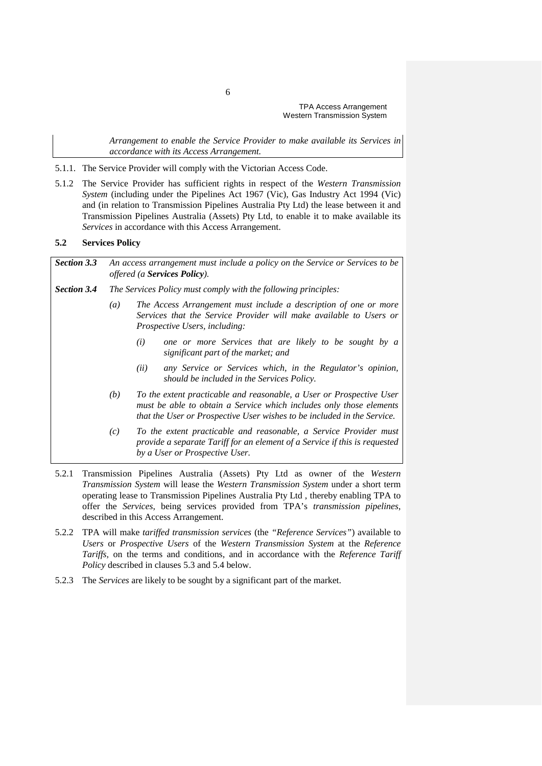*Arrangement to enable the Service Provider to make available its Services in accordance with its Access Arrangement.*

5.1.1. The Service Provider will comply with the Victorian Access Code.

5.1.2 The Service Provider has sufficient rights in respect of the *Western Transmission System* (including under the Pipelines Act 1967 (Vic), Gas Industry Act 1994 (Vic) and (in relation to Transmission Pipelines Australia Pty Ltd) the lease between it and Transmission Pipelines Australia (Assets) Pty Ltd, to enable it to make available its *Services* in accordance with this Access Arrangement.

**5.2 Services Policy**

***Section 3.3*** *An access arrangement must include a policy on the Service or Services to be offered (a **Services Policy**).*

***Section 3.4*** *The Services Policy must comply with the following principles:*

*(a) The Access Arrangement must include a description of one or more Services that the Service Provider will make available to Users or Prospective Users, including:*

*(i) one or more Services that are likely to be sought by a significant part of the market; and*

*(ii) any Service or Services which, in the Regulator's opinion, should be included in the Services Policy.*

*(b) To the extent practicable and reasonable, a User or Prospective User must be able to obtain a Service which includes only those elements that the User or Prospective User wishes to be included in the Service.*

*(c) To the extent practicable and reasonable, a Service Provider must provide a separate Tariff for an element of a Service if this is requested by a User or Prospective User.*

5.2.1 Transmission Pipelines Australia (Assets) Pty Ltd as owner of the *Western Transmission System* will lease the *Western Transmission System* under a short term operating lease to Transmission Pipelines Australia Pty Ltd , thereby enabling TPA to offer the *Services*, being services provided from TPA's *transmission pipelines*, described in this Access Arrangement.

5.2.2 TPA will make *tariffed transmission services* (the *"Reference Services"*) available to *Users* or *Prospective Users* of the *Western Transmission System* at the *Reference Tariffs*, on the terms and conditions, and in accordance with the *Reference Tariff Policy* described in clauses 5.3 and 5.4 below.

5.2.3 The *Services* are likely to be sought by a significant part of the market.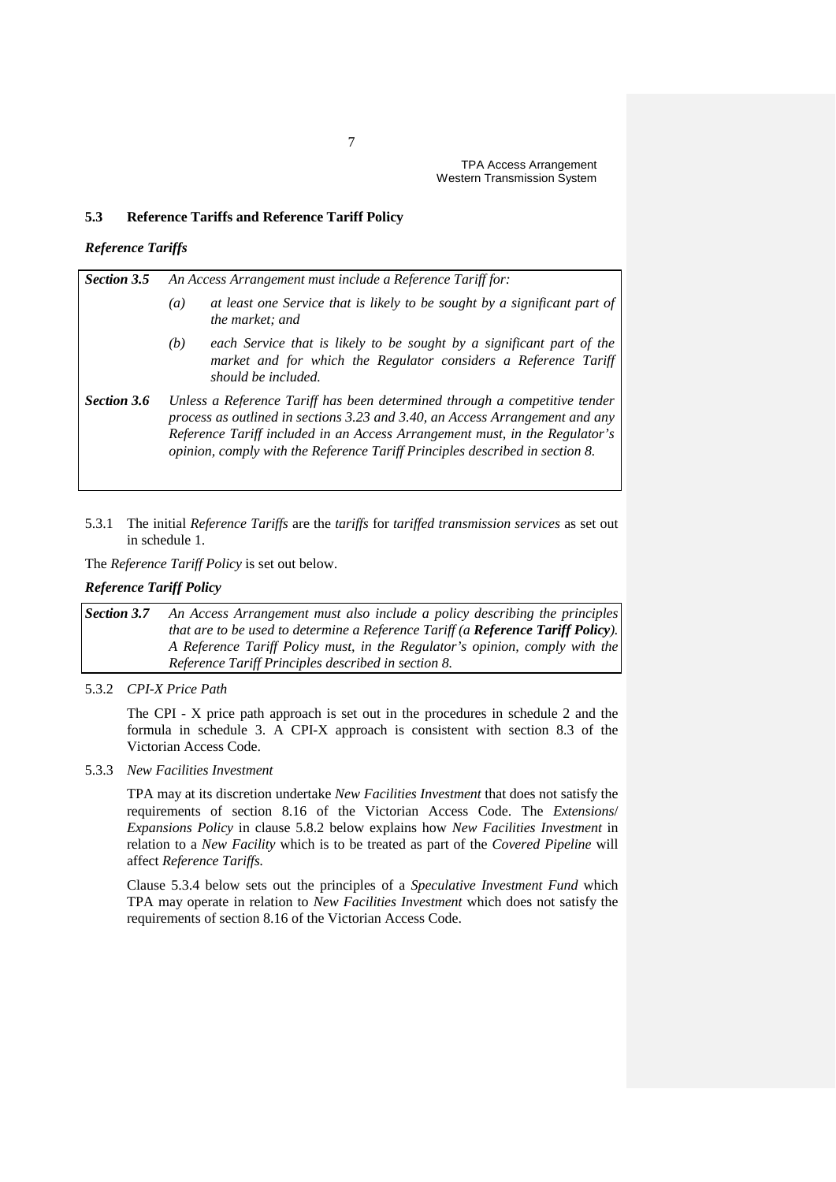## 5.3 Reference Tariffs and Reference Tariff Policy

### *Reference Tariffs*

| | |
|---|---|
| ***Section 3.5*** | *An Access Arrangement must include a Reference Tariff for:*<br>*(a) at least one Service that is likely to be sought by a significant part of the market; and*<br>*(b) each Service that is likely to be sought by a significant part of the market and for which the Regulator considers a Reference Tariff should be included.* |
| ***Section 3.6*** | *Unless a Reference Tariff has been determined through a competitive tender process as outlined in sections 3.23 and 3.40, an Access Arrangement and any Reference Tariff included in an Access Arrangement must, in the Regulator's opinion, comply with the Reference Tariff Principles described in section 8.* |

5.3.1 The initial *Reference Tariffs* are the *tariffs* for *tariffed transmission services* as set out in schedule 1.

The *Reference Tariff Policy* is set out below.

### *Reference Tariff Policy*

| | |
|---|---|
| ***Section 3.7*** | *An Access Arrangement must also include a policy describing the principles that are to be used to determine a Reference Tariff (a **Reference Tariff Policy**). A Reference Tariff Policy must, in the Regulator's opinion, comply with the Reference Tariff Principles described in section 8.* |

5.3.2 *CPI-X Price Path*

The CPI - X price path approach is set out in the procedures in schedule 2 and the formula in schedule 3. A CPI-X approach is consistent with section 8.3 of the Victorian Access Code.

5.3.3 *New Facilities Investment*

TPA may at its discretion undertake *New Facilities Investment* that does not satisfy the requirements of section 8.16 of the Victorian Access Code. The *Extensions/ Expansions Policy* in clause 5.8.2 below explains how *New Facilities Investment* in relation to a *New Facility* which is to be treated as part of the *Covered Pipeline* will affect *Reference Tariffs.*

Clause 5.3.4 below sets out the principles of a *Speculative Investment Fund* which TPA may operate in relation to *New Facilities Investment* which does not satisfy the requirements of section 8.16 of the Victorian Access Code.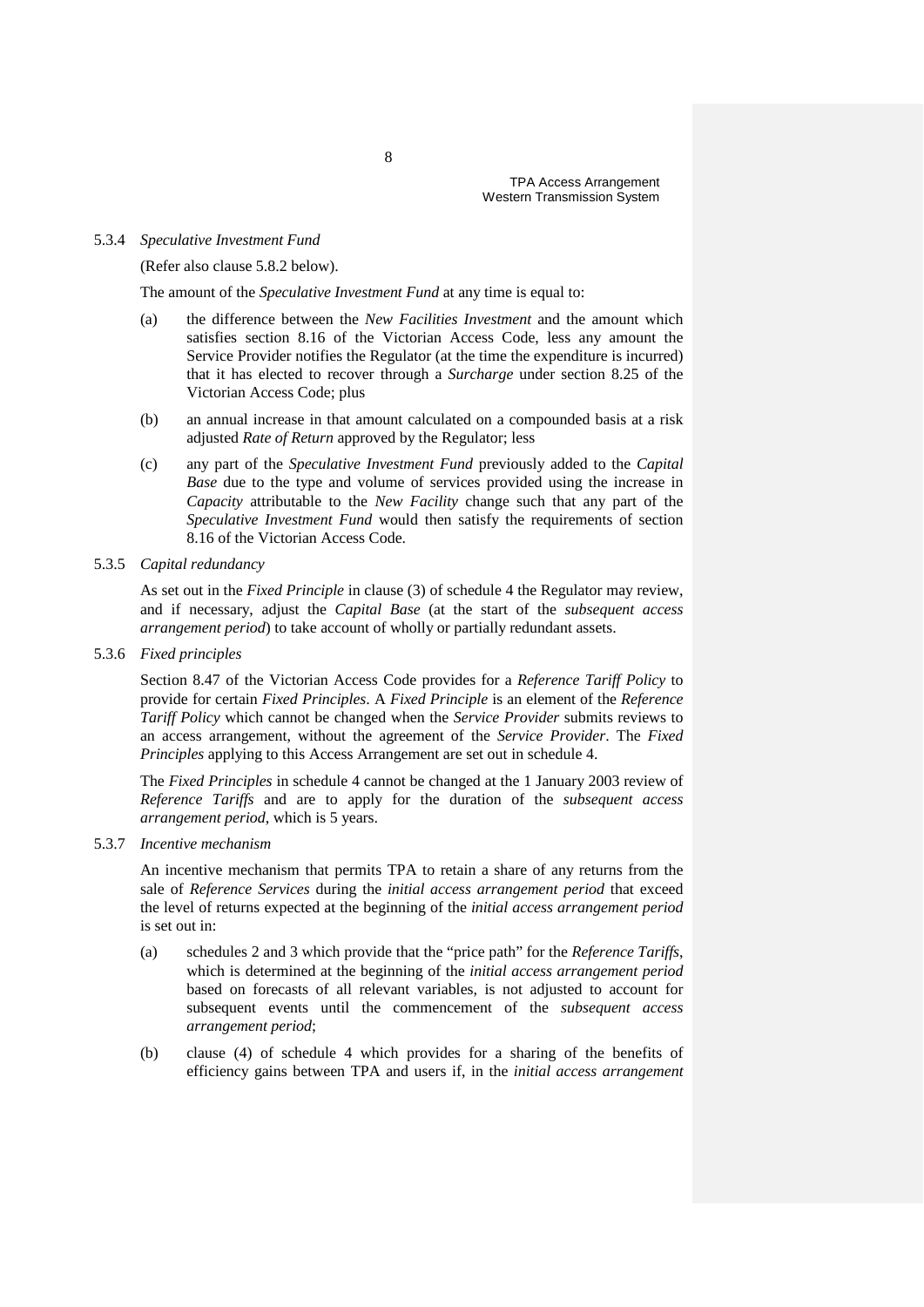5.3.4 *Speculative Investment Fund*

(Refer also clause 5.8.2 below).

The amount of the *Speculative Investment Fund* at any time is equal to:

(a) the difference between the *New Facilities Investment* and the amount which satisfies section 8.16 of the Victorian Access Code, less any amount the Service Provider notifies the Regulator (at the time the expenditure is incurred) that it has elected to recover through a *Surcharge* under section 8.25 of the Victorian Access Code; plus

(b) an annual increase in that amount calculated on a compounded basis at a risk adjusted *Rate of Return* approved by the Regulator; less

(c) any part of the *Speculative Investment Fund* previously added to the *Capital Base* due to the type and volume of services provided using the increase in *Capacity* attributable to the *New Facility* change such that any part of the *Speculative Investment Fund* would then satisfy the requirements of section 8.16 of the Victorian Access Code.

5.3.5 *Capital redundancy*

As set out in the *Fixed Principle* in clause (3) of schedule 4 the Regulator may review, and if necessary, adjust the *Capital Base* (at the start of the *subsequent access arrangement period*) to take account of wholly or partially redundant assets.

5.3.6 *Fixed principles*

Section 8.47 of the Victorian Access Code provides for a *Reference Tariff Policy* to provide for certain *Fixed Principles*. A *Fixed Principle* is an element of the *Reference Tariff Policy* which cannot be changed when the *Service Provider* submits reviews to an access arrangement, without the agreement of the *Service Provider*. The *Fixed Principles* applying to this Access Arrangement are set out in schedule 4.

The *Fixed Principles* in schedule 4 cannot be changed at the 1 January 2003 review of *Reference Tariffs* and are to apply for the duration of the *subsequent access arrangement period*, which is 5 years.

5.3.7 *Incentive mechanism*

An incentive mechanism that permits TPA to retain a share of any returns from the sale of *Reference Services* during the *initial access arrangement period* that exceed the level of returns expected at the beginning of the *initial access arrangement period* is set out in:

(a) schedules 2 and 3 which provide that the "price path" for the *Reference Tariffs*, which is determined at the beginning of the *initial access arrangement period* based on forecasts of all relevant variables, is not adjusted to account for subsequent events until the commencement of the *subsequent access arrangement period*;

(b) clause (4) of schedule 4 which provides for a sharing of the benefits of efficiency gains between TPA and users if, in the *initial access arrangement*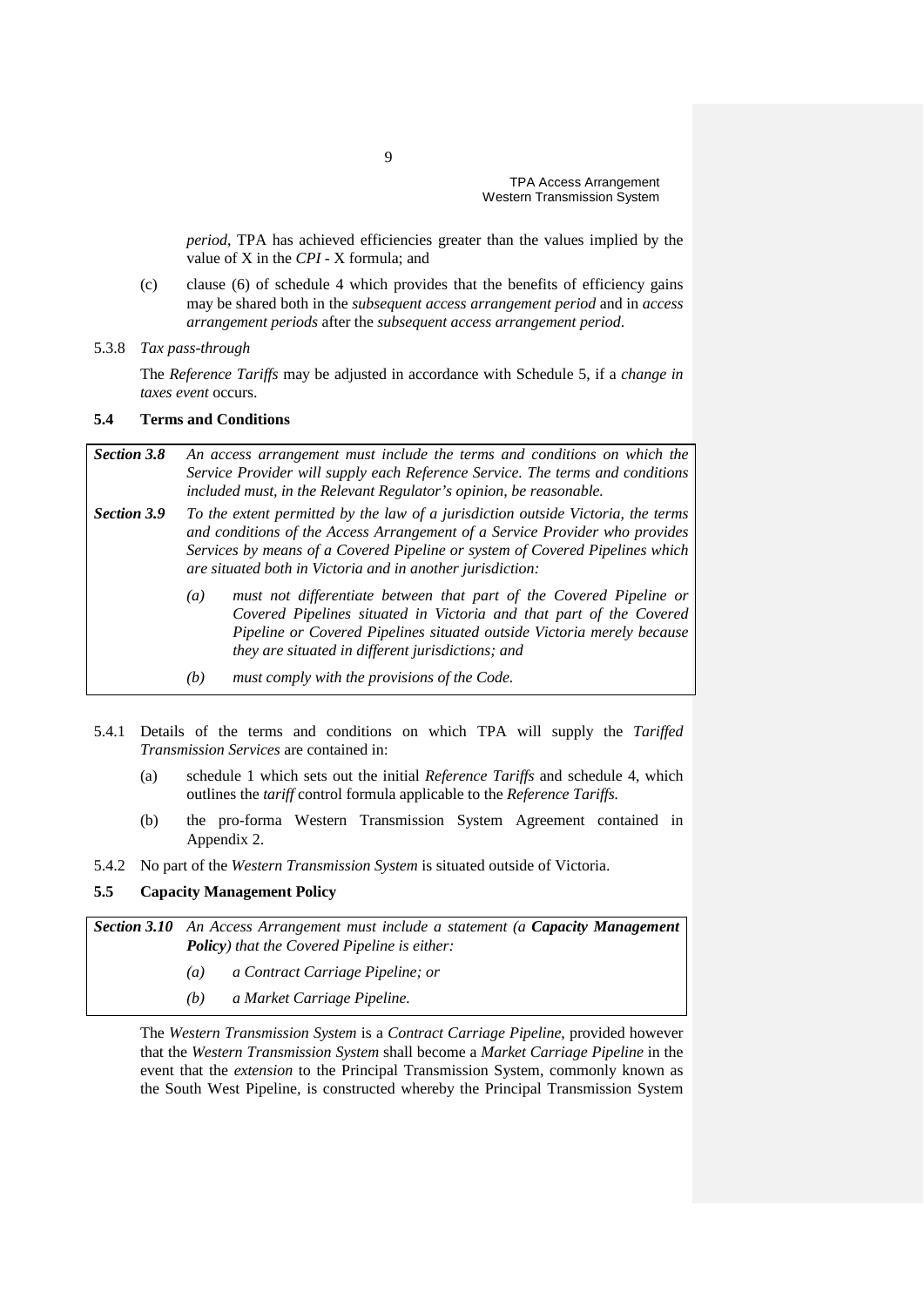*period*, TPA has achieved efficiencies greater than the values implied by the value of X in the *CPI* - X formula; and

(c) clause (6) of schedule 4 which provides that the benefits of efficiency gains may be shared both in the *subsequent access arrangement period* and in *access arrangement periods* after the *subsequent access arrangement period*.

5.3.8 *Tax pass-through*

The *Reference Tariffs* may be adjusted in accordance with Schedule 5, if a *change in taxes event* occurs.

### 5.4 Terms and Conditions

***Section 3.8*** *An access arrangement must include the terms and conditions on which the Service Provider will supply each Reference Service. The terms and conditions included must, in the Relevant Regulator's opinion, be reasonable.*

***Section 3.9*** *To the extent permitted by the law of a jurisdiction outside Victoria, the terms and conditions of the Access Arrangement of a Service Provider who provides Services by means of a Covered Pipeline or system of Covered Pipelines which are situated both in Victoria and in another jurisdiction:*

*(a) must not differentiate between that part of the Covered Pipeline or Covered Pipelines situated in Victoria and that part of the Covered Pipeline or Covered Pipelines situated outside Victoria merely because they are situated in different jurisdictions; and*

*(b) must comply with the provisions of the Code.*

5.4.1 Details of the terms and conditions on which TPA will supply the *Tariffed Transmission Services* are contained in:

(a) schedule 1 which sets out the initial *Reference Tariffs* and schedule 4, which outlines the *tariff* control formula applicable to the *Reference Tariffs.*

(b) the pro-forma Western Transmission System Agreement contained in Appendix 2.

5.4.2 No part of the *Western Transmission System* is situated outside of Victoria.

### 5.5 Capacity Management Policy

***Section 3.10*** *An Access Arrangement must include a statement (a* ***Capacity Management Policy****) that the Covered Pipeline is either:*

*(a) a Contract Carriage Pipeline; or*

*(b) a Market Carriage Pipeline.*

The *Western Transmission System* is a *Contract Carriage Pipeline*, provided however that the *Western Transmission System* shall become a *Market Carriage Pipeline* in the event that the *extension* to the Principal Transmission System, commonly known as the South West Pipeline, is constructed whereby the Principal Transmission System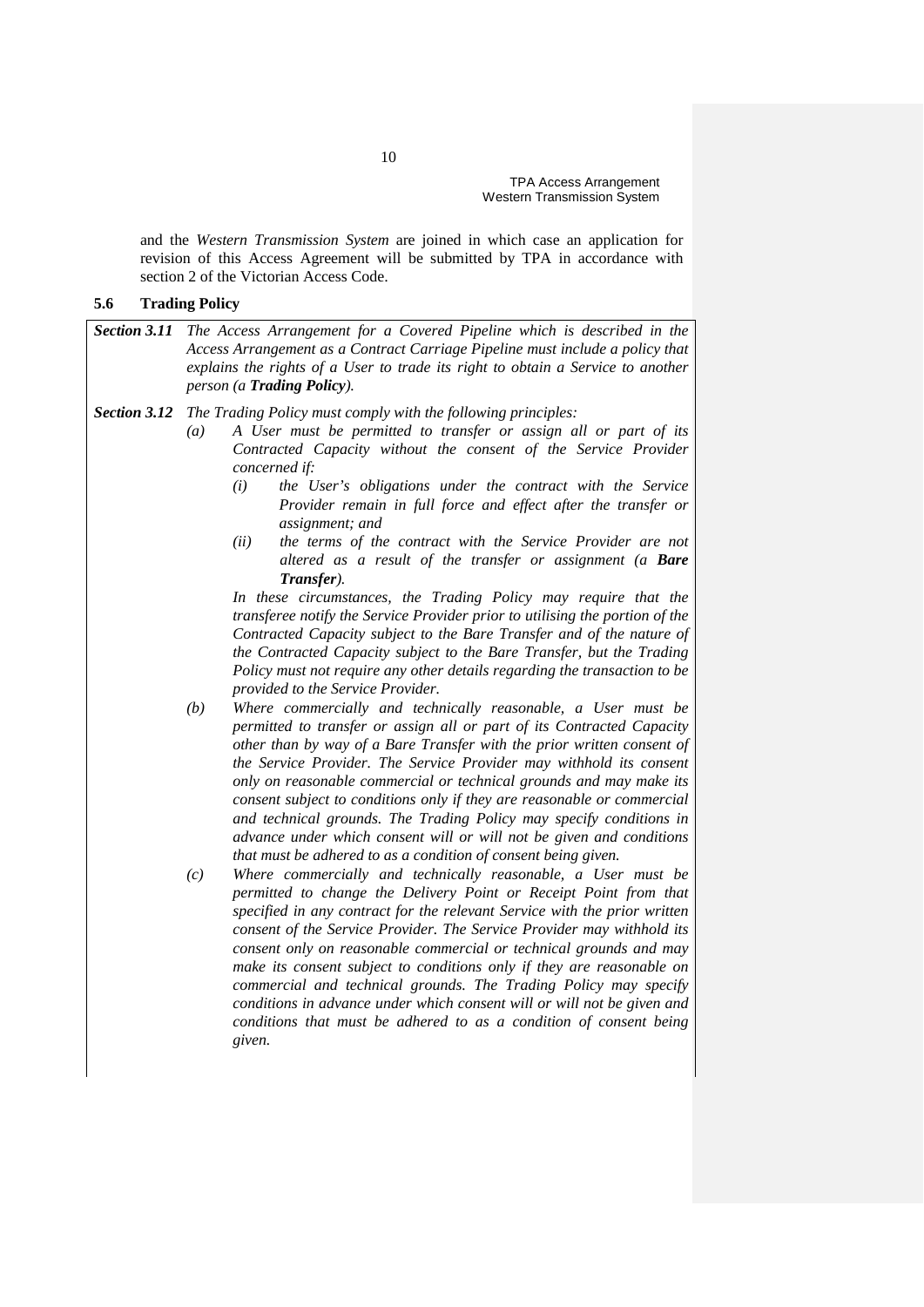and the *Western Transmission System* are joined in which case an application for revision of this Access Agreement will be submitted by TPA in accordance with section 2 of the Victorian Access Code.

### 5.6 Trading Policy

***Section 3.11*** *The Access Arrangement for a Covered Pipeline which is described in the Access Arrangement as a Contract Carriage Pipeline must include a policy that explains the rights of a User to trade its right to obtain a Service to another person (a **Trading Policy**).*

***Section 3.12*** *The Trading Policy must comply with the following principles:*

*(a) A User must be permitted to transfer or assign all or part of its Contracted Capacity without the consent of the Service Provider concerned if:*

*(i) the User's obligations under the contract with the Service Provider remain in full force and effect after the transfer or assignment; and*

*(ii) the terms of the contract with the Service Provider are not altered as a result of the transfer or assignment (a **Bare Transfer**).*

*In these circumstances, the Trading Policy may require that the transferee notify the Service Provider prior to utilising the portion of the Contracted Capacity subject to the Bare Transfer and of the nature of the Contracted Capacity subject to the Bare Transfer, but the Trading Policy must not require any other details regarding the transaction to be provided to the Service Provider.*

*(b) Where commercially and technically reasonable, a User must be permitted to transfer or assign all or part of its Contracted Capacity other than by way of a Bare Transfer with the prior written consent of the Service Provider. The Service Provider may withhold its consent only on reasonable commercial or technical grounds and may make its consent subject to conditions only if they are reasonable or commercial and technical grounds. The Trading Policy may specify conditions in advance under which consent will or will not be given and conditions that must be adhered to as a condition of consent being given.*

*(c) Where commercially and technically reasonable, a User must be permitted to change the Delivery Point or Receipt Point from that specified in any contract for the relevant Service with the prior written consent of the Service Provider. The Service Provider may withhold its consent only on reasonable commercial or technical grounds and may make its consent subject to conditions only if they are reasonable on commercial and technical grounds. The Trading Policy may specify conditions in advance under which consent will or will not be given and conditions that must be adhered to as a condition of consent being given.*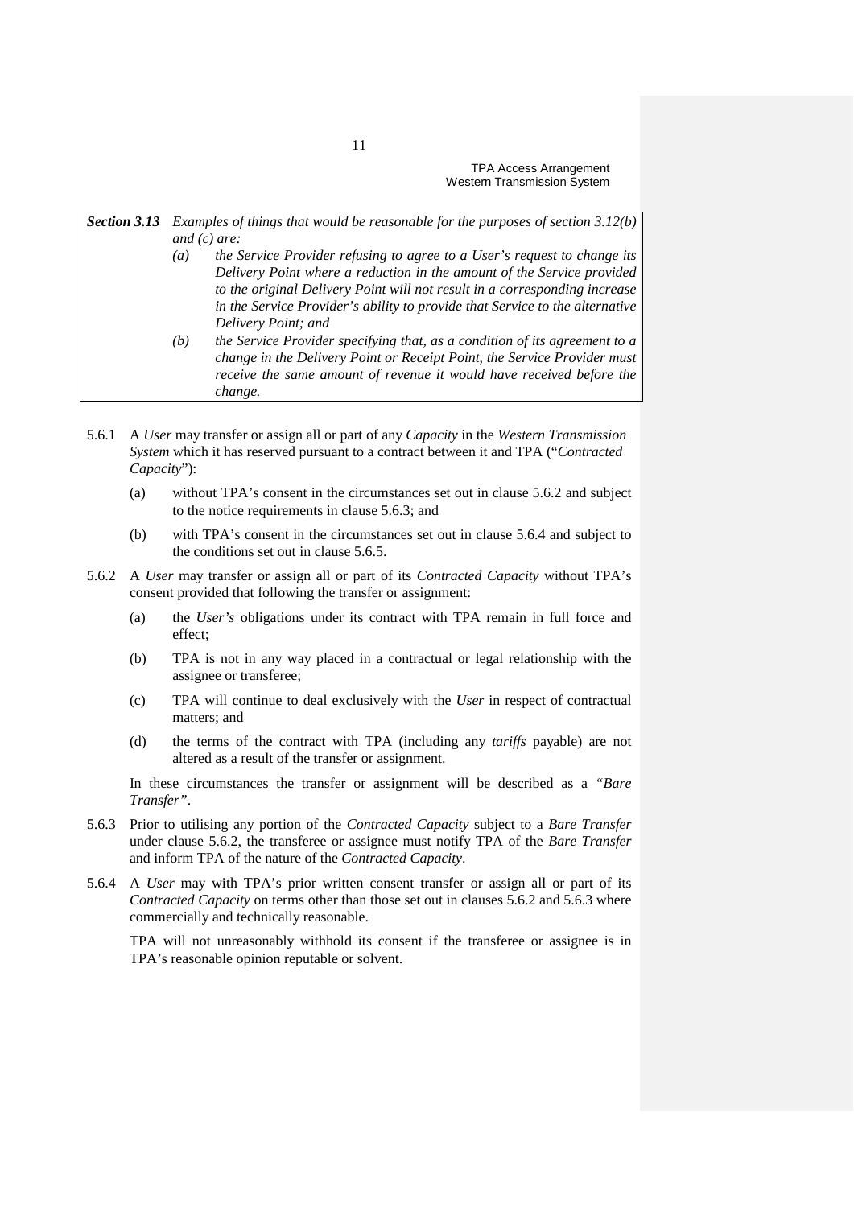**Section 3.13** *Examples of things that would be reasonable for the purposes of section 3.12(b) and (c) are:*

*(a) the Service Provider refusing to agree to a User's request to change its Delivery Point where a reduction in the amount of the Service provided to the original Delivery Point will not result in a corresponding increase in the Service Provider's ability to provide that Service to the alternative Delivery Point; and*

*(b) the Service Provider specifying that, as a condition of its agreement to a change in the Delivery Point or Receipt Point, the Service Provider must receive the same amount of revenue it would have received before the change.*

5.6.1 A *User* may transfer or assign all or part of any *Capacity* in the *Western Transmission System* which it has reserved pursuant to a contract between it and TPA ("*Contracted Capacity*"):

(a) without TPA's consent in the circumstances set out in clause 5.6.2 and subject to the notice requirements in clause 5.6.3; and

(b) with TPA's consent in the circumstances set out in clause 5.6.4 and subject to the conditions set out in clause 5.6.5.

5.6.2 A *User* may transfer or assign all or part of its *Contracted Capacity* without TPA's consent provided that following the transfer or assignment:

(a) the *User's* obligations under its contract with TPA remain in full force and effect;

(b) TPA is not in any way placed in a contractual or legal relationship with the assignee or transferee;

(c) TPA will continue to deal exclusively with the *User* in respect of contractual matters; and

(d) the terms of the contract with TPA (including any *tariffs* payable) are not altered as a result of the transfer or assignment.

In these circumstances the transfer or assignment will be described as a "*Bare Transfer*".

5.6.3 Prior to utilising any portion of the *Contracted Capacity* subject to a *Bare Transfer* under clause 5.6.2, the transferee or assignee must notify TPA of the *Bare Transfer* and inform TPA of the nature of the *Contracted Capacity*.

5.6.4 A *User* may with TPA's prior written consent transfer or assign all or part of its *Contracted Capacity* on terms other than those set out in clauses 5.6.2 and 5.6.3 where commercially and technically reasonable.

TPA will not unreasonably withhold its consent if the transferee or assignee is in TPA's reasonable opinion reputable or solvent.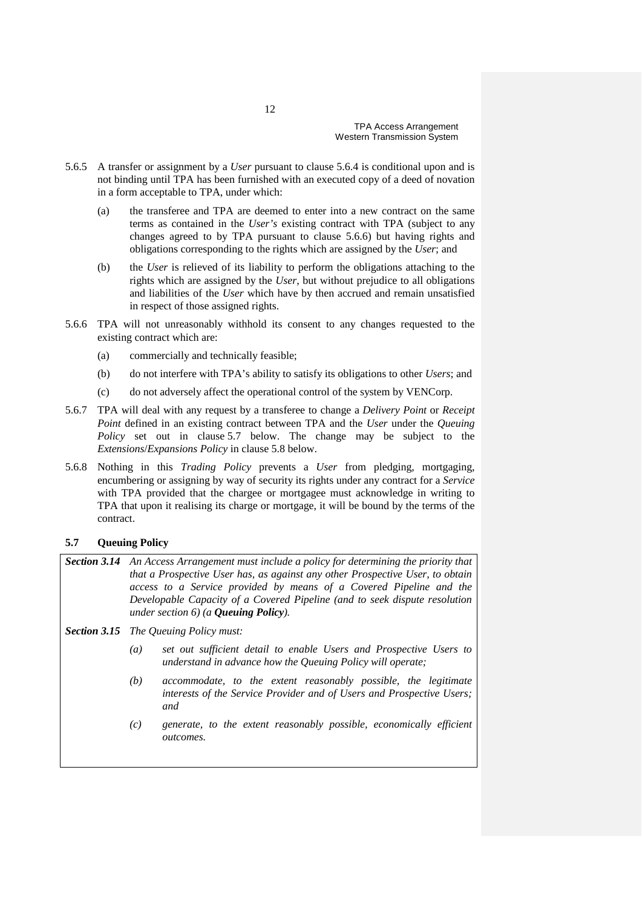5.6.5 A transfer or assignment by a *User* pursuant to clause 5.6.4 is conditional upon and is not binding until TPA has been furnished with an executed copy of a deed of novation in a form acceptable to TPA, under which:

(a) the transferee and TPA are deemed to enter into a new contract on the same terms as contained in the *User's* existing contract with TPA (subject to any changes agreed to by TPA pursuant to clause 5.6.6) but having rights and obligations corresponding to the rights which are assigned by the *User*; and

(b) the *User* is relieved of its liability to perform the obligations attaching to the rights which are assigned by the *User*, but without prejudice to all obligations and liabilities of the *User* which have by then accrued and remain unsatisfied in respect of those assigned rights.

5.6.6 TPA will not unreasonably withhold its consent to any changes requested to the existing contract which are:

(a) commercially and technically feasible;

(b) do not interfere with TPA's ability to satisfy its obligations to other *Users*; and

(c) do not adversely affect the operational control of the system by VENCorp.

5.6.7 TPA will deal with any request by a transferee to change a *Delivery Point* or *Receipt Point* defined in an existing contract between TPA and the *User* under the *Queuing Policy* set out in clause 5.7 below. The change may be subject to the *Extensions*/*Expansions Policy* in clause 5.8 below.

5.6.8 Nothing in this *Trading Policy* prevents a *User* from pledging, mortgaging, encumbering or assigning by way of security its rights under any contract for a *Service* with TPA provided that the chargee or mortgagee must acknowledge in writing to TPA that upon it realising its charge or mortgage, it will be bound by the terms of the contract.

### 5.7 Queuing Policy

***Section 3.14*** *An Access Arrangement must include a policy for determining the priority that that a Prospective User has, as against any other Prospective User, to obtain access to a Service provided by means of a Covered Pipeline and the Developable Capacity of a Covered Pipeline (and to seek dispute resolution under section 6) (a* ***Queuing Policy****).*

***Section 3.15*** *The Queuing Policy must:*

*(a) set out sufficient detail to enable Users and Prospective Users to understand in advance how the Queuing Policy will operate;*

*(b) accommodate, to the extent reasonably possible, the legitimate interests of the Service Provider and of Users and Prospective Users; and*

*(c) generate, to the extent reasonably possible, economically efficient outcomes.*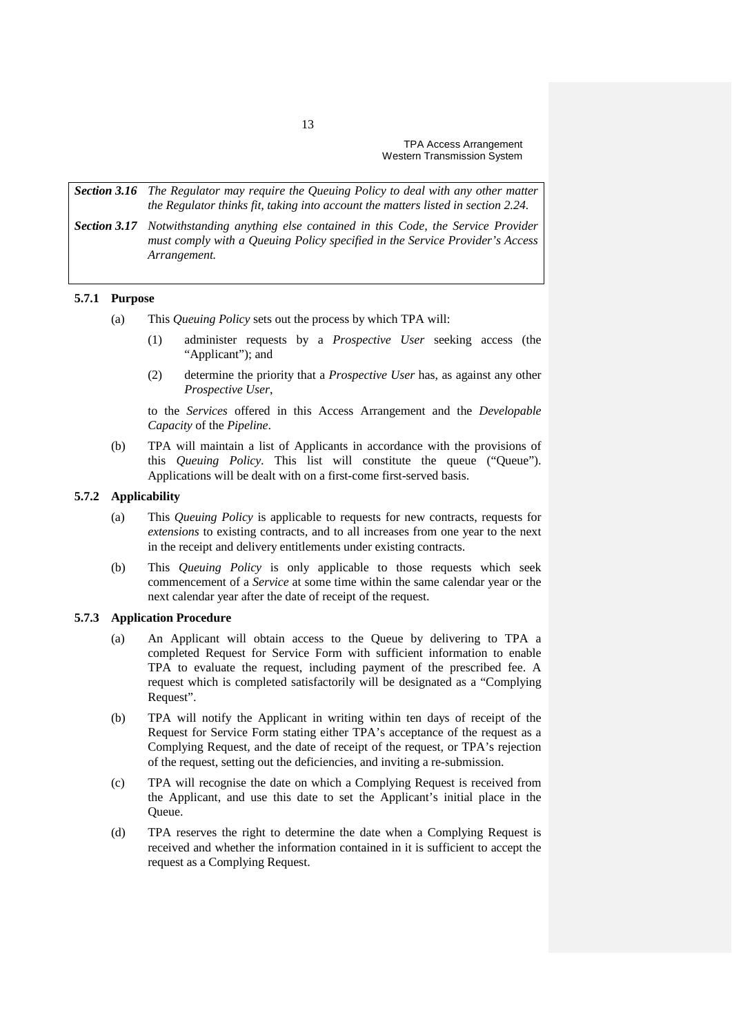| | |
|---|---|
| ***Section 3.16*** | *The Regulator may require the Queuing Policy to deal with any other matter the Regulator thinks fit, taking into account the matters listed in section 2.24.* |
| ***Section 3.17*** | *Notwithstanding anything else contained in this Code, the Service Provider must comply with a Queuing Policy specified in the Service Provider's Access Arrangement.* |

### 5.7.1 Purpose

(a) This *Queuing Policy* sets out the process by which TPA will:

(1) administer requests by a *Prospective User* seeking access (the "Applicant"); and

(2) determine the priority that a *Prospective User* has, as against any other *Prospective User*,

to the *Services* offered in this Access Arrangement and the *Developable Capacity* of the *Pipeline*.

(b) TPA will maintain a list of Applicants in accordance with the provisions of this *Queuing Policy*. This list will constitute the queue ("Queue"). Applications will be dealt with on a first-come first-served basis.

### 5.7.2 Applicability

(a) This *Queuing Policy* is applicable to requests for new contracts, requests for *extensions* to existing contracts, and to all increases from one year to the next in the receipt and delivery entitlements under existing contracts.

(b) This *Queuing Policy* is only applicable to those requests which seek commencement of a *Service* at some time within the same calendar year or the next calendar year after the date of receipt of the request.

### 5.7.3 Application Procedure

(a) An Applicant will obtain access to the Queue by delivering to TPA a completed Request for Service Form with sufficient information to enable TPA to evaluate the request, including payment of the prescribed fee. A request which is completed satisfactorily will be designated as a "Complying Request".

(b) TPA will notify the Applicant in writing within ten days of receipt of the Request for Service Form stating either TPA's acceptance of the request as a Complying Request, and the date of receipt of the request, or TPA's rejection of the request, setting out the deficiencies, and inviting a re-submission.

(c) TPA will recognise the date on which a Complying Request is received from the Applicant, and use this date to set the Applicant's initial place in the Queue.

(d) TPA reserves the right to determine the date when a Complying Request is received and whether the information contained in it is sufficient to accept the request as a Complying Request.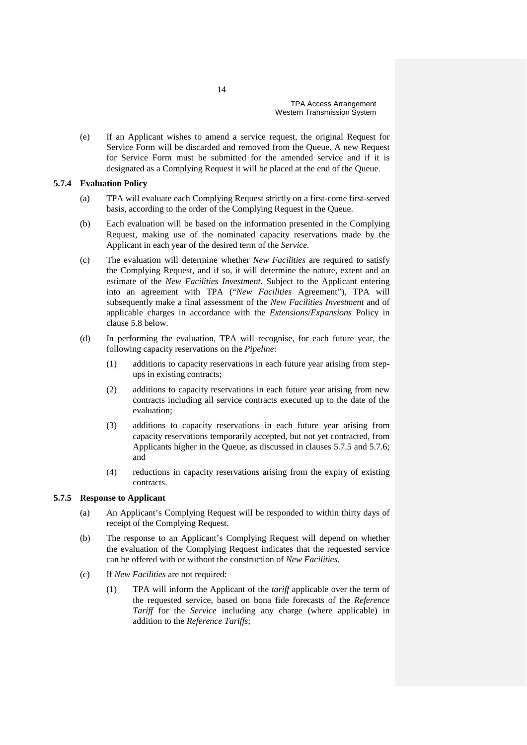(e) If an Applicant wishes to amend a service request, the original Request for Service Form will be discarded and removed from the Queue. A new Request for Service Form must be submitted for the amended service and if it is designated as a Complying Request it will be placed at the end of the Queue.

### 5.7.4 Evaluation Policy

(a) TPA will evaluate each Complying Request strictly on a first-come first-served basis, according to the order of the Complying Request in the Queue.

(b) Each evaluation will be based on the information presented in the Complying Request, making use of the nominated capacity reservations made by the Applicant in each year of the desired term of the *Service.*

(c) The evaluation will determine whether *New Facilities* are required to satisfy the Complying Request, and if so, it will determine the nature, extent and an estimate of the *New Facilities Investment*. Subject to the Applicant entering into an agreement with TPA ("*New Facilities* Agreement"), TPA will subsequently make a final assessment of the *New Facilities Investment* and of applicable charges in accordance with the *Extensions*/*Expansions* Policy in clause 5.8 below.

(d) In performing the evaluation, TPA will recognise, for each future year, the following capacity reservations on the *Pipeline*:

(1) additions to capacity reservations in each future year arising from step-ups in existing contracts;

(2) additions to capacity reservations in each future year arising from new contracts including all service contracts executed up to the date of the evaluation;

(3) additions to capacity reservations in each future year arising from capacity reservations temporarily accepted, but not yet contracted, from Applicants higher in the Queue, as discussed in clauses 5.7.5 and 5.7.6; and

(4) reductions in capacity reservations arising from the expiry of existing contracts.

### 5.7.5 Response to Applicant

(a) An Applicant's Complying Request will be responded to within thirty days of receipt of the Complying Request.

(b) The response to an Applicant's Complying Request will depend on whether the evaluation of the Complying Request indicates that the requested service can be offered with or without the construction of *New Facilities*.

(c) If *New Facilities* are not required:

(1) TPA will inform the Applicant of the *tariff* applicable over the term of the requested service, based on bona fide forecasts of the *Reference Tariff* for the *Service* including any charge (where applicable) in addition to the *Reference Tariffs*;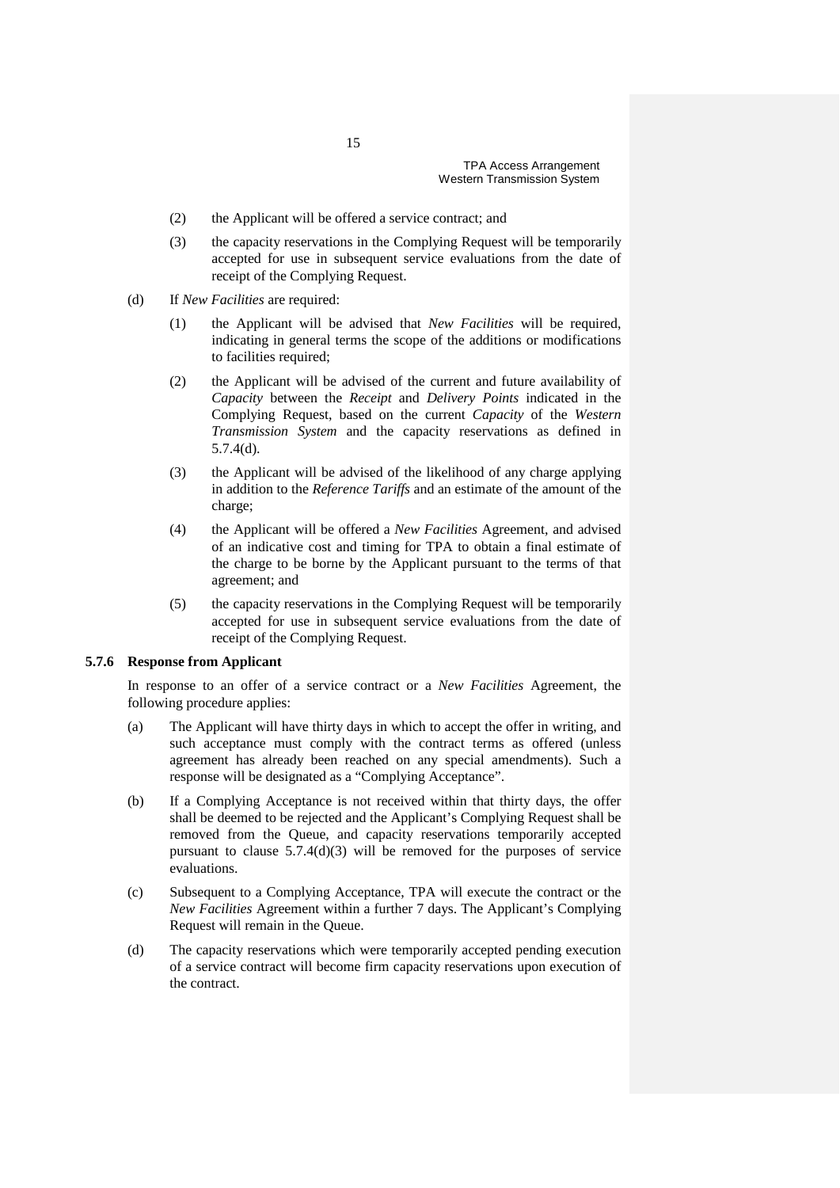(2) the Applicant will be offered a service contract; and

(3) the capacity reservations in the Complying Request will be temporarily accepted for use in subsequent service evaluations from the date of receipt of the Complying Request.

(d) If *New Facilities* are required:

(1) the Applicant will be advised that *New Facilities* will be required, indicating in general terms the scope of the additions or modifications to facilities required;

(2) the Applicant will be advised of the current and future availability of *Capacity* between the *Receipt* and *Delivery Points* indicated in the Complying Request, based on the current *Capacity* of the *Western Transmission System* and the capacity reservations as defined in 5.7.4(d).

(3) the Applicant will be advised of the likelihood of any charge applying in addition to the *Reference Tariffs* and an estimate of the amount of the charge;

(4) the Applicant will be offered a *New Facilities* Agreement, and advised of an indicative cost and timing for TPA to obtain a final estimate of the charge to be borne by the Applicant pursuant to the terms of that agreement; and

(5) the capacity reservations in the Complying Request will be temporarily accepted for use in subsequent service evaluations from the date of receipt of the Complying Request.

### 5.7.6 Response from Applicant

In response to an offer of a service contract or a *New Facilities* Agreement, the following procedure applies:

(a) The Applicant will have thirty days in which to accept the offer in writing, and such acceptance must comply with the contract terms as offered (unless agreement has already been reached on any special amendments). Such a response will be designated as a "Complying Acceptance".

(b) If a Complying Acceptance is not received within that thirty days, the offer shall be deemed to be rejected and the Applicant's Complying Request shall be removed from the Queue, and capacity reservations temporarily accepted pursuant to clause 5.7.4(d)(3) will be removed for the purposes of service evaluations.

(c) Subsequent to a Complying Acceptance, TPA will execute the contract or the *New Facilities* Agreement within a further 7 days. The Applicant's Complying Request will remain in the Queue.

(d) The capacity reservations which were temporarily accepted pending execution of a service contract will become firm capacity reservations upon execution of the contract.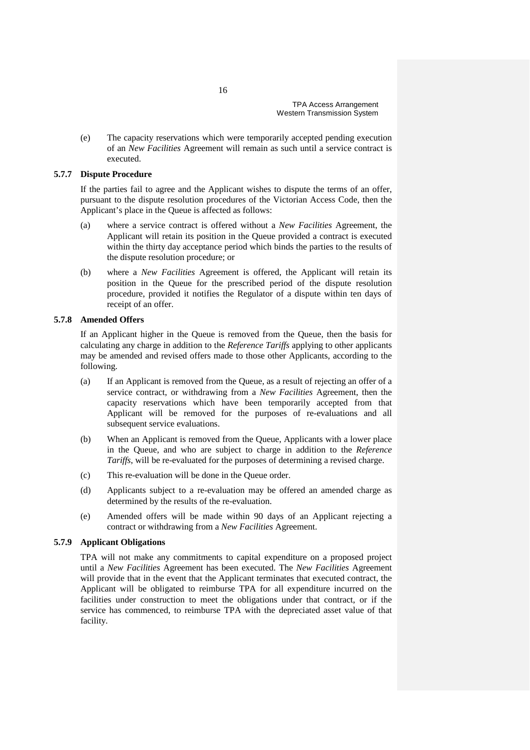(e) The capacity reservations which were temporarily accepted pending execution of an *New Facilities* Agreement will remain as such until a service contract is executed.

### 5.7.7 Dispute Procedure

If the parties fail to agree and the Applicant wishes to dispute the terms of an offer, pursuant to the dispute resolution procedures of the Victorian Access Code, then the Applicant's place in the Queue is affected as follows:

(a) where a service contract is offered without a *New Facilities* Agreement, the Applicant will retain its position in the Queue provided a contract is executed within the thirty day acceptance period which binds the parties to the results of the dispute resolution procedure; or

(b) where a *New Facilities* Agreement is offered, the Applicant will retain its position in the Queue for the prescribed period of the dispute resolution procedure, provided it notifies the Regulator of a dispute within ten days of receipt of an offer.

### 5.7.8 Amended Offers

If an Applicant higher in the Queue is removed from the Queue, then the basis for calculating any charge in addition to the *Reference Tariffs* applying to other applicants may be amended and revised offers made to those other Applicants, according to the following.

(a) If an Applicant is removed from the Queue, as a result of rejecting an offer of a service contract, or withdrawing from a *New Facilities* Agreement, then the capacity reservations which have been temporarily accepted from that Applicant will be removed for the purposes of re-evaluations and all subsequent service evaluations.

(b) When an Applicant is removed from the Queue, Applicants with a lower place in the Queue, and who are subject to charge in addition to the *Reference Tariffs*, will be re-evaluated for the purposes of determining a revised charge.

(c) This re-evaluation will be done in the Queue order.

(d) Applicants subject to a re-evaluation may be offered an amended charge as determined by the results of the re-evaluation.

(e) Amended offers will be made within 90 days of an Applicant rejecting a contract or withdrawing from a *New Facilities* Agreement.

### 5.7.9 Applicant Obligations

TPA will not make any commitments to capital expenditure on a proposed project until a *New Facilities* Agreement has been executed. The *New Facilities* Agreement will provide that in the event that the Applicant terminates that executed contract, the Applicant will be obligated to reimburse TPA for all expenditure incurred on the facilities under construction to meet the obligations under that contract, or if the service has commenced, to reimburse TPA with the depreciated asset value of that facility.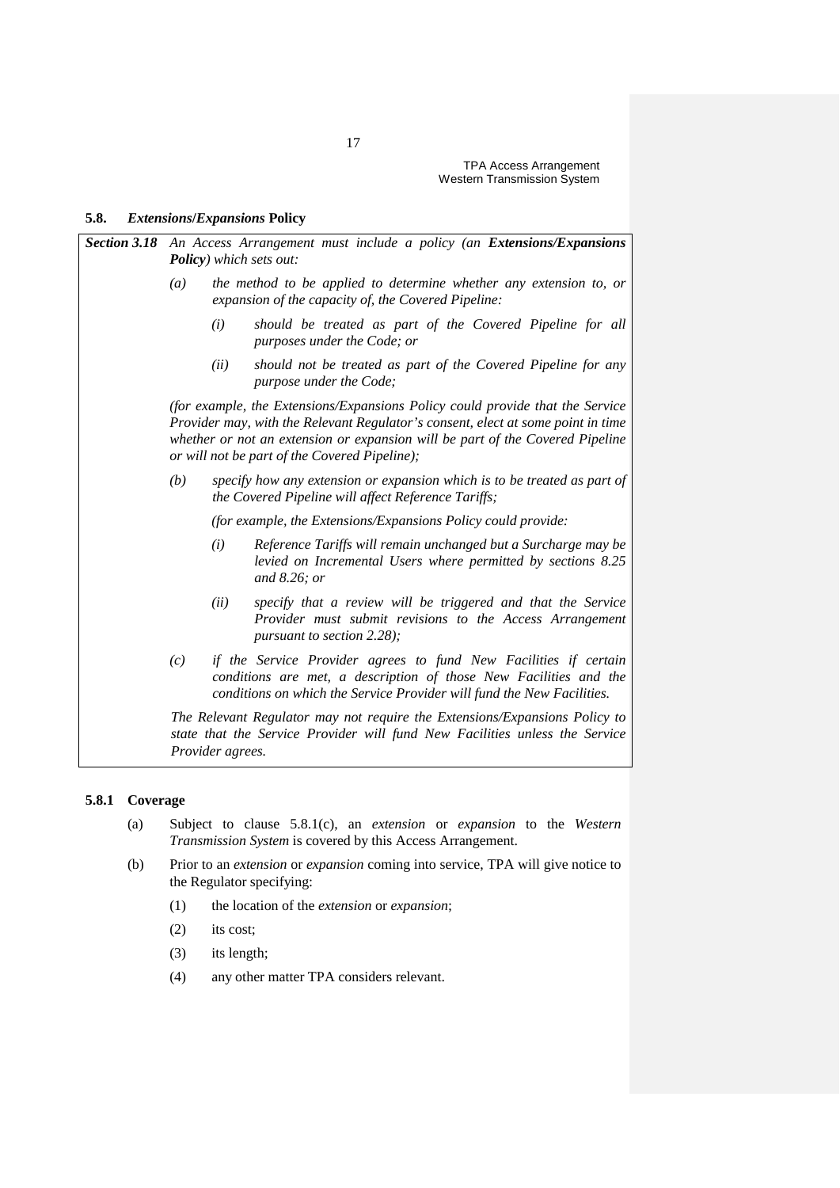## 5.8. *Extensions/Expansions* Policy

***Section 3.18*** *An Access Arrangement must include a policy (an* ***Extensions/Expansions Policy****) which sets out:*

> *(a) the method to be applied to determine whether any extension to, or expansion of the capacity of, the Covered Pipeline:*
>
> > *(i) should be treated as part of the Covered Pipeline for all purposes under the Code; or*
> >
> > *(ii) should not be treated as part of the Covered Pipeline for any purpose under the Code;*
>
> *(for example, the Extensions/Expansions Policy could provide that the Service Provider may, with the Relevant Regulator's consent, elect at some point in time whether or not an extension or expansion will be part of the Covered Pipeline or will not be part of the Covered Pipeline);*
>
> *(b) specify how any extension or expansion which is to be treated as part of the Covered Pipeline will affect Reference Tariffs;*
>
> *(for example, the Extensions/Expansions Policy could provide:*
>
> > *(i) Reference Tariffs will remain unchanged but a Surcharge may be levied on Incremental Users where permitted by sections 8.25 and 8.26; or*
> >
> > *(ii) specify that a review will be triggered and that the Service Provider must submit revisions to the Access Arrangement pursuant to section 2.28);*
>
> *(c) if the Service Provider agrees to fund New Facilities if certain conditions are met, a description of those New Facilities and the conditions on which the Service Provider will fund the New Facilities.*
>
> *The Relevant Regulator may not require the Extensions/Expansions Policy to state that the Service Provider will fund New Facilities unless the Service Provider agrees.*

### 5.8.1 Coverage

(a) Subject to clause 5.8.1(c), an *extension* or *expansion* to the *Western Transmission System* is covered by this Access Arrangement.

(b) Prior to an *extension* or *expansion* coming into service, TPA will give notice to the Regulator specifying:

> (1) the location of the *extension* or *expansion*;
>
> (2) its cost;
>
> (3) its length;
>
> (4) any other matter TPA considers relevant.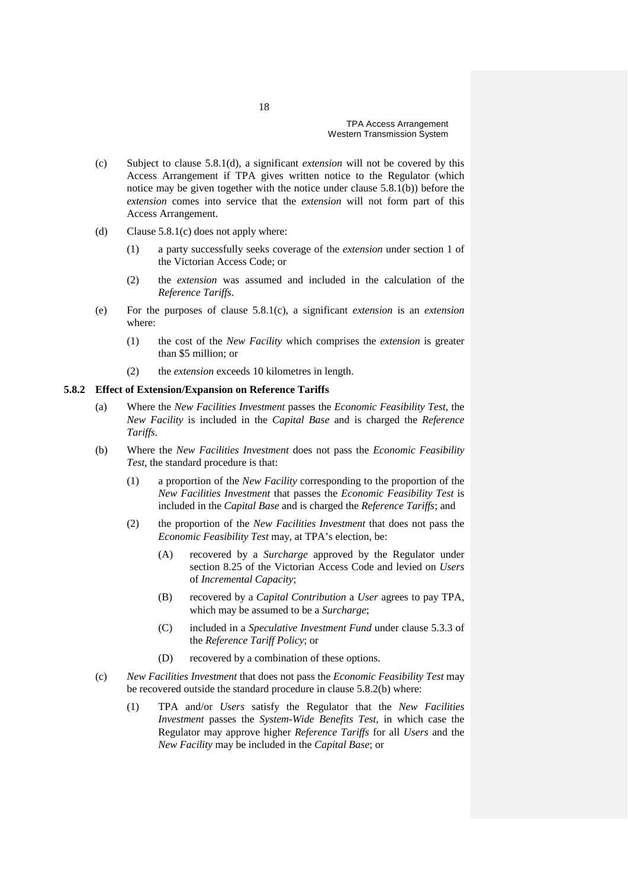(c) Subject to clause 5.8.1(d), a significant *extension* will not be covered by this Access Arrangement if TPA gives written notice to the Regulator (which notice may be given together with the notice under clause 5.8.1(b)) before the *extension* comes into service that the *extension* will not form part of this Access Arrangement.

(d) Clause 5.8.1(c) does not apply where:

(1) a party successfully seeks coverage of the *extension* under section 1 of the Victorian Access Code; or

(2) the *extension* was assumed and included in the calculation of the *Reference Tariffs*.

(e) For the purposes of clause 5.8.1(c), a significant *extension* is an *extension* where:

(1) the cost of the *New Facility* which comprises the *extension* is greater than $5 million; or

(2) the *extension* exceeds 10 kilometres in length.

### 5.8.2 Effect of Extension/Expansion on Reference Tariffs

(a) Where the *New Facilities Investment* passes the *Economic Feasibility Test*, the *New Facility* is included in the *Capital Base* and is charged the *Reference Tariffs*.

(b) Where the *New Facilities Investment* does not pass the *Economic Feasibility Test*, the standard procedure is that:

(1) a proportion of the *New Facility* corresponding to the proportion of the *New Facilities Investment* that passes the *Economic Feasibility Test* is included in the *Capital Base* and is charged the *Reference Tariffs*; and

(2) the proportion of the *New Facilities Investment* that does not pass the *Economic Feasibility Test* may, at TPA's election, be:

(A) recovered by a *Surcharge* approved by the Regulator under section 8.25 of the Victorian Access Code and levied on *Users* of *Incremental Capacity*;

(B) recovered by a *Capital Contribution* a *User* agrees to pay TPA, which may be assumed to be a *Surcharge*;

(C) included in a *Speculative Investment Fund* under clause 5.3.3 of the *Reference Tariff Policy*; or

(D) recovered by a combination of these options.

(c) *New Facilities Investment* that does not pass the *Economic Feasibility Test* may be recovered outside the standard procedure in clause 5.8.2(b) where:

(1) TPA and/or *Users* satisfy the Regulator that the *New Facilities Investment* passes the *System-Wide Benefits Test*, in which case the Regulator may approve higher *Reference Tariffs* for all *Users* and the *New Facility* may be included in the *Capital Base*; or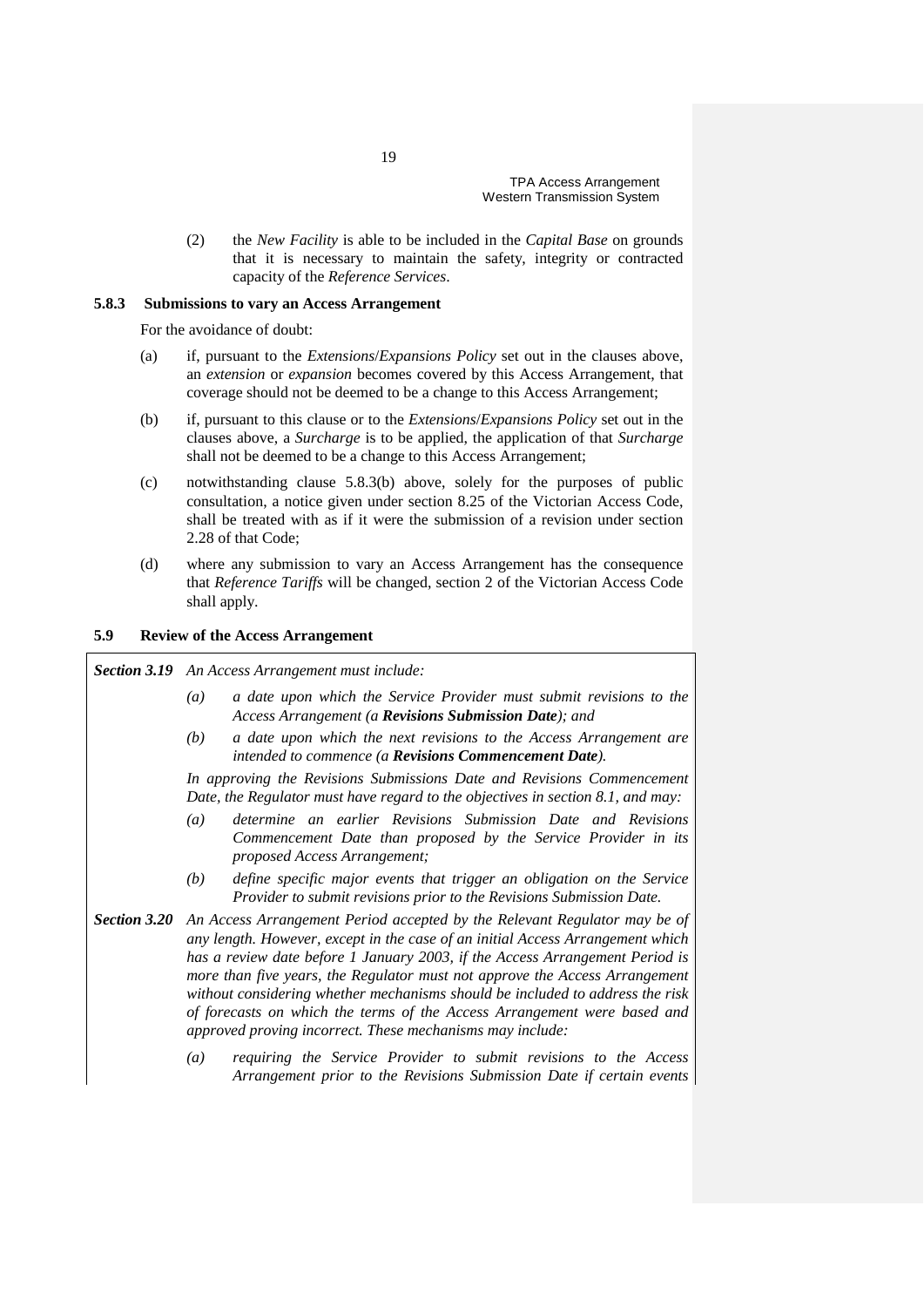(2) the *New Facility* is able to be included in the *Capital Base* on grounds that it is necessary to maintain the safety, integrity or contracted capacity of the *Reference Services*.

### 5.8.3 Submissions to vary an Access Arrangement

For the avoidance of doubt:

(a) if, pursuant to the *Extensions*/*Expansions Policy* set out in the clauses above, an *extension* or *expansion* becomes covered by this Access Arrangement, that coverage should not be deemed to be a change to this Access Arrangement;

(b) if, pursuant to this clause or to the *Extensions*/*Expansions Policy* set out in the clauses above, a *Surcharge* is to be applied, the application of that *Surcharge* shall not be deemed to be a change to this Access Arrangement;

(c) notwithstanding clause 5.8.3(b) above, solely for the purposes of public consultation, a notice given under section 8.25 of the Victorian Access Code, shall be treated with as if it were the submission of a revision under section 2.28 of that Code;

(d) where any submission to vary an Access Arrangement has the consequence that *Reference Tariffs* will be changed, section 2 of the Victorian Access Code shall apply.

## 5.9 Review of the Access Arrangement

***Section 3.19*** *An Access Arrangement must include:*

*(a) a date upon which the Service Provider must submit revisions to the Access Arrangement (a* ***Revisions Submission Date****); and*

*(b) a date upon which the next revisions to the Access Arrangement are intended to commence (a* ***Revisions Commencement Date****).*

*In approving the Revisions Submissions Date and Revisions Commencement Date, the Regulator must have regard to the objectives in section 8.1, and may:*

*(a) determine an earlier Revisions Submission Date and Revisions Commencement Date than proposed by the Service Provider in its proposed Access Arrangement;*

*(b) define specific major events that trigger an obligation on the Service Provider to submit revisions prior to the Revisions Submission Date.*

***Section 3.20*** *An Access Arrangement Period accepted by the Relevant Regulator may be of any length. However, except in the case of an initial Access Arrangement which has a review date before 1 January 2003, if the Access Arrangement Period is more than five years, the Regulator must not approve the Access Arrangement without considering whether mechanisms should be included to address the risk of forecasts on which the terms of the Access Arrangement were based and approved proving incorrect. These mechanisms may include:*

*(a) requiring the Service Provider to submit revisions to the Access Arrangement prior to the Revisions Submission Date if certain events*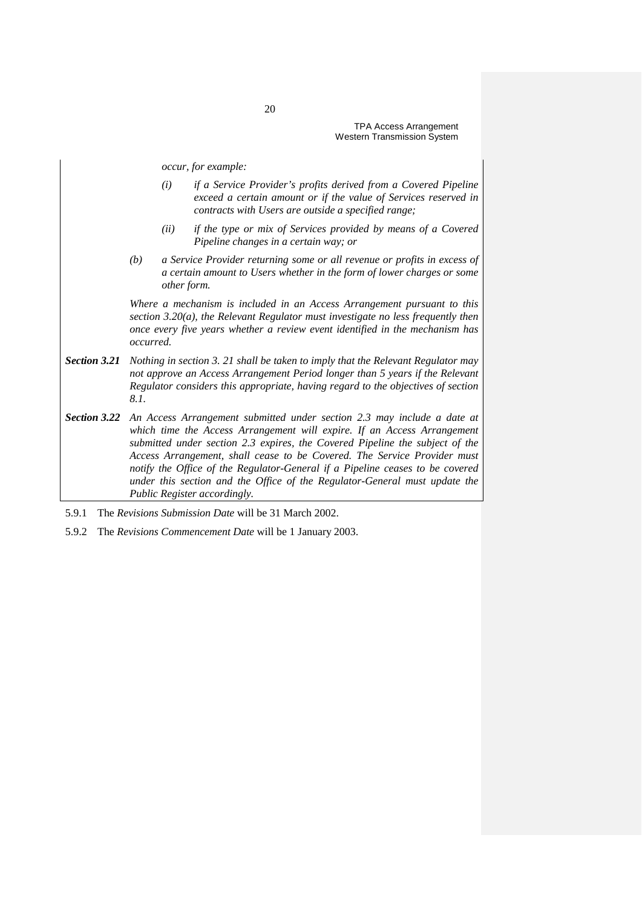*occur, for example:*

> *(i) if a Service Provider's profits derived from a Covered Pipeline exceed a certain amount or if the value of Services reserved in contracts with Users are outside a specified range;*
>
> *(ii) if the type or mix of Services provided by means of a Covered Pipeline changes in a certain way; or*

*(b) a Service Provider returning some or all revenue or profits in excess of a certain amount to Users whether in the form of lower charges or some other form.*

*Where a mechanism is included in an Access Arrangement pursuant to this section 3.20(a), the Relevant Regulator must investigate no less frequently then once every five years whether a review event identified in the mechanism has occurred.*

***Section 3.21*** *Nothing in section 3. 21 shall be taken to imply that the Relevant Regulator may not approve an Access Arrangement Period longer than 5 years if the Relevant Regulator considers this appropriate, having regard to the objectives of section 8.1.*

***Section 3.22*** *An Access Arrangement submitted under section 2.3 may include a date at which time the Access Arrangement will expire. If an Access Arrangement submitted under section 2.3 expires, the Covered Pipeline the subject of the Access Arrangement, shall cease to be Covered. The Service Provider must notify the Office of the Regulator-General if a Pipeline ceases to be covered under this section and the Office of the Regulator-General must update the Public Register accordingly.*

5.9.1 The *Revisions Submission Date* will be 31 March 2002.

5.9.2 The *Revisions Commencement Date* will be 1 January 2003.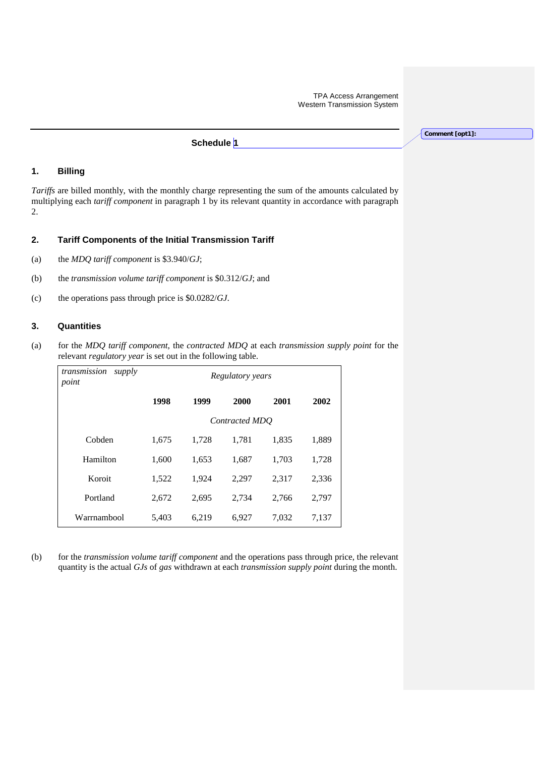# Schedule 1

## 1. Billing

*Tariffs* are billed monthly, with the monthly charge representing the sum of the amounts calculated by multiplying each *tariff component* in paragraph 1 by its relevant quantity in accordance with paragraph 2.

## 2. Tariff Components of the Initial Transmission Tariff

(a) the *MDQ tariff component* is $3.940/*GJ*;

(b) the *transmission volume tariff component* is $0.312/*GJ*; and

(c) the operations pass through price is $0.0282/*GJ*.

## 3. Quantities

(a) for the *MDQ tariff component*, the *contracted MDQ* at each *transmission supply point* for the relevant *regulatory year* is set out in the following table.

| *transmission supply point* | *Regulatory years* | | | | |
|---|---|---|---|---|---|
| | **1998** | **1999** | **2000** | **2001** | **2002** |
| | *Contracted MDQ* | | | | |
| Cobden | 1,675 | 1,728 | 1,781 | 1,835 | 1,889 |
| Hamilton | 1,600 | 1,653 | 1,687 | 1,703 | 1,728 |
| Koroit | 1,522 | 1,924 | 2,297 | 2,317 | 2,336 |
| Portland | 2,672 | 2,695 | 2,734 | 2,766 | 2,797 |
| Warrnambool | 5,403 | 6,219 | 6,927 | 7,032 | 7,137 |

(b) for the *transmission volume tariff component* and the operations pass through price, the relevant quantity is the actual *GJs* of *gas* withdrawn at each *transmission supply point* during the month.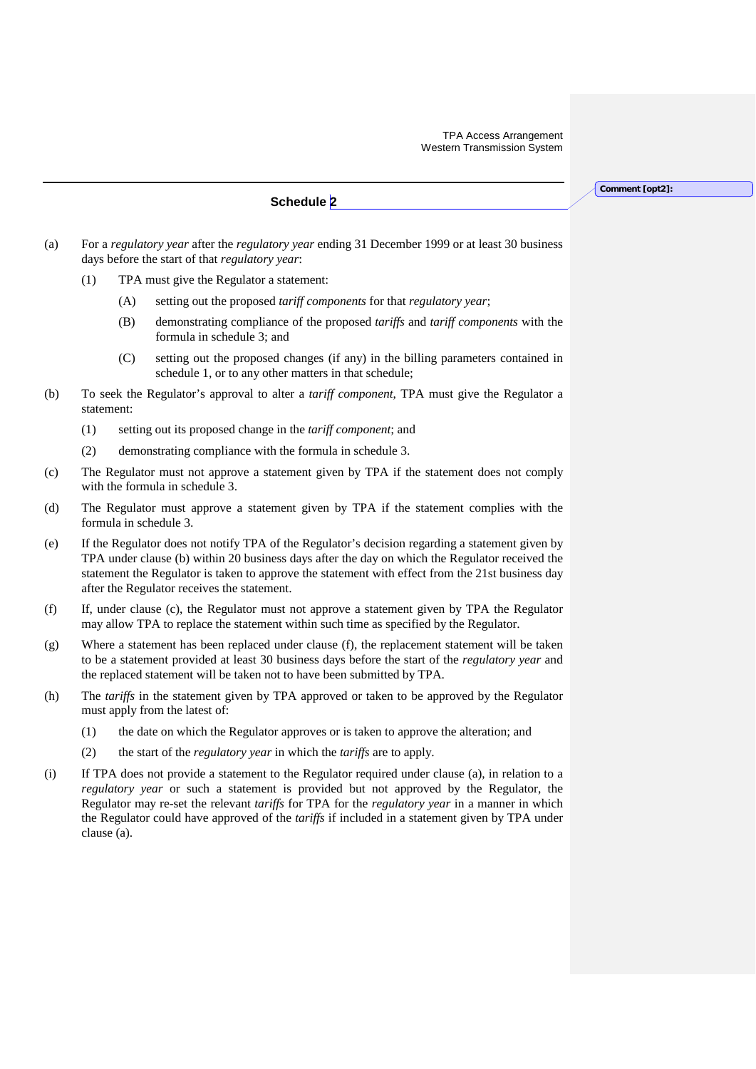## Schedule 2

(a) For a *regulatory year* after the *regulatory year* ending 31 December 1999 or at least 30 business days before the start of that *regulatory year*:

(1) TPA must give the Regulator a statement:

(A) setting out the proposed *tariff components* for that *regulatory year*;

(B) demonstrating compliance of the proposed *tariffs* and *tariff components* with the formula in schedule 3; and

(C) setting out the proposed changes (if any) in the billing parameters contained in schedule 1, or to any other matters in that schedule;

(b) To seek the Regulator's approval to alter a *tariff component*, TPA must give the Regulator a statement:

(1) setting out its proposed change in the *tariff component*; and

(2) demonstrating compliance with the formula in schedule 3.

(c) The Regulator must not approve a statement given by TPA if the statement does not comply with the formula in schedule 3.

(d) The Regulator must approve a statement given by TPA if the statement complies with the formula in schedule 3.

(e) If the Regulator does not notify TPA of the Regulator's decision regarding a statement given by TPA under clause (b) within 20 business days after the day on which the Regulator received the statement the Regulator is taken to approve the statement with effect from the 21st business day after the Regulator receives the statement.

(f) If, under clause (c), the Regulator must not approve a statement given by TPA the Regulator may allow TPA to replace the statement within such time as specified by the Regulator.

(g) Where a statement has been replaced under clause (f), the replacement statement will be taken to be a statement provided at least 30 business days before the start of the *regulatory year* and the replaced statement will be taken not to have been submitted by TPA.

(h) The *tariffs* in the statement given by TPA approved or taken to be approved by the Regulator must apply from the latest of:

(1) the date on which the Regulator approves or is taken to approve the alteration; and

(2) the start of the *regulatory year* in which the *tariffs* are to apply.

(i) If TPA does not provide a statement to the Regulator required under clause (a), in relation to a *regulatory year* or such a statement is provided but not approved by the Regulator, the Regulator may re-set the relevant *tariffs* for TPA for the *regulatory year* in a manner in which the Regulator could have approved of the *tariffs* if included in a statement given by TPA under clause (a).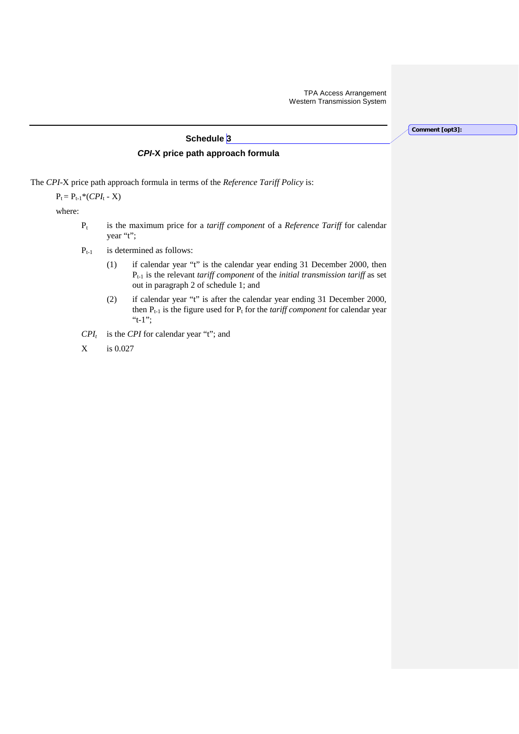## Schedule 3

### *CPI*-X price path approach formula

The *CPI*-X price path approach formula in terms of the *Reference Tariff Policy* is:

$P_t = P_{t-1}*(CPI_t - X)$

where:

$P_t$ is the maximum price for a *tariff component* of a *Reference Tariff* for calendar year "t";

$P_{t-1}$ is determined as follows:

(1) if calendar year "t" is the calendar year ending 31 December 2000, then $P_{t-1}$ is the relevant *tariff component* of the *initial transmission tariff* as set out in paragraph 2 of schedule 1; and

(2) if calendar year "t" is after the calendar year ending 31 December 2000, then $P_{t-1}$ is the figure used for $P_t$ for the *tariff component* for calendar year "t-1";

$CPI_t$ is the *CPI* for calendar year "t"; and

X is 0.027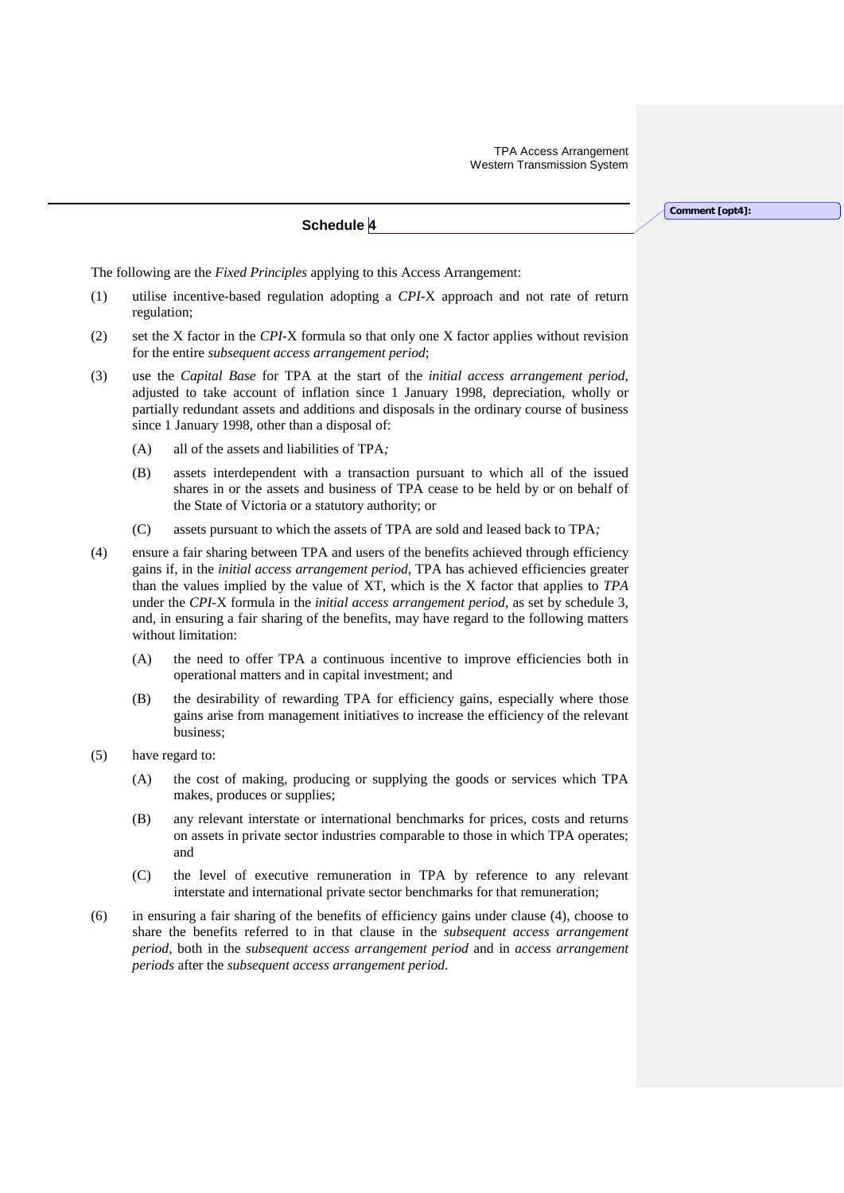## Schedule 4

The following are the *Fixed Principles* applying to this Access Arrangement:

(1) utilise incentive-based regulation adopting a *CPI*-X approach and not rate of return regulation;

(2) set the X factor in the *CPI*-X formula so that only one X factor applies without revision for the entire *subsequent access arrangement period*;

(3) use the *Capital Base* for TPA at the start of the *initial access arrangement period*, adjusted to take account of inflation since 1 January 1998, depreciation, wholly or partially redundant assets and additions and disposals in the ordinary course of business since 1 January 1998, other than a disposal of:

  (A) all of the assets and liabilities of TPA*;*

  (B) assets interdependent with a transaction pursuant to which all of the issued shares in or the assets and business of TPA cease to be held by or on behalf of the State of Victoria or a statutory authority; or

  (C) assets pursuant to which the assets of TPA are sold and leased back to TPA*;*

(4) ensure a fair sharing between TPA and users of the benefits achieved through efficiency gains if, in the *initial access arrangement period*, TPA has achieved efficiencies greater than the values implied by the value of XT, which is the X factor that applies to *TPA* under the *CPI*-X formula in the *initial access arrangement period*, as set by schedule 3, and, in ensuring a fair sharing of the benefits, may have regard to the following matters without limitation:

  (A) the need to offer TPA a continuous incentive to improve efficiencies both in operational matters and in capital investment; and

  (B) the desirability of rewarding TPA for efficiency gains, especially where those gains arise from management initiatives to increase the efficiency of the relevant business;

(5) have regard to:

  (A) the cost of making, producing or supplying the goods or services which TPA makes, produces or supplies;

  (B) any relevant interstate or international benchmarks for prices, costs and returns on assets in private sector industries comparable to those in which TPA operates; and

  (C) the level of executive remuneration in TPA by reference to any relevant interstate and international private sector benchmarks for that remuneration;

(6) in ensuring a fair sharing of the benefits of efficiency gains under clause (4), choose to share the benefits referred to in that clause in the *subsequent access arrangement period*, both in the *subsequent access arrangement period* and in *access arrangement periods* after the *subsequent access arrangement period*.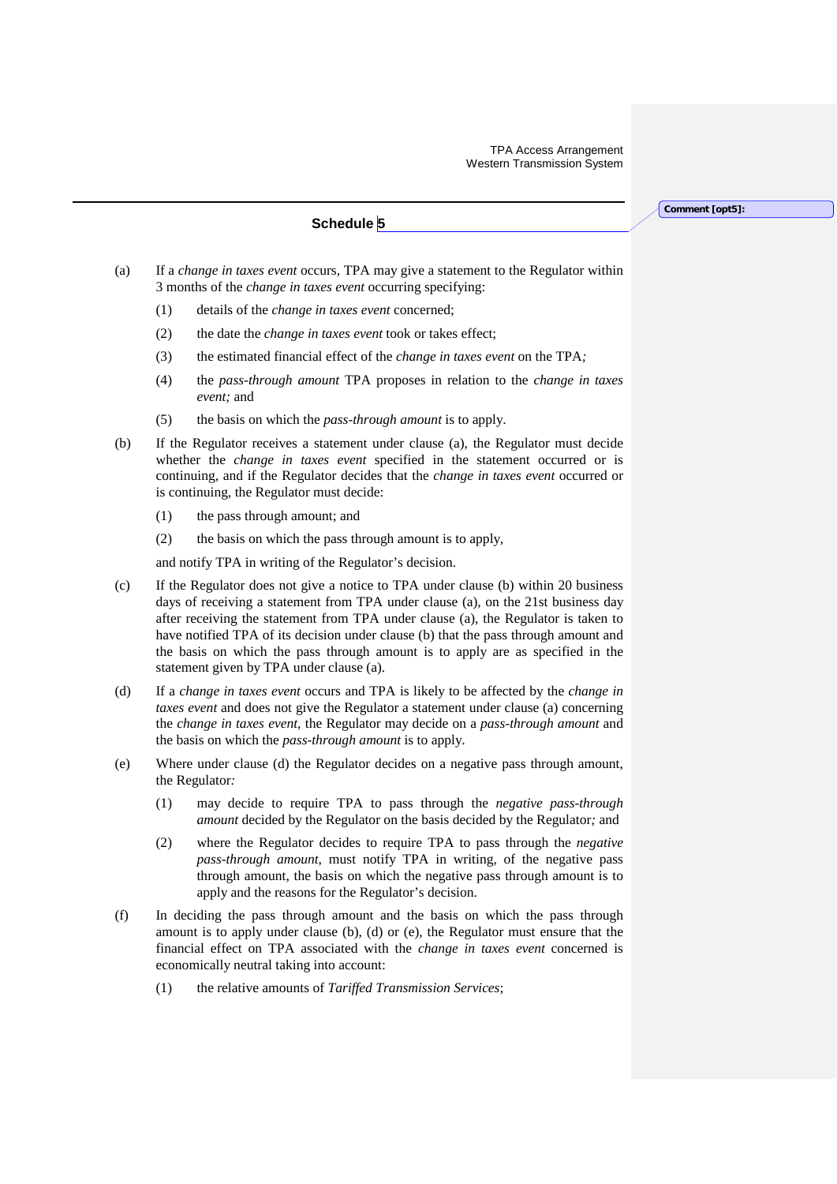## Schedule 5

(a) If a *change in taxes event* occurs, TPA may give a statement to the Regulator within 3 months of the *change in taxes event* occurring specifying:

(1) details of the *change in taxes event* concerned;

(2) the date the *change in taxes event* took or takes effect;

(3) the estimated financial effect of the *change in taxes event* on the TPA*;*

(4) the *pass-through amount* TPA proposes in relation to the *change in taxes event;* and

(5) the basis on which the *pass-through amount* is to apply.

(b) If the Regulator receives a statement under clause (a), the Regulator must decide whether the *change in taxes event* specified in the statement occurred or is continuing, and if the Regulator decides that the *change in taxes event* occurred or is continuing, the Regulator must decide:

(1) the pass through amount; and

(2) the basis on which the pass through amount is to apply,

and notify TPA in writing of the Regulator's decision.

(c) If the Regulator does not give a notice to TPA under clause (b) within 20 business days of receiving a statement from TPA under clause (a), on the 21st business day after receiving the statement from TPA under clause (a), the Regulator is taken to have notified TPA of its decision under clause (b) that the pass through amount and the basis on which the pass through amount is to apply are as specified in the statement given by TPA under clause (a).

(d) If a *change in taxes event* occurs and TPA is likely to be affected by the *change in taxes event* and does not give the Regulator a statement under clause (a) concerning the *change in taxes event*, the Regulator may decide on a *pass-through amount* and the basis on which the *pass-through amount* is to apply.

(e) Where under clause (d) the Regulator decides on a negative pass through amount, the Regulator*:*

(1) may decide to require TPA to pass through the *negative pass-through amount* decided by the Regulator on the basis decided by the Regulator*;* and

(2) where the Regulator decides to require TPA to pass through the *negative pass-through amount*, must notify TPA in writing, of the negative pass through amount, the basis on which the negative pass through amount is to apply and the reasons for the Regulator's decision.

(f) In deciding the pass through amount and the basis on which the pass through amount is to apply under clause (b), (d) or (e), the Regulator must ensure that the financial effect on TPA associated with the *change in taxes event* concerned is economically neutral taking into account:

(1) the relative amounts of *Tariffed Transmission Services*;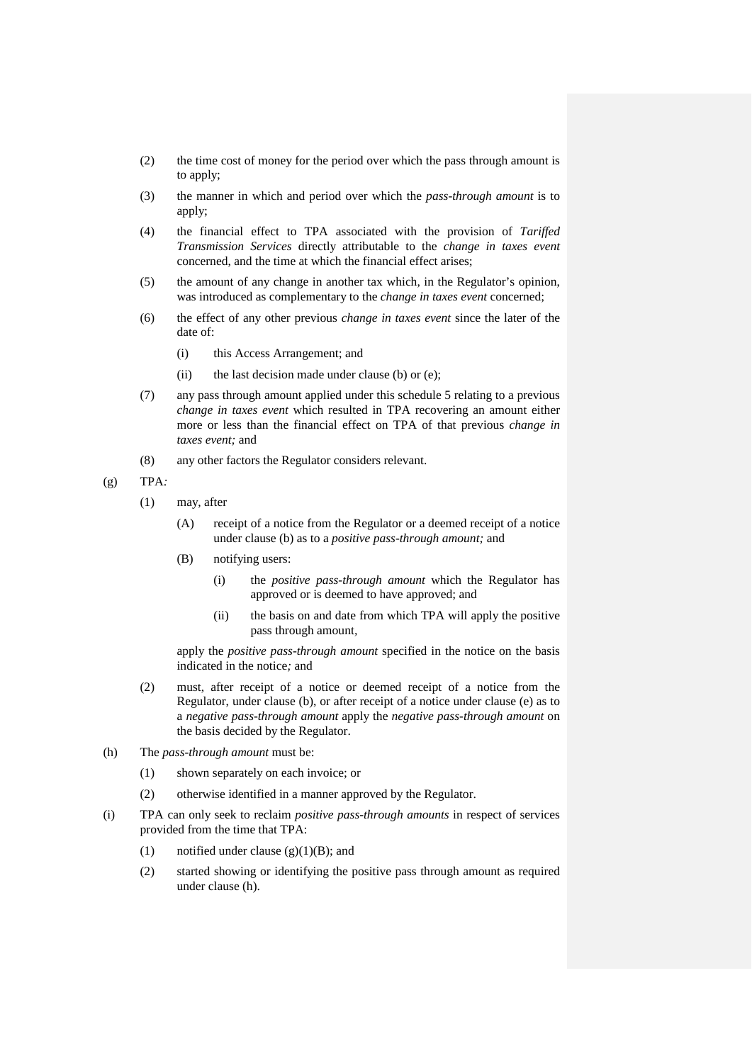(2) the time cost of money for the period over which the pass through amount is to apply;

(3) the manner in which and period over which the *pass-through amount* is to apply;

(4) the financial effect to TPA associated with the provision of *Tariffed Transmission Services* directly attributable to the *change in taxes event* concerned, and the time at which the financial effect arises;

(5) the amount of any change in another tax which, in the Regulator's opinion, was introduced as complementary to the *change in taxes event* concerned;

(6) the effect of any other previous *change in taxes event* since the later of the date of:

 (i) this Access Arrangement; and

 (ii) the last decision made under clause (b) or (e);

(7) any pass through amount applied under this schedule 5 relating to a previous *change in taxes event* which resulted in TPA recovering an amount either more or less than the financial effect on TPA of that previous *change in taxes event;* and

(8) any other factors the Regulator considers relevant.

(g) TPA*:*

 (1) may, after

  (A) receipt of a notice from the Regulator or a deemed receipt of a notice under clause (b) as to a *positive pass-through amount;* and

  (B) notifying users:

   (i) the *positive pass-through amount* which the Regulator has approved or is deemed to have approved; and

   (ii) the basis on and date from which TPA will apply the positive pass through amount,

 apply the *positive pass-through amount* specified in the notice on the basis indicated in the notice*;* and

 (2) must, after receipt of a notice or deemed receipt of a notice from the Regulator, under clause (b), or after receipt of a notice under clause (e) as to a *negative pass-through amount* apply the *negative pass-through amount* on the basis decided by the Regulator.

(h) The *pass-through amount* must be:

 (1) shown separately on each invoice; or

 (2) otherwise identified in a manner approved by the Regulator.

(i) TPA can only seek to reclaim *positive pass-through amounts* in respect of services provided from the time that TPA:

 (1) notified under clause (g)(1)(B); and

 (2) started showing or identifying the positive pass through amount as required under clause (h).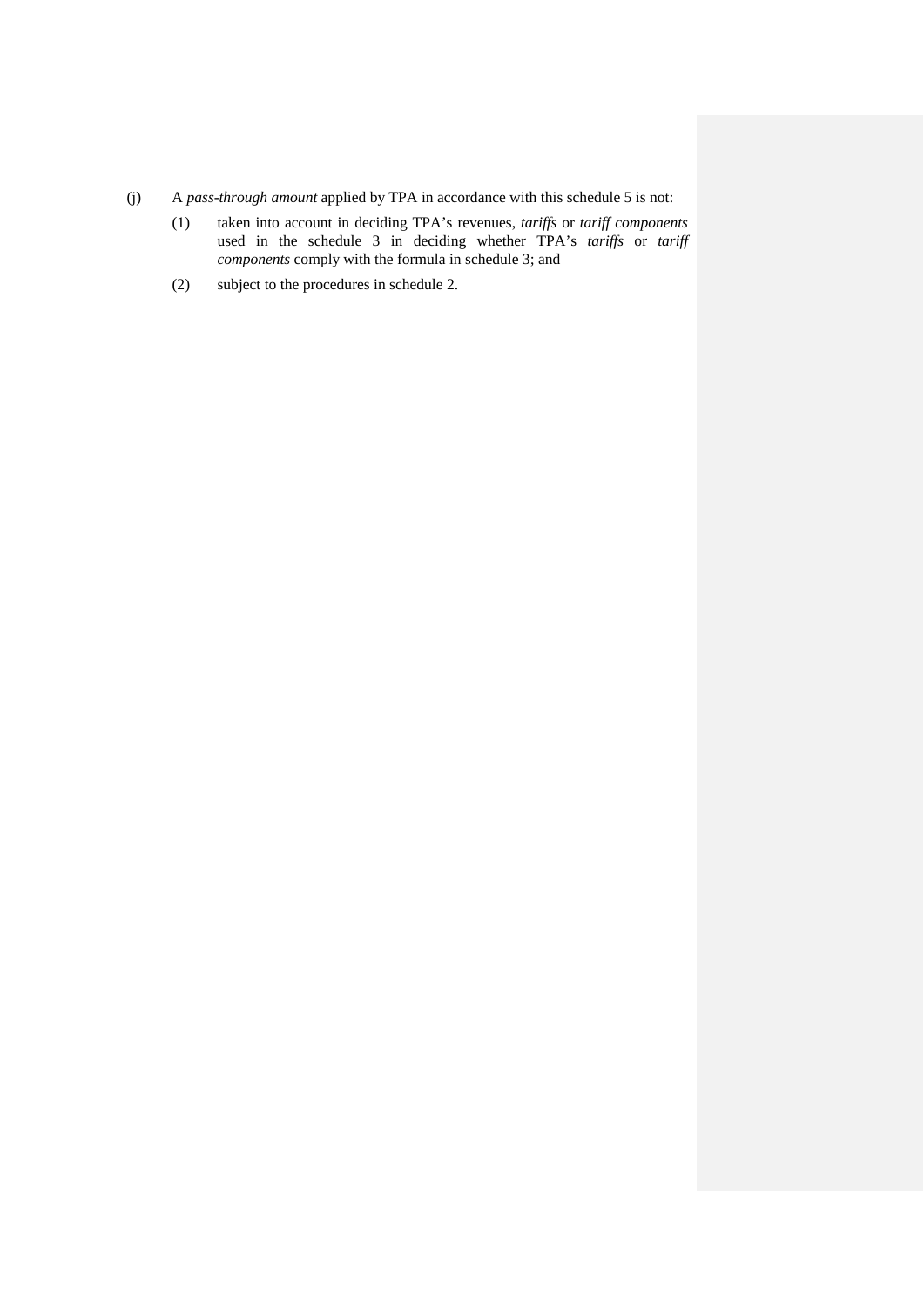(j) A *pass-through amount* applied by TPA in accordance with this schedule 5 is not:

  (1) taken into account in deciding TPA's revenues, *tariffs* or *tariff components* used in the schedule 3 in deciding whether TPA's *tariffs* or *tariff components* comply with the formula in schedule 3; and

  (2) subject to the procedures in schedule 2.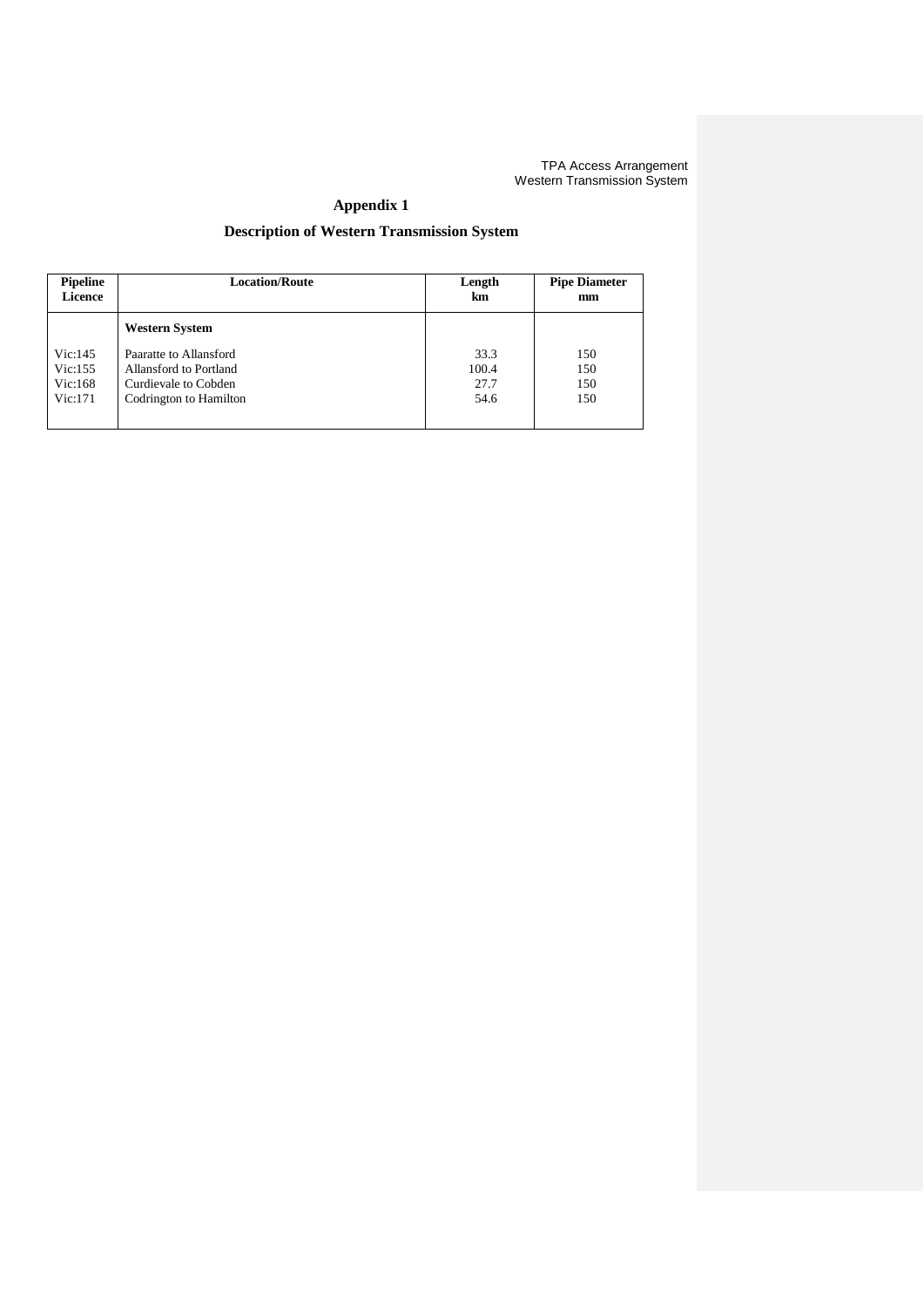# Appendix 1

## Description of Western Transmission System

| Pipeline Licence | Location/Route | Length km | Pipe Diameter mm |
|---|---|---|---|
| | **Western System** | | |
| Vic:145 | Paaratte to Allansford | 33.3 | 150 |
| Vic:155 | Allansford to Portland | 100.4 | 150 |
| Vic:168 | Curdievale to Cobden | 27.7 | 150 |
| Vic:171 | Codrington to Hamilton | 54.6 | 150 |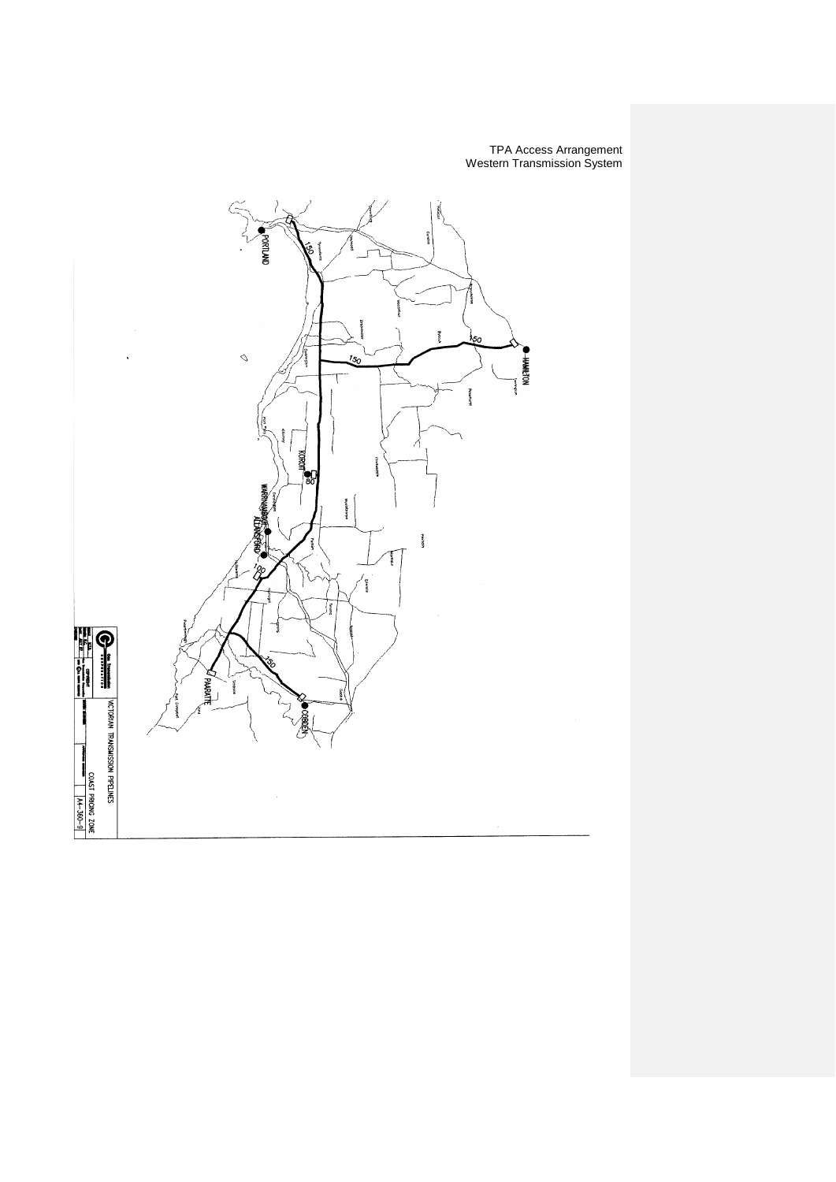PORTLAND

HAMILTON

KOROIT

WARRNAMBOOL

ALLANSFORD

PAARATTE

COBDEN

150

150

150

80

100

150

VICTORIAN TRANSMISSION PIPELINES

COAST PRICING ZONE

A4-360-9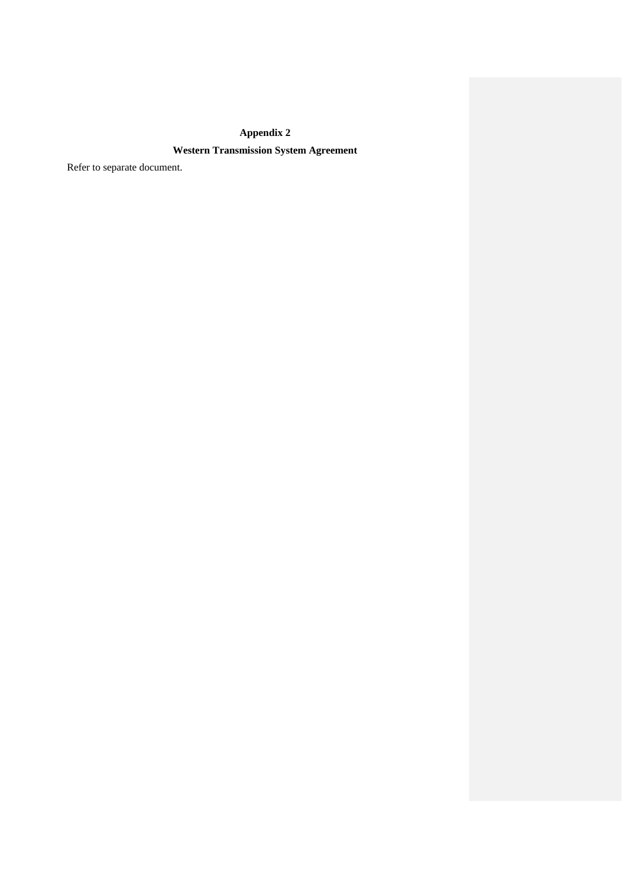## Appendix 2

## Western Transmission System Agreement

Refer to separate document.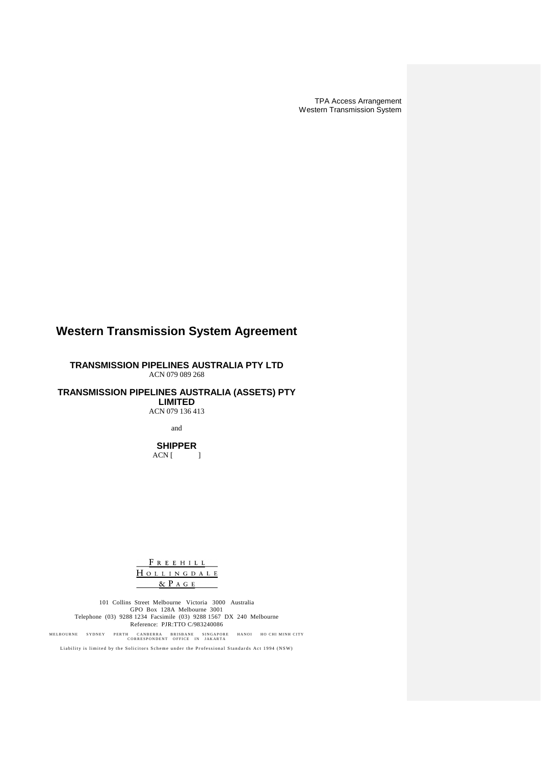TPA Access Arrangement
Western Transmission System

# Western Transmission System Agreement

**TRANSMISSION PIPELINES AUSTRALIA PTY LTD**
ACN 079 089 268

**TRANSMISSION PIPELINES AUSTRALIA (ASSETS) PTY LIMITED**
ACN 079 136 413

and

**SHIPPER**
ACN [ ]

FREEHILL
HOLLINGDALE
& PAGE

101 Collins Street Melbourne Victoria 3000 Australia
GPO Box 128A Melbourne 3001
Telephone (03) 9288 1234 Facsimile (03) 9288 1567 DX 240 Melbourne
Reference: PJR:TTO C/983240086

MELBOURNE SYDNEY PERTH CANBERRA BRISBANE SINGAPORE HANOI HO CHI MINH CITY
CORRESPONDENT OFFICE IN JAKARTA

Liability is limited by the Solicitors Scheme under the Professional Standards Act 1994 (NSW)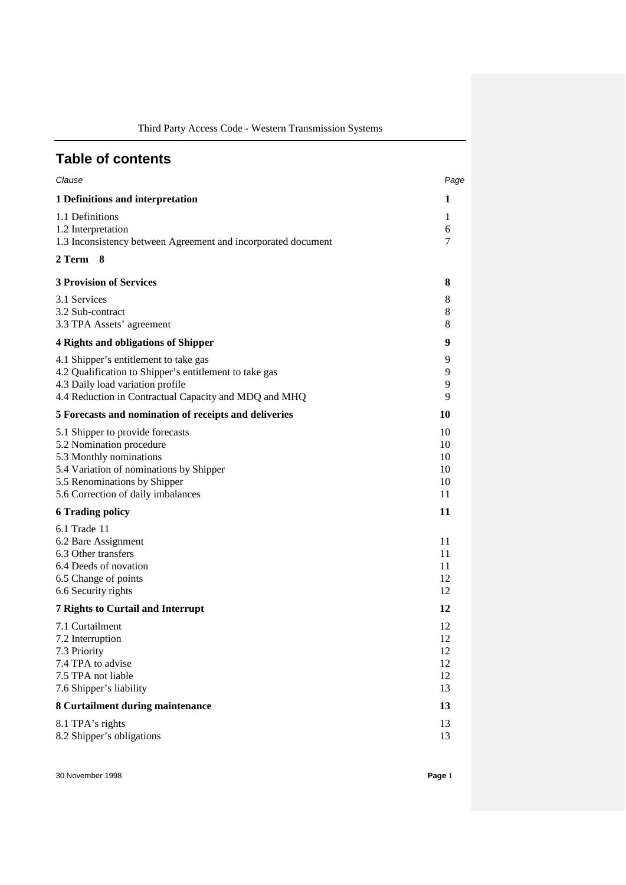# Table of contents

| *Clause* | *Page* |
|---|---|
| **1 Definitions and interpretation** | **1** |
| 1.1 Definitions | 1 |
| 1.2 Interpretation | 6 |
| 1.3 Inconsistency between Agreement and incorporated document | 7 |
| **2 Term** | **8** |
| **3 Provision of Services** | **8** |
| 3.1 Services | 8 |
| 3.2 Sub-contract | 8 |
| 3.3 TPA Assets' agreement | 8 |
| **4 Rights and obligations of Shipper** | **9** |
| 4.1 Shipper's entitlement to take gas | 9 |
| 4.2 Qualification to Shipper's entitlement to take gas | 9 |
| 4.3 Daily load variation profile | 9 |
| 4.4 Reduction in Contractual Capacity and MDQ and MHQ | 9 |
| **5 Forecasts and nomination of receipts and deliveries** | **10** |
| 5.1 Shipper to provide forecasts | 10 |
| 5.2 Nomination procedure | 10 |
| 5.3 Monthly nominations | 10 |
| 5.4 Variation of nominations by Shipper | 10 |
| 5.5 Renominations by Shipper | 10 |
| 5.6 Correction of daily imbalances | 11 |
| **6 Trading policy** | **11** |
| 6.1 Trade | 11 |
| 6.2 Bare Assignment | 11 |
| 6.3 Other transfers | 11 |
| 6.4 Deeds of novation | 11 |
| 6.5 Change of points | 12 |
| 6.6 Security rights | 12 |
| **7 Rights to Curtail and Interrupt** | **12** |
| 7.1 Curtailment | 12 |
| 7.2 Interruption | 12 |
| 7.3 Priority | 12 |
| 7.4 TPA to advise | 12 |
| 7.5 TPA not liable | 12 |
| 7.6 Shipper's liability | 13 |
| **8 Curtailment during maintenance** | **13** |
| 8.1 TPA's rights | 13 |
| 8.2 Shipper's obligations | 13 |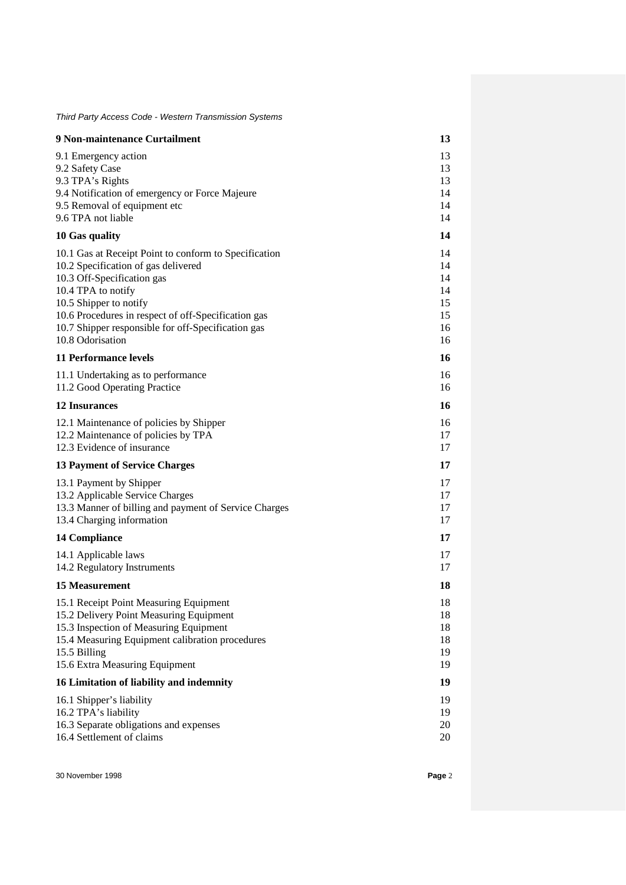| | |
|---|---|
| **9 Non-maintenance Curtailment** | **13** |
| 9.1 Emergency action | 13 |
| 9.2 Safety Case | 13 |
| 9.3 TPA's Rights | 13 |
| 9.4 Notification of emergency or Force Majeure | 14 |
| 9.5 Removal of equipment etc | 14 |
| 9.6 TPA not liable | 14 |
| **10 Gas quality** | **14** |
| 10.1 Gas at Receipt Point to conform to Specification | 14 |
| 10.2 Specification of gas delivered | 14 |
| 10.3 Off-Specification gas | 14 |
| 10.4 TPA to notify | 14 |
| 10.5 Shipper to notify | 15 |
| 10.6 Procedures in respect of off-Specification gas | 15 |
| 10.7 Shipper responsible for off-Specification gas | 16 |
| 10.8 Odorisation | 16 |
| **11 Performance levels** | **16** |
| 11.1 Undertaking as to performance | 16 |
| 11.2 Good Operating Practice | 16 |
| **12 Insurances** | **16** |
| 12.1 Maintenance of policies by Shipper | 16 |
| 12.2 Maintenance of policies by TPA | 17 |
| 12.3 Evidence of insurance | 17 |
| **13 Payment of Service Charges** | **17** |
| 13.1 Payment by Shipper | 17 |
| 13.2 Applicable Service Charges | 17 |
| 13.3 Manner of billing and payment of Service Charges | 17 |
| 13.4 Charging information | 17 |
| **14 Compliance** | **17** |
| 14.1 Applicable laws | 17 |
| 14.2 Regulatory Instruments | 17 |
| **15 Measurement** | **18** |
| 15.1 Receipt Point Measuring Equipment | 18 |
| 15.2 Delivery Point Measuring Equipment | 18 |
| 15.3 Inspection of Measuring Equipment | 18 |
| 15.4 Measuring Equipment calibration procedures | 18 |
| 15.5 Billing | 19 |
| 15.6 Extra Measuring Equipment | 19 |
| **16 Limitation of liability and indemnity** | **19** |
| 16.1 Shipper's liability | 19 |
| 16.2 TPA's liability | 19 |
| 16.3 Separate obligations and expenses | 20 |
| 16.4 Settlement of claims | 20 |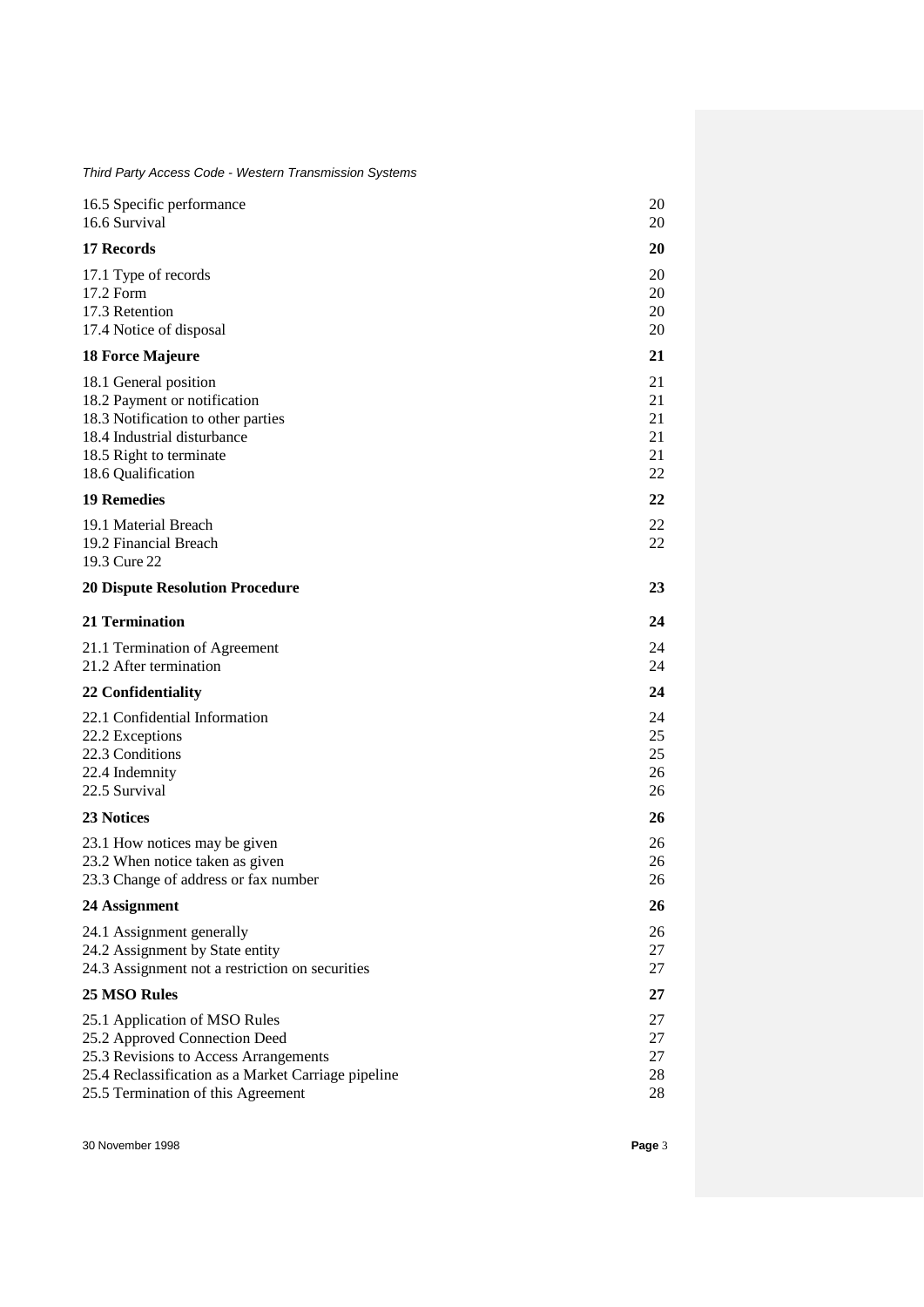| | |
|---|---|
| 16.5 Specific performance | 20 |
| 16.6 Survival | 20 |
| **17 Records** | **20** |
| 17.1 Type of records | 20 |
| 17.2 Form | 20 |
| 17.3 Retention | 20 |
| 17.4 Notice of disposal | 20 |
| **18 Force Majeure** | **21** |
| 18.1 General position | 21 |
| 18.2 Payment or notification | 21 |
| 18.3 Notification to other parties | 21 |
| 18.4 Industrial disturbance | 21 |
| 18.5 Right to terminate | 21 |
| 18.6 Qualification | 22 |
| **19 Remedies** | **22** |
| 19.1 Material Breach | 22 |
| 19.2 Financial Breach | 22 |
| 19.3 Cure 22 | |
| **20 Dispute Resolution Procedure** | **23** |
| **21 Termination** | **24** |
| 21.1 Termination of Agreement | 24 |
| 21.2 After termination | 24 |
| **22 Confidentiality** | **24** |
| 22.1 Confidential Information | 24 |
| 22.2 Exceptions | 25 |
| 22.3 Conditions | 25 |
| 22.4 Indemnity | 26 |
| 22.5 Survival | 26 |
| **23 Notices** | **26** |
| 23.1 How notices may be given | 26 |
| 23.2 When notice taken as given | 26 |
| 23.3 Change of address or fax number | 26 |
| **24 Assignment** | **26** |
| 24.1 Assignment generally | 26 |
| 24.2 Assignment by State entity | 27 |
| 24.3 Assignment not a restriction on securities | 27 |
| **25 MSO Rules** | **27** |
| 25.1 Application of MSO Rules | 27 |
| 25.2 Approved Connection Deed | 27 |
| 25.3 Revisions to Access Arrangements | 27 |
| 25.4 Reclassification as a Market Carriage pipeline | 28 |
| 25.5 Termination of this Agreement | 28 |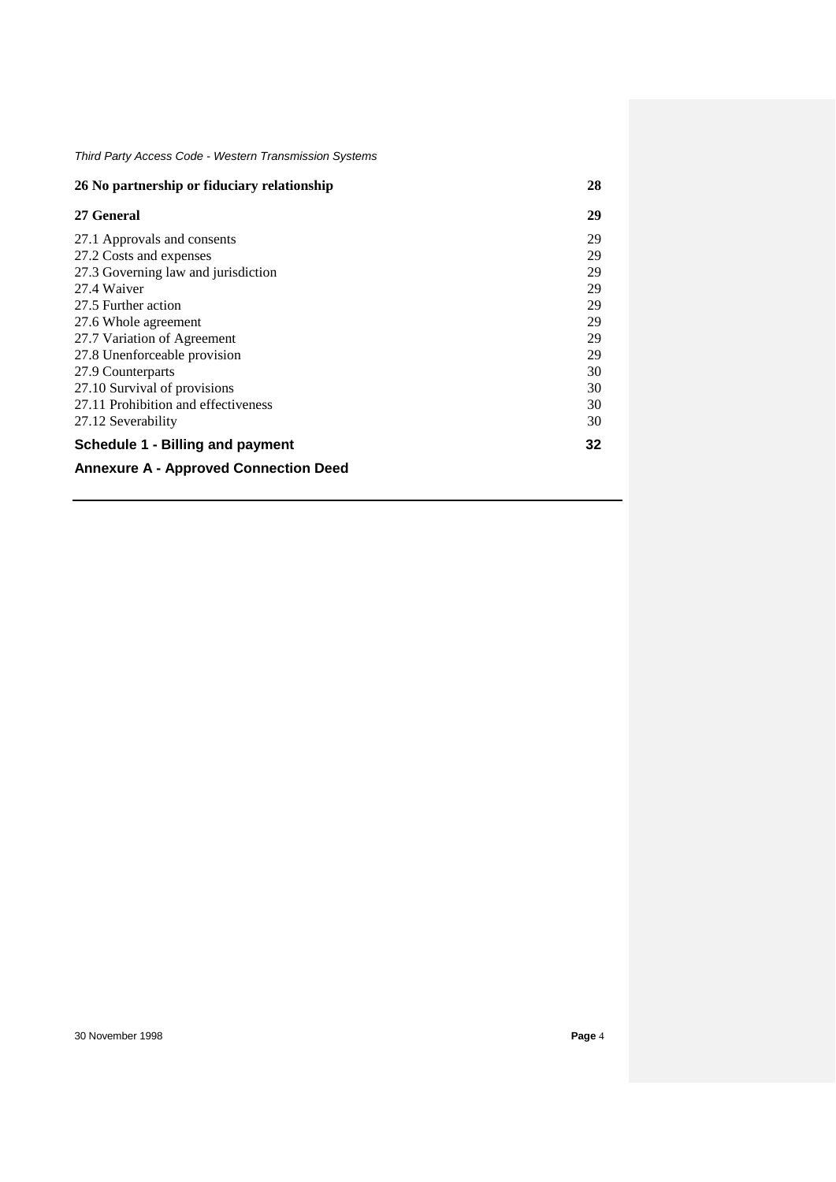| | |
|---|---|
| **26 No partnership or fiduciary relationship** | **28** |
| **27 General** | **29** |
| 27.1 Approvals and consents | 29 |
| 27.2 Costs and expenses | 29 |
| 27.3 Governing law and jurisdiction | 29 |
| 27.4 Waiver | 29 |
| 27.5 Further action | 29 |
| 27.6 Whole agreement | 29 |
| 27.7 Variation of Agreement | 29 |
| 27.8 Unenforceable provision | 29 |
| 27.9 Counterparts | 30 |
| 27.10 Survival of provisions | 30 |
| 27.11 Prohibition and effectiveness | 30 |
| 27.12 Severability | 30 |
| **Schedule 1 - Billing and payment** | **32** |
| **Annexure A - Approved Connection Deed** | |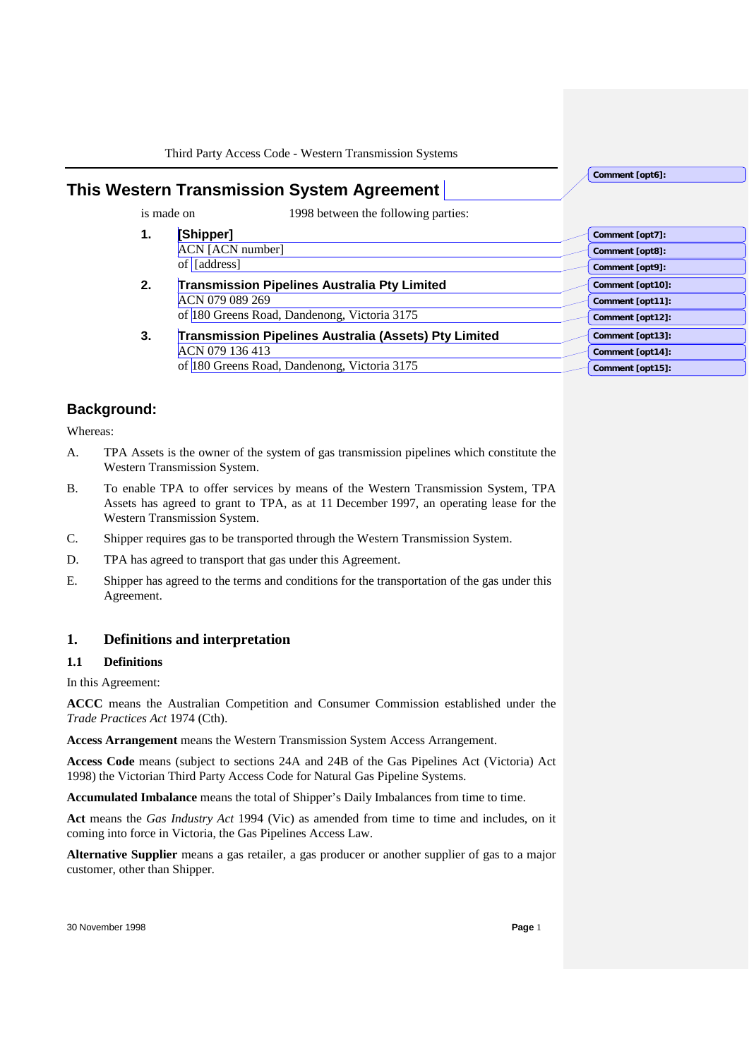# This Western Transmission System Agreement

is made on 1998 between the following parties:

1. **[Shipper]**
   ACN [ACN number]
   of [address]

2. **Transmission Pipelines Australia Pty Limited**
   ACN 079 089 269
   of 180 Greens Road, Dandenong, Victoria 3175

3. **Transmission Pipelines Australia (Assets) Pty Limited**
   ACN 079 136 413
   of 180 Greens Road, Dandenong, Victoria 3175

## Background:

Whereas:

A. TPA Assets is the owner of the system of gas transmission pipelines which constitute the Western Transmission System.

B. To enable TPA to offer services by means of the Western Transmission System, TPA Assets has agreed to grant to TPA, as at 11 December 1997, an operating lease for the Western Transmission System.

C. Shipper requires gas to be transported through the Western Transmission System.

D. TPA has agreed to transport that gas under this Agreement.

E. Shipper has agreed to the terms and conditions for the transportation of the gas under this Agreement.

## 1. Definitions and interpretation

### 1.1 Definitions

In this Agreement:

**ACCC** means the Australian Competition and Consumer Commission established under the *Trade Practices Act* 1974 (Cth).

**Access Arrangement** means the Western Transmission System Access Arrangement.

**Access Code** means (subject to sections 24A and 24B of the Gas Pipelines Act (Victoria) Act 1998) the Victorian Third Party Access Code for Natural Gas Pipeline Systems.

**Accumulated Imbalance** means the total of Shipper's Daily Imbalances from time to time.

**Act** means the *Gas Industry Act* 1994 (Vic) as amended from time to time and includes, on it coming into force in Victoria, the Gas Pipelines Access Law.

**Alternative Supplier** means a gas retailer, a gas producer or another supplier of gas to a major customer, other than Shipper.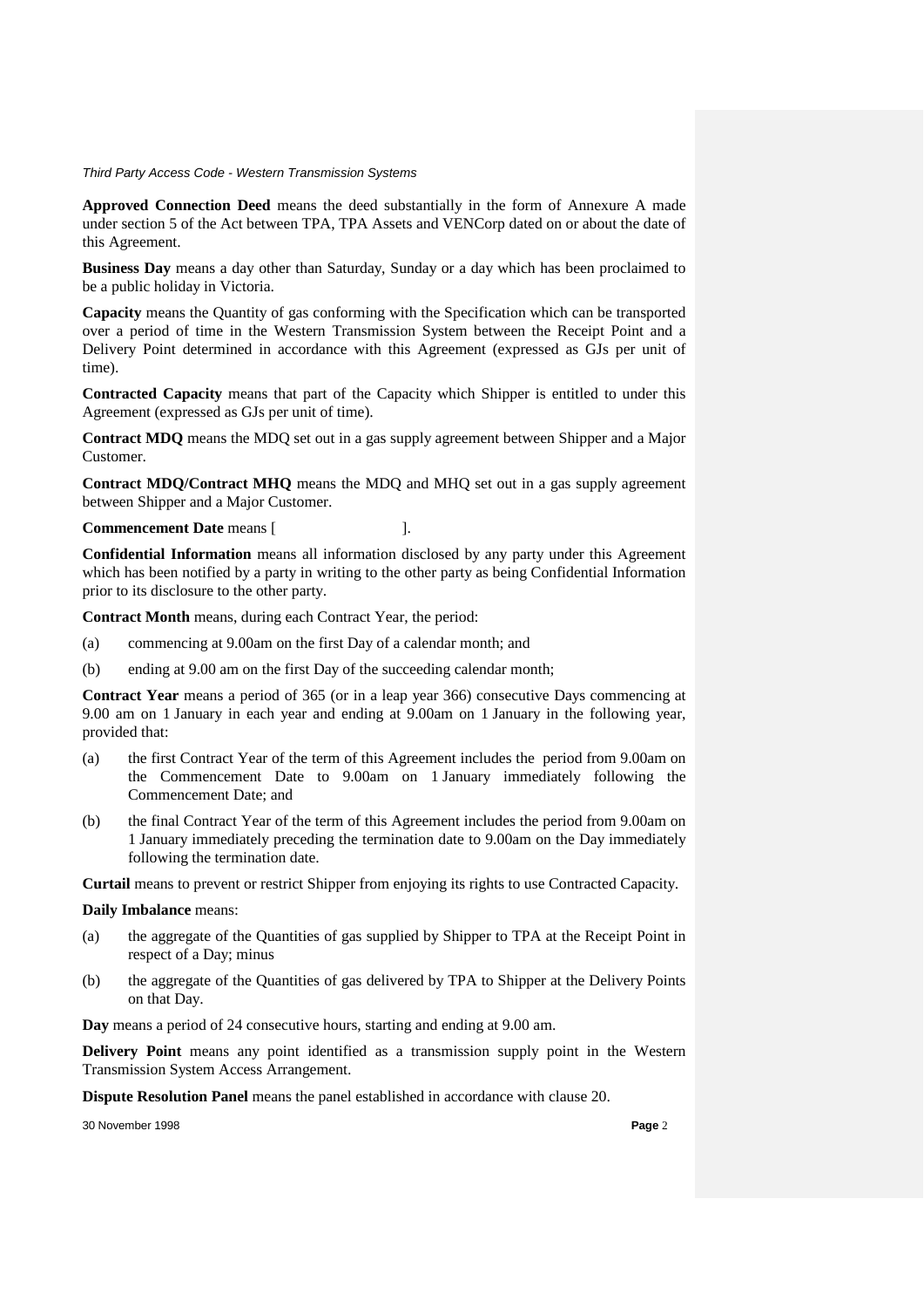**Approved Connection Deed** means the deed substantially in the form of Annexure A made under section 5 of the Act between TPA, TPA Assets and VENCorp dated on or about the date of this Agreement.

**Business Day** means a day other than Saturday, Sunday or a day which has been proclaimed to be a public holiday in Victoria.

**Capacity** means the Quantity of gas conforming with the Specification which can be transported over a period of time in the Western Transmission System between the Receipt Point and a Delivery Point determined in accordance with this Agreement (expressed as GJs per unit of time).

**Contracted Capacity** means that part of the Capacity which Shipper is entitled to under this Agreement (expressed as GJs per unit of time).

**Contract MDQ** means the MDQ set out in a gas supply agreement between Shipper and a Major Customer.

**Contract MDQ/Contract MHQ** means the MDQ and MHQ set out in a gas supply agreement between Shipper and a Major Customer.

**Commencement Date** means [ ].

**Confidential Information** means all information disclosed by any party under this Agreement which has been notified by a party in writing to the other party as being Confidential Information prior to its disclosure to the other party.

**Contract Month** means, during each Contract Year, the period:

(a) commencing at 9.00am on the first Day of a calendar month; and

(b) ending at 9.00 am on the first Day of the succeeding calendar month;

**Contract Year** means a period of 365 (or in a leap year 366) consecutive Days commencing at 9.00 am on 1 January in each year and ending at 9.00am on 1 January in the following year, provided that:

(a) the first Contract Year of the term of this Agreement includes the period from 9.00am on the Commencement Date to 9.00am on 1 January immediately following the Commencement Date; and

(b) the final Contract Year of the term of this Agreement includes the period from 9.00am on 1 January immediately preceding the termination date to 9.00am on the Day immediately following the termination date.

**Curtail** means to prevent or restrict Shipper from enjoying its rights to use Contracted Capacity.

**Daily Imbalance** means:

(a) the aggregate of the Quantities of gas supplied by Shipper to TPA at the Receipt Point in respect of a Day; minus

(b) the aggregate of the Quantities of gas delivered by TPA to Shipper at the Delivery Points on that Day.

**Day** means a period of 24 consecutive hours, starting and ending at 9.00 am.

**Delivery Point** means any point identified as a transmission supply point in the Western Transmission System Access Arrangement.

**Dispute Resolution Panel** means the panel established in accordance with clause 20.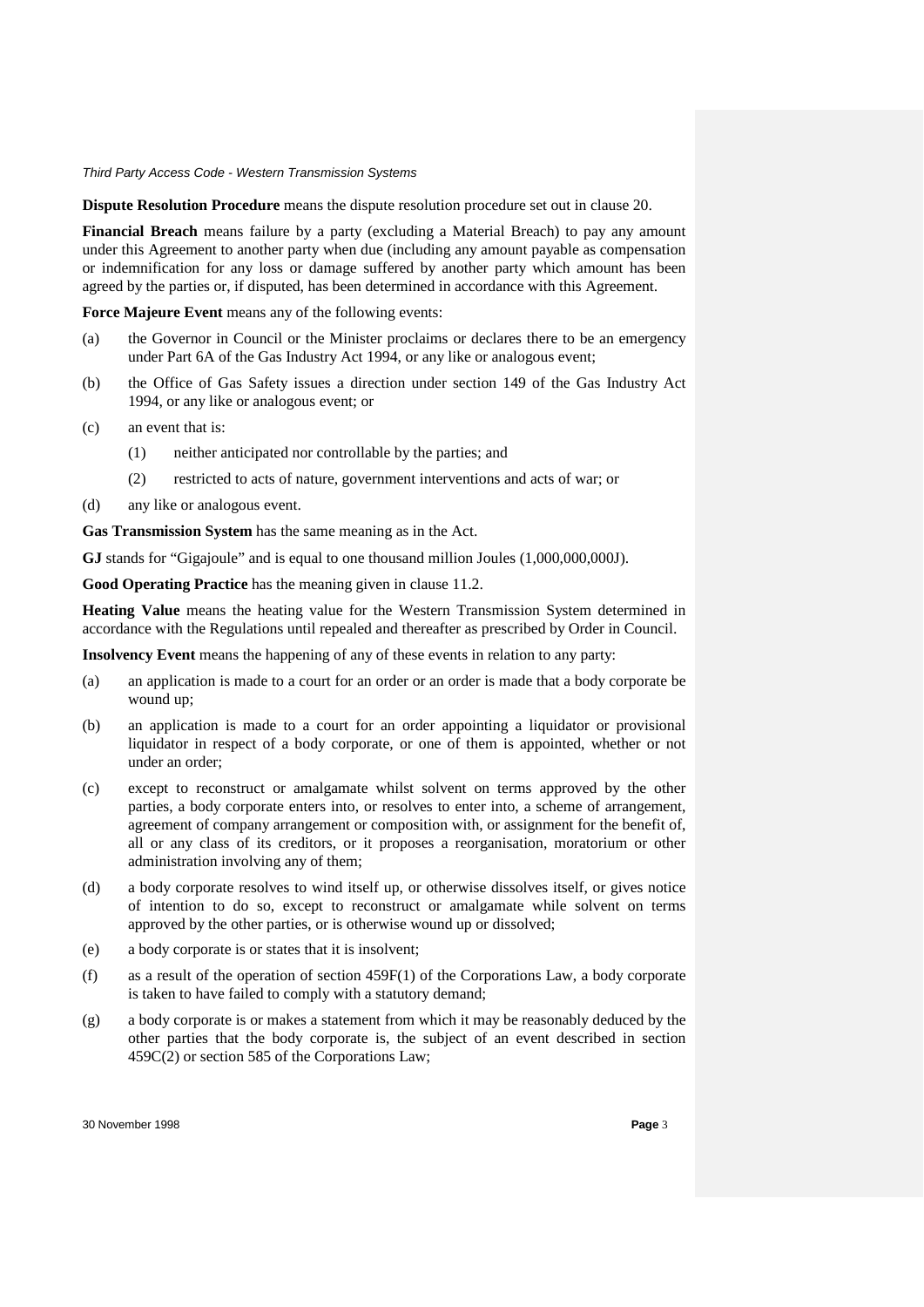**Dispute Resolution Procedure** means the dispute resolution procedure set out in clause 20.

**Financial Breach** means failure by a party (excluding a Material Breach) to pay any amount under this Agreement to another party when due (including any amount payable as compensation or indemnification for any loss or damage suffered by another party which amount has been agreed by the parties or, if disputed, has been determined in accordance with this Agreement.

**Force Majeure Event** means any of the following events:

(a) the Governor in Council or the Minister proclaims or declares there to be an emergency under Part 6A of the Gas Industry Act 1994, or any like or analogous event;

(b) the Office of Gas Safety issues a direction under section 149 of the Gas Industry Act 1994, or any like or analogous event; or

(c) an event that is:

  (1) neither anticipated nor controllable by the parties; and

  (2) restricted to acts of nature, government interventions and acts of war; or

(d) any like or analogous event.

**Gas Transmission System** has the same meaning as in the Act.

**GJ** stands for "Gigajoule" and is equal to one thousand million Joules (1,000,000,000J).

**Good Operating Practice** has the meaning given in clause 11.2.

**Heating Value** means the heating value for the Western Transmission System determined in accordance with the Regulations until repealed and thereafter as prescribed by Order in Council.

**Insolvency Event** means the happening of any of these events in relation to any party:

(a) an application is made to a court for an order or an order is made that a body corporate be wound up;

(b) an application is made to a court for an order appointing a liquidator or provisional liquidator in respect of a body corporate, or one of them is appointed, whether or not under an order;

(c) except to reconstruct or amalgamate whilst solvent on terms approved by the other parties, a body corporate enters into, or resolves to enter into, a scheme of arrangement, agreement of company arrangement or composition with, or assignment for the benefit of, all or any class of its creditors, or it proposes a reorganisation, moratorium or other administration involving any of them;

(d) a body corporate resolves to wind itself up, or otherwise dissolves itself, or gives notice of intention to do so, except to reconstruct or amalgamate while solvent on terms approved by the other parties, or is otherwise wound up or dissolved;

(e) a body corporate is or states that it is insolvent;

(f) as a result of the operation of section 459F(1) of the Corporations Law, a body corporate is taken to have failed to comply with a statutory demand;

(g) a body corporate is or makes a statement from which it may be reasonably deduced by the other parties that the body corporate is, the subject of an event described in section 459C(2) or section 585 of the Corporations Law;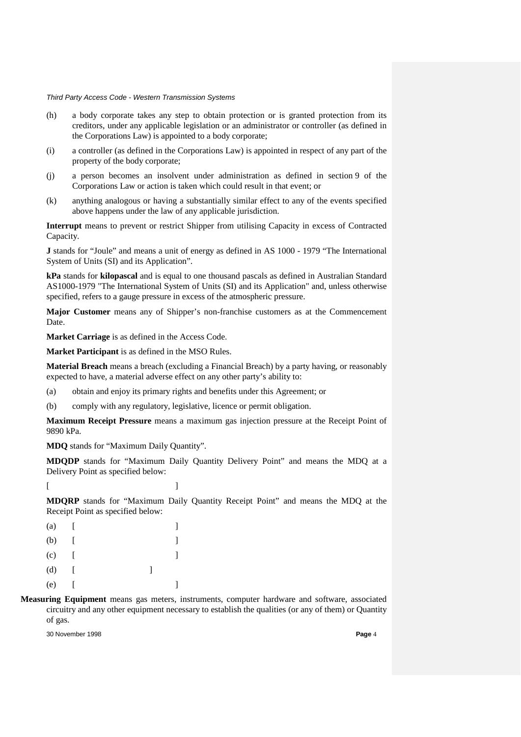(h) a body corporate takes any step to obtain protection or is granted protection from its creditors, under any applicable legislation or an administrator or controller (as defined in the Corporations Law) is appointed to a body corporate;

(i) a controller (as defined in the Corporations Law) is appointed in respect of any part of the property of the body corporate;

(j) a person becomes an insolvent under administration as defined in section 9 of the Corporations Law or action is taken which could result in that event; or

(k) anything analogous or having a substantially similar effect to any of the events specified above happens under the law of any applicable jurisdiction.

**Interrupt** means to prevent or restrict Shipper from utilising Capacity in excess of Contracted Capacity.

**J** stands for "Joule" and means a unit of energy as defined in AS 1000 - 1979 "The International System of Units (SI) and its Application".

**kPa** stands for **kilopascal** and is equal to one thousand pascals as defined in Australian Standard AS1000-1979 "The International System of Units (SI) and its Application" and, unless otherwise specified, refers to a gauge pressure in excess of the atmospheric pressure.

**Major Customer** means any of Shipper's non-franchise customers as at the Commencement Date.

**Market Carriage** is as defined in the Access Code.

**Market Participant** is as defined in the MSO Rules.

**Material Breach** means a breach (excluding a Financial Breach) by a party having, or reasonably expected to have, a material adverse effect on any other party's ability to:

(a) obtain and enjoy its primary rights and benefits under this Agreement; or

(b) comply with any regulatory, legislative, licence or permit obligation.

**Maximum Receipt Pressure** means a maximum gas injection pressure at the Receipt Point of 9890 kPa.

**MDQ** stands for "Maximum Daily Quantity".

**MDQDP** stands for "Maximum Daily Quantity Delivery Point" and means the MDQ at a Delivery Point as specified below:

[ ]

**MDQRP** stands for "Maximum Daily Quantity Receipt Point" and means the MDQ at the Receipt Point as specified below:

(a) [ ]

(b) [ ]

(c) [ ]

(d) [ ]

(e) [ ]

**Measuring Equipment** means gas meters, instruments, computer hardware and software, associated circuitry and any other equipment necessary to establish the qualities (or any of them) or Quantity of gas.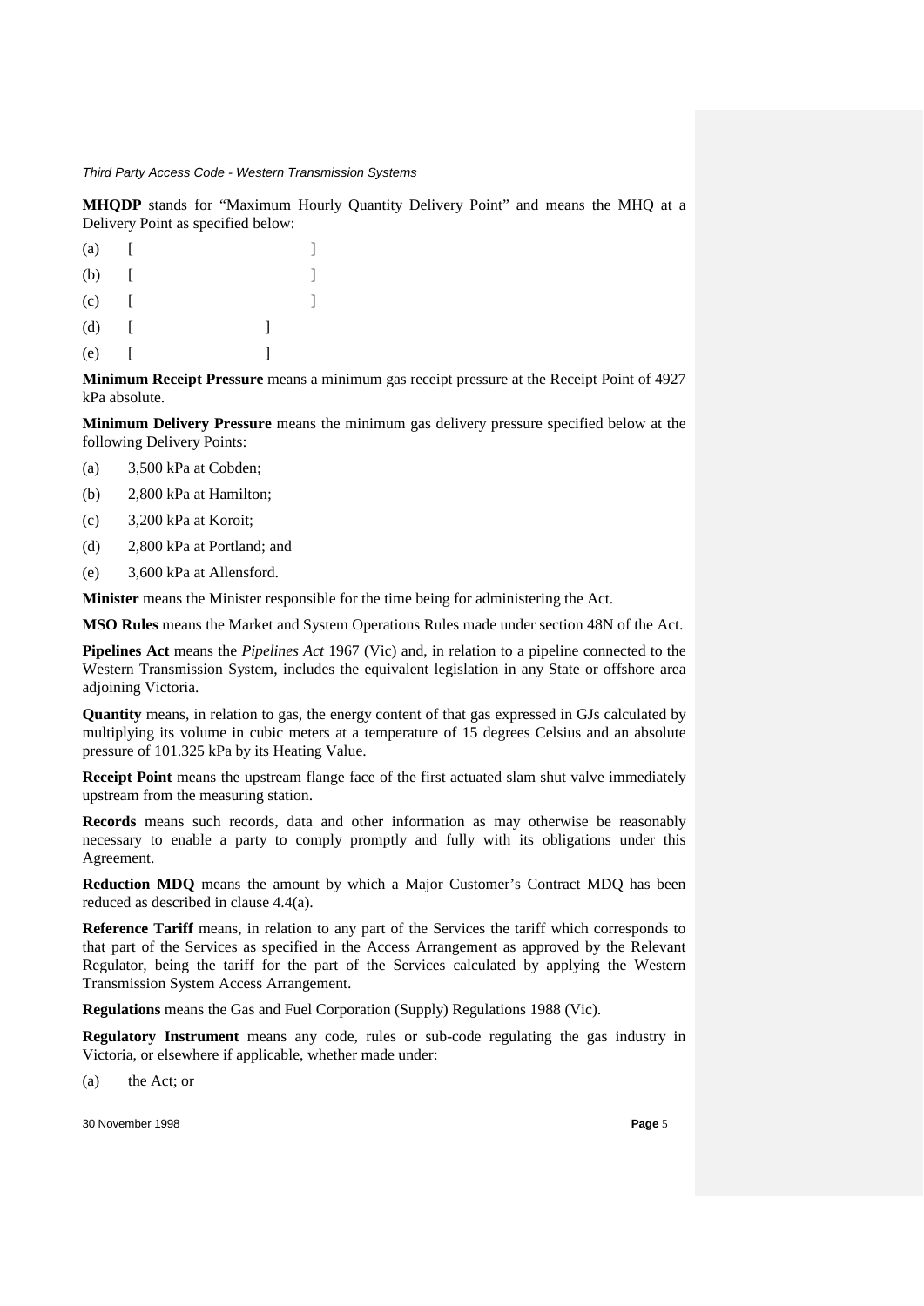**MHQDP** stands for "Maximum Hourly Quantity Delivery Point" and means the MHQ at a Delivery Point as specified below:

(a) [ ]

(b) [ ]

(c) [ ]

(d) [ ]

(e) [ ]

**Minimum Receipt Pressure** means a minimum gas receipt pressure at the Receipt Point of 4927 kPa absolute.

**Minimum Delivery Pressure** means the minimum gas delivery pressure specified below at the following Delivery Points:

(a) 3,500 kPa at Cobden;

(b) 2,800 kPa at Hamilton;

(c) 3,200 kPa at Koroit;

(d) 2,800 kPa at Portland; and

(e) 3,600 kPa at Allensford.

**Minister** means the Minister responsible for the time being for administering the Act.

**MSO Rules** means the Market and System Operations Rules made under section 48N of the Act.

**Pipelines Act** means the *Pipelines Act* 1967 (Vic) and, in relation to a pipeline connected to the Western Transmission System, includes the equivalent legislation in any State or offshore area adjoining Victoria.

**Quantity** means, in relation to gas, the energy content of that gas expressed in GJs calculated by multiplying its volume in cubic meters at a temperature of 15 degrees Celsius and an absolute pressure of 101.325 kPa by its Heating Value.

**Receipt Point** means the upstream flange face of the first actuated slam shut valve immediately upstream from the measuring station.

**Records** means such records, data and other information as may otherwise be reasonably necessary to enable a party to comply promptly and fully with its obligations under this Agreement.

**Reduction MDQ** means the amount by which a Major Customer's Contract MDQ has been reduced as described in clause 4.4(a).

**Reference Tariff** means, in relation to any part of the Services the tariff which corresponds to that part of the Services as specified in the Access Arrangement as approved by the Relevant Regulator, being the tariff for the part of the Services calculated by applying the Western Transmission System Access Arrangement.

**Regulations** means the Gas and Fuel Corporation (Supply) Regulations 1988 (Vic).

**Regulatory Instrument** means any code, rules or sub-code regulating the gas industry in Victoria, or elsewhere if applicable, whether made under:

(a) the Act; or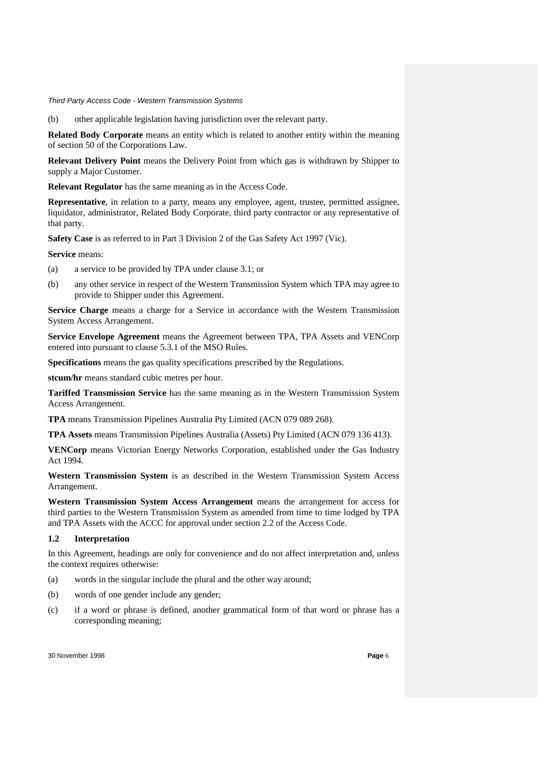(b) other applicable legislation having jurisdiction over the relevant party.

**Related Body Corporate** means an entity which is related to another entity within the meaning of section 50 of the Corporations Law.

**Relevant Delivery Point** means the Delivery Point from which gas is withdrawn by Shipper to supply a Major Customer.

**Relevant Regulator** has the same meaning as in the Access Code.

**Representative**, in relation to a party, means any employee, agent, trustee, permitted assignee, liquidator, administrator, Related Body Corporate, third party contractor or any representative of that party.

**Safety Case** is as referred to in Part 3 Division 2 of the Gas Safety Act 1997 (Vic).

**Service** means:

(a) a service to be provided by TPA under clause 3.1; or

(b) any other service in respect of the Western Transmission System which TPA may agree to provide to Shipper under this Agreement.

**Service Charge** means a charge for a Service in accordance with the Western Transmission System Access Arrangement.

**Service Envelope Agreement** means the Agreement between TPA, TPA Assets and VENCorp entered into pursuant to clause 5.3.1 of the MSO Rules.

**Specifications** means the gas quality specifications prescribed by the Regulations.

**stcum/hr** means standard cubic metres per hour.

**Tariffed Transmission Service** has the same meaning as in the Western Transmission System Access Arrangement.

**TPA** means Transmission Pipelines Australia Pty Limited (ACN 079 089 268).

**TPA Assets** means Transmission Pipelines Australia (Assets) Pty Limited (ACN 079 136 413).

**VENCorp** means Victorian Energy Networks Corporation, established under the Gas Industry Act 1994.

**Western Transmission System** is as described in the Western Transmission System Access Arrangement.

**Western Transmission System Access Arrangement** means the arrangement for access for third parties to the Western Transmission System as amended from time to time lodged by TPA and TPA Assets with the ACCC for approval under section 2.2 of the Access Code.

### 1.2 Interpretation

In this Agreement, headings are only for convenience and do not affect interpretation and, unless the context requires otherwise:

(a) words in the singular include the plural and the other way around;

(b) words of one gender include any gender;

(c) if a word or phrase is defined, another grammatical form of that word or phrase has a corresponding meaning;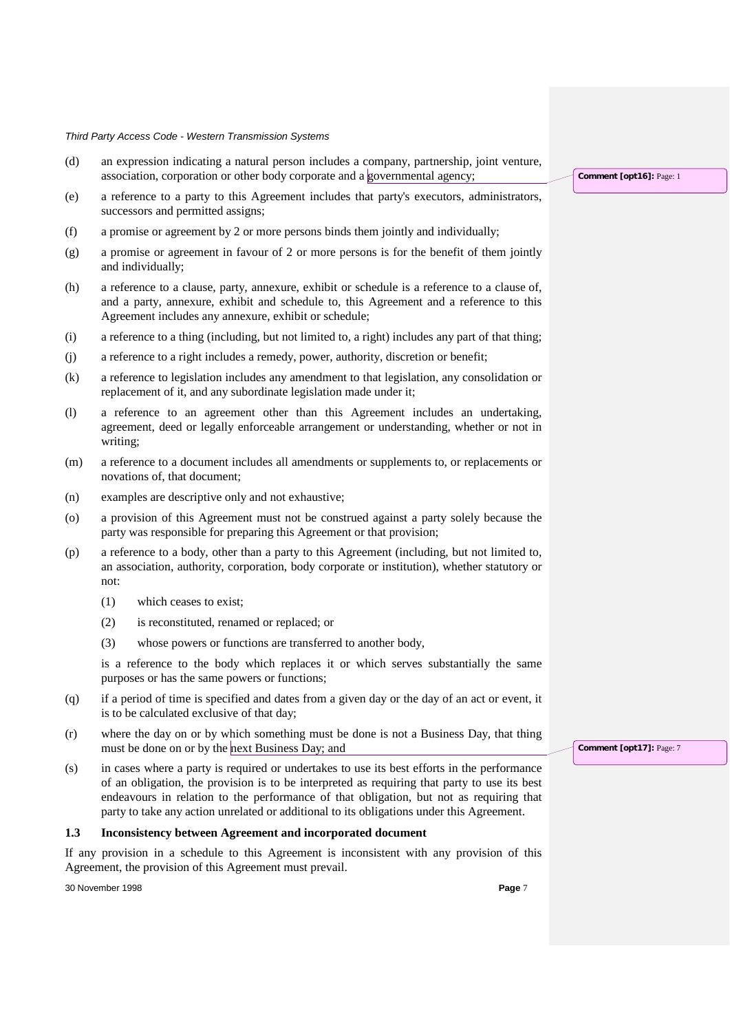(d) an expression indicating a natural person includes a company, partnership, joint venture, association, corporation or other body corporate and a governmental agency;

(e) a reference to a party to this Agreement includes that party's executors, administrators, successors and permitted assigns;

(f) a promise or agreement by 2 or more persons binds them jointly and individually;

(g) a promise or agreement in favour of 2 or more persons is for the benefit of them jointly and individually;

(h) a reference to a clause, party, annexure, exhibit or schedule is a reference to a clause of, and a party, annexure, exhibit and schedule to, this Agreement and a reference to this Agreement includes any annexure, exhibit or schedule;

(i) a reference to a thing (including, but not limited to, a right) includes any part of that thing;

(j) a reference to a right includes a remedy, power, authority, discretion or benefit;

(k) a reference to legislation includes any amendment to that legislation, any consolidation or replacement of it, and any subordinate legislation made under it;

(l) a reference to an agreement other than this Agreement includes an undertaking, agreement, deed or legally enforceable arrangement or understanding, whether or not in writing;

(m) a reference to a document includes all amendments or supplements to, or replacements or novations of, that document;

(n) examples are descriptive only and not exhaustive;

(o) a provision of this Agreement must not be construed against a party solely because the party was responsible for preparing this Agreement or that provision;

(p) a reference to a body, other than a party to this Agreement (including, but not limited to, an association, authority, corporation, body corporate or institution), whether statutory or not:

    (1) which ceases to exist;

    (2) is reconstituted, renamed or replaced; or

    (3) whose powers or functions are transferred to another body,

    is a reference to the body which replaces it or which serves substantially the same purposes or has the same powers or functions;

(q) if a period of time is specified and dates from a given day or the day of an act or event, it is to be calculated exclusive of that day;

(r) where the day on or by which something must be done is not a Business Day, that thing must be done on or by the next Business Day; and

(s) in cases where a party is required or undertakes to use its best efforts in the performance of an obligation, the provision is to be interpreted as requiring that party to use its best endeavours in relation to the performance of that obligation, but not as requiring that party to take any action unrelated or additional to its obligations under this Agreement.

### 1.3 Inconsistency between Agreement and incorporated document

If any provision in a schedule to this Agreement is inconsistent with any provision of this Agreement, the provision of this Agreement must prevail.

Comment [opt16]: Page: 1

Comment [opt17]: Page: 7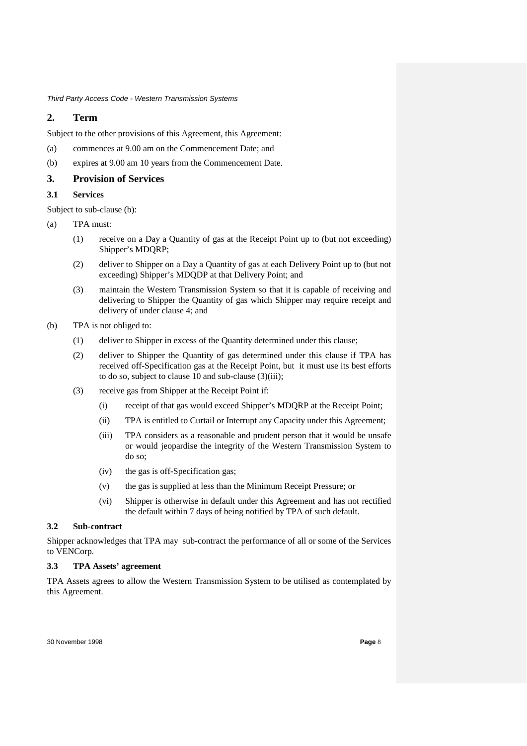## 2. Term

Subject to the other provisions of this Agreement, this Agreement:

(a) commences at 9.00 am on the Commencement Date; and

(b) expires at 9.00 am 10 years from the Commencement Date.

## 3. Provision of Services

### 3.1 Services

Subject to sub-clause (b):

(a) TPA must:

  (1) receive on a Day a Quantity of gas at the Receipt Point up to (but not exceeding) Shipper's MDQRP;

  (2) deliver to Shipper on a Day a Quantity of gas at each Delivery Point up to (but not exceeding) Shipper's MDQDP at that Delivery Point; and

  (3) maintain the Western Transmission System so that it is capable of receiving and delivering to Shipper the Quantity of gas which Shipper may require receipt and delivery of under clause 4; and

(b) TPA is not obliged to:

  (1) deliver to Shipper in excess of the Quantity determined under this clause;

  (2) deliver to Shipper the Quantity of gas determined under this clause if TPA has received off-Specification gas at the Receipt Point, but it must use its best efforts to do so, subject to clause 10 and sub-clause (3)(iii);

  (3) receive gas from Shipper at the Receipt Point if:

    (i) receipt of that gas would exceed Shipper's MDQRP at the Receipt Point;

    (ii) TPA is entitled to Curtail or Interrupt any Capacity under this Agreement;

    (iii) TPA considers as a reasonable and prudent person that it would be unsafe or would jeopardise the integrity of the Western Transmission System to do so;

    (iv) the gas is off-Specification gas;

    (v) the gas is supplied at less than the Minimum Receipt Pressure; or

    (vi) Shipper is otherwise in default under this Agreement and has not rectified the default within 7 days of being notified by TPA of such default.

### 3.2 Sub-contract

Shipper acknowledges that TPA may sub-contract the performance of all or some of the Services to VENCorp.

### 3.3 TPA Assets' agreement

TPA Assets agrees to allow the Western Transmission System to be utilised as contemplated by this Agreement.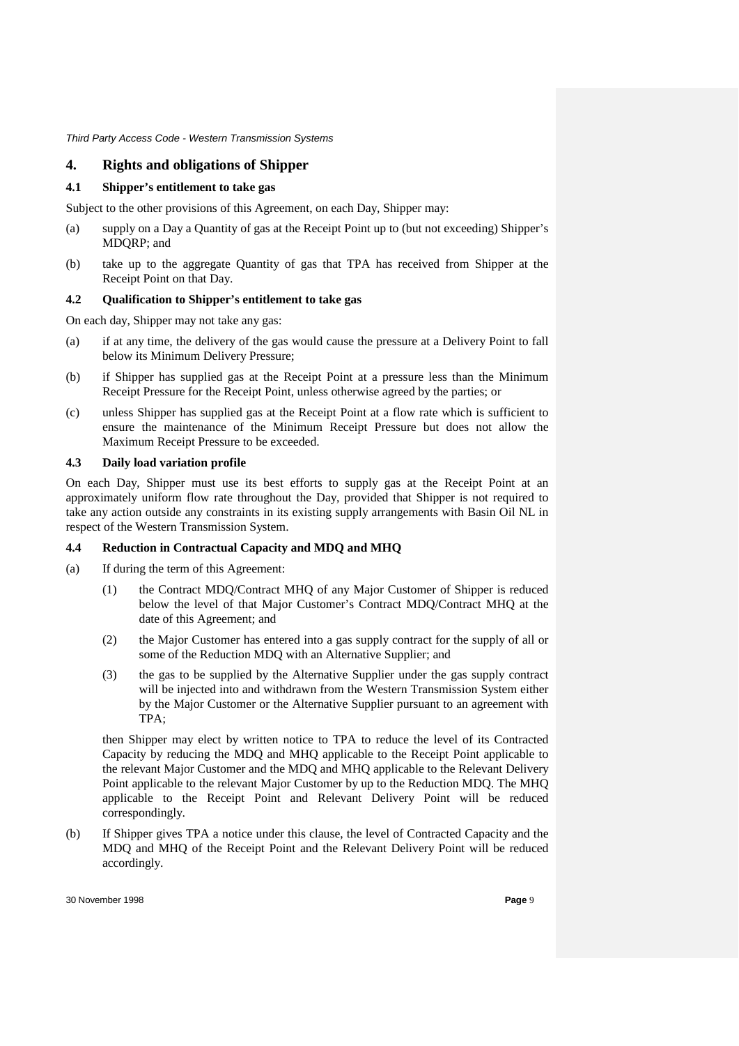## 4. Rights and obligations of Shipper

### 4.1 Shipper's entitlement to take gas

Subject to the other provisions of this Agreement, on each Day, Shipper may:

(a) supply on a Day a Quantity of gas at the Receipt Point up to (but not exceeding) Shipper's MDQRP; and

(b) take up to the aggregate Quantity of gas that TPA has received from Shipper at the Receipt Point on that Day.

### 4.2 Qualification to Shipper's entitlement to take gas

On each day, Shipper may not take any gas:

(a) if at any time, the delivery of the gas would cause the pressure at a Delivery Point to fall below its Minimum Delivery Pressure;

(b) if Shipper has supplied gas at the Receipt Point at a pressure less than the Minimum Receipt Pressure for the Receipt Point, unless otherwise agreed by the parties; or

(c) unless Shipper has supplied gas at the Receipt Point at a flow rate which is sufficient to ensure the maintenance of the Minimum Receipt Pressure but does not allow the Maximum Receipt Pressure to be exceeded.

### 4.3 Daily load variation profile

On each Day, Shipper must use its best efforts to supply gas at the Receipt Point at an approximately uniform flow rate throughout the Day, provided that Shipper is not required to take any action outside any constraints in its existing supply arrangements with Basin Oil NL in respect of the Western Transmission System.

### 4.4 Reduction in Contractual Capacity and MDQ and MHQ

(a) If during the term of this Agreement:

  (1) the Contract MDQ/Contract MHQ of any Major Customer of Shipper is reduced below the level of that Major Customer's Contract MDQ/Contract MHQ at the date of this Agreement; and

  (2) the Major Customer has entered into a gas supply contract for the supply of all or some of the Reduction MDQ with an Alternative Supplier; and

  (3) the gas to be supplied by the Alternative Supplier under the gas supply contract will be injected into and withdrawn from the Western Transmission System either by the Major Customer or the Alternative Supplier pursuant to an agreement with TPA;

  then Shipper may elect by written notice to TPA to reduce the level of its Contracted Capacity by reducing the MDQ and MHQ applicable to the Receipt Point applicable to the relevant Major Customer and the MDQ and MHQ applicable to the Relevant Delivery Point applicable to the relevant Major Customer by up to the Reduction MDQ. The MHQ applicable to the Receipt Point and Relevant Delivery Point will be reduced correspondingly.

(b) If Shipper gives TPA a notice under this clause, the level of Contracted Capacity and the MDQ and MHQ of the Receipt Point and the Relevant Delivery Point will be reduced accordingly.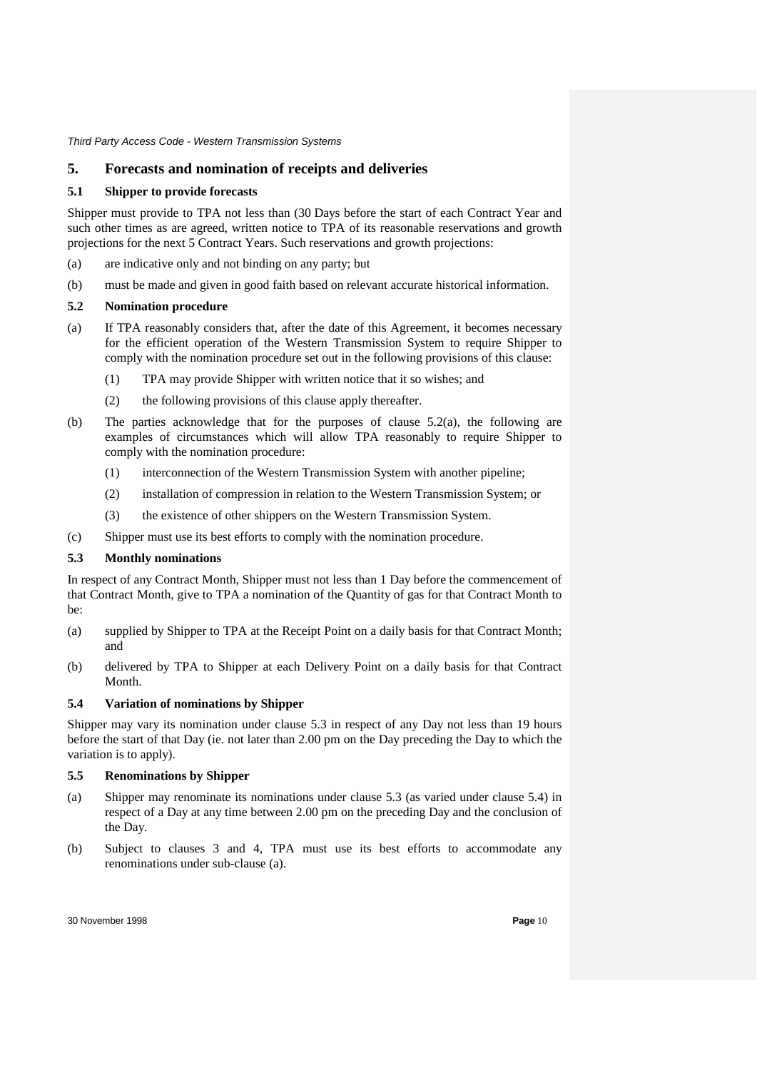## 5. Forecasts and nomination of receipts and deliveries

### 5.1 Shipper to provide forecasts

Shipper must provide to TPA not less than (30 Days before the start of each Contract Year and such other times as are agreed, written notice to TPA of its reasonable reservations and growth projections for the next 5 Contract Years. Such reservations and growth projections:

(a) are indicative only and not binding on any party; but

(b) must be made and given in good faith based on relevant accurate historical information.

### 5.2 Nomination procedure

(a) If TPA reasonably considers that, after the date of this Agreement, it becomes necessary for the efficient operation of the Western Transmission System to require Shipper to comply with the nomination procedure set out in the following provisions of this clause:

  (1) TPA may provide Shipper with written notice that it so wishes; and

  (2) the following provisions of this clause apply thereafter.

(b) The parties acknowledge that for the purposes of clause 5.2(a), the following are examples of circumstances which will allow TPA reasonably to require Shipper to comply with the nomination procedure:

  (1) interconnection of the Western Transmission System with another pipeline;

  (2) installation of compression in relation to the Western Transmission System; or

  (3) the existence of other shippers on the Western Transmission System.

(c) Shipper must use its best efforts to comply with the nomination procedure.

### 5.3 Monthly nominations

In respect of any Contract Month, Shipper must not less than 1 Day before the commencement of that Contract Month, give to TPA a nomination of the Quantity of gas for that Contract Month to be:

(a) supplied by Shipper to TPA at the Receipt Point on a daily basis for that Contract Month; and

(b) delivered by TPA to Shipper at each Delivery Point on a daily basis for that Contract Month.

### 5.4 Variation of nominations by Shipper

Shipper may vary its nomination under clause 5.3 in respect of any Day not less than 19 hours before the start of that Day (ie. not later than 2.00 pm on the Day preceding the Day to which the variation is to apply).

### 5.5 Renominations by Shipper

(a) Shipper may renominate its nominations under clause 5.3 (as varied under clause 5.4) in respect of a Day at any time between 2.00 pm on the preceding Day and the conclusion of the Day.

(b) Subject to clauses 3 and 4, TPA must use its best efforts to accommodate any renominations under sub-clause (a).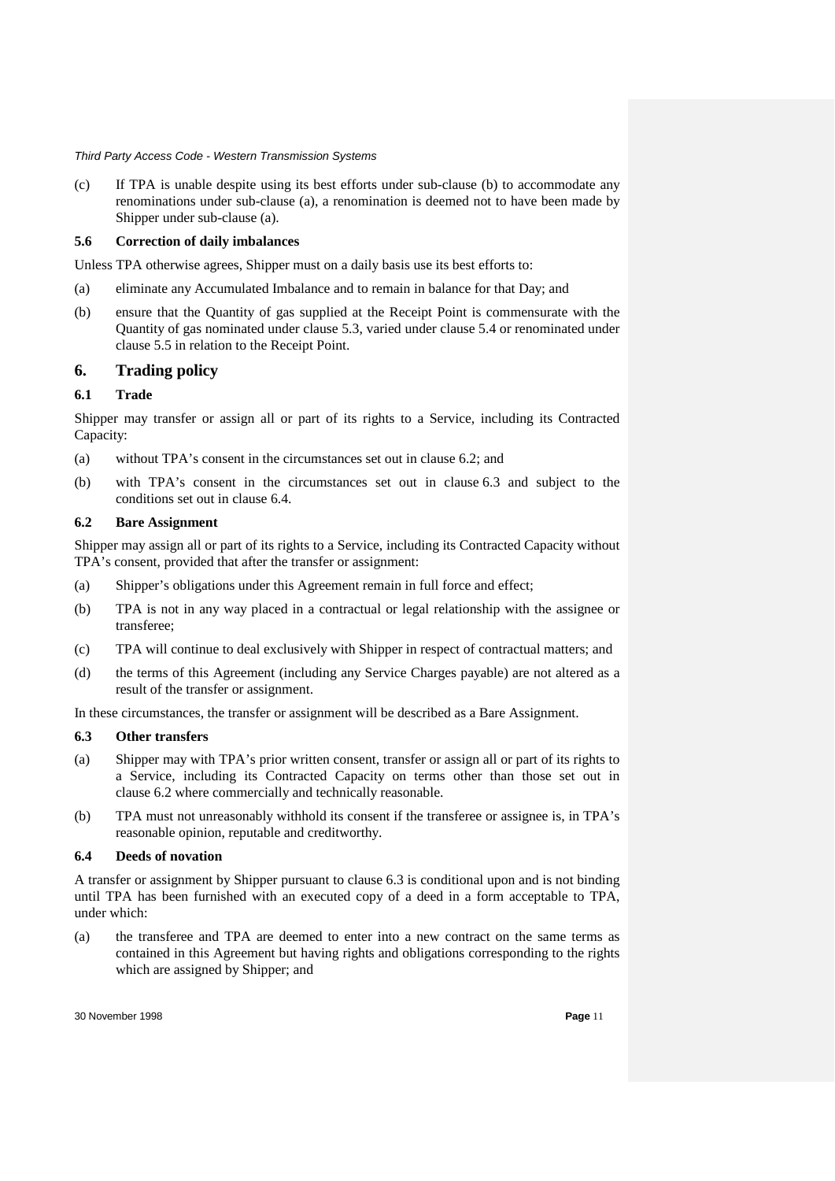(c) If TPA is unable despite using its best efforts under sub-clause (b) to accommodate any renominations under sub-clause (a), a renomination is deemed not to have been made by Shipper under sub-clause (a).

### 5.6 Correction of daily imbalances

Unless TPA otherwise agrees, Shipper must on a daily basis use its best efforts to:

(a) eliminate any Accumulated Imbalance and to remain in balance for that Day; and

(b) ensure that the Quantity of gas supplied at the Receipt Point is commensurate with the Quantity of gas nominated under clause 5.3, varied under clause 5.4 or renominated under clause 5.5 in relation to the Receipt Point.

## 6. Trading policy

### 6.1 Trade

Shipper may transfer or assign all or part of its rights to a Service, including its Contracted Capacity:

(a) without TPA's consent in the circumstances set out in clause 6.2; and

(b) with TPA's consent in the circumstances set out in clause 6.3 and subject to the conditions set out in clause 6.4.

### 6.2 Bare Assignment

Shipper may assign all or part of its rights to a Service, including its Contracted Capacity without TPA's consent, provided that after the transfer or assignment:

(a) Shipper's obligations under this Agreement remain in full force and effect;

(b) TPA is not in any way placed in a contractual or legal relationship with the assignee or transferee;

(c) TPA will continue to deal exclusively with Shipper in respect of contractual matters; and

(d) the terms of this Agreement (including any Service Charges payable) are not altered as a result of the transfer or assignment.

In these circumstances, the transfer or assignment will be described as a Bare Assignment.

### 6.3 Other transfers

(a) Shipper may with TPA's prior written consent, transfer or assign all or part of its rights to a Service, including its Contracted Capacity on terms other than those set out in clause 6.2 where commercially and technically reasonable.

(b) TPA must not unreasonably withhold its consent if the transferee or assignee is, in TPA's reasonable opinion, reputable and creditworthy.

### 6.4 Deeds of novation

A transfer or assignment by Shipper pursuant to clause 6.3 is conditional upon and is not binding until TPA has been furnished with an executed copy of a deed in a form acceptable to TPA, under which:

(a) the transferee and TPA are deemed to enter into a new contract on the same terms as contained in this Agreement but having rights and obligations corresponding to the rights which are assigned by Shipper; and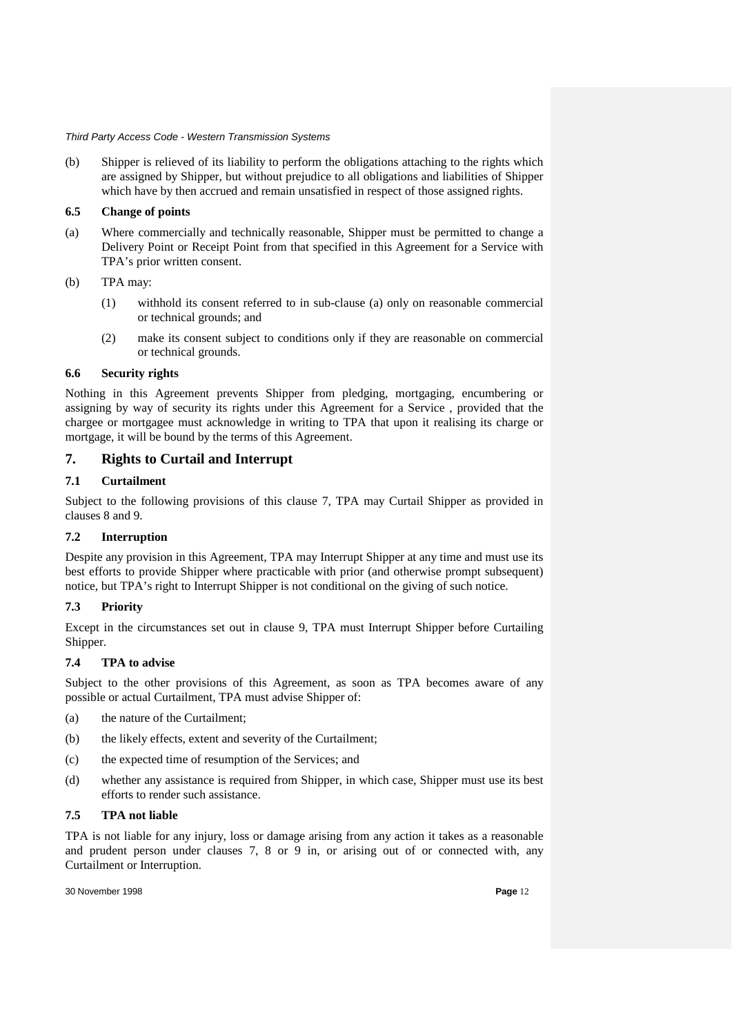(b) Shipper is relieved of its liability to perform the obligations attaching to the rights which are assigned by Shipper, but without prejudice to all obligations and liabilities of Shipper which have by then accrued and remain unsatisfied in respect of those assigned rights.

### 6.5 Change of points

(a) Where commercially and technically reasonable, Shipper must be permitted to change a Delivery Point or Receipt Point from that specified in this Agreement for a Service with TPA's prior written consent.

(b) TPA may:

   (1) withhold its consent referred to in sub-clause (a) only on reasonable commercial or technical grounds; and

   (2) make its consent subject to conditions only if they are reasonable on commercial or technical grounds.

### 6.6 Security rights

Nothing in this Agreement prevents Shipper from pledging, mortgaging, encumbering or assigning by way of security its rights under this Agreement for a Service , provided that the chargee or mortgagee must acknowledge in writing to TPA that upon it realising its charge or mortgage, it will be bound by the terms of this Agreement.

## 7. Rights to Curtail and Interrupt

### 7.1 Curtailment

Subject to the following provisions of this clause 7, TPA may Curtail Shipper as provided in clauses 8 and 9.

### 7.2 Interruption

Despite any provision in this Agreement, TPA may Interrupt Shipper at any time and must use its best efforts to provide Shipper where practicable with prior (and otherwise prompt subsequent) notice, but TPA's right to Interrupt Shipper is not conditional on the giving of such notice.

### 7.3 Priority

Except in the circumstances set out in clause 9, TPA must Interrupt Shipper before Curtailing Shipper.

### 7.4 TPA to advise

Subject to the other provisions of this Agreement, as soon as TPA becomes aware of any possible or actual Curtailment, TPA must advise Shipper of:

(a) the nature of the Curtailment;

(b) the likely effects, extent and severity of the Curtailment;

(c) the expected time of resumption of the Services; and

(d) whether any assistance is required from Shipper, in which case, Shipper must use its best efforts to render such assistance.

### 7.5 TPA not liable

TPA is not liable for any injury, loss or damage arising from any action it takes as a reasonable and prudent person under clauses 7, 8 or 9 in, or arising out of or connected with, any Curtailment or Interruption.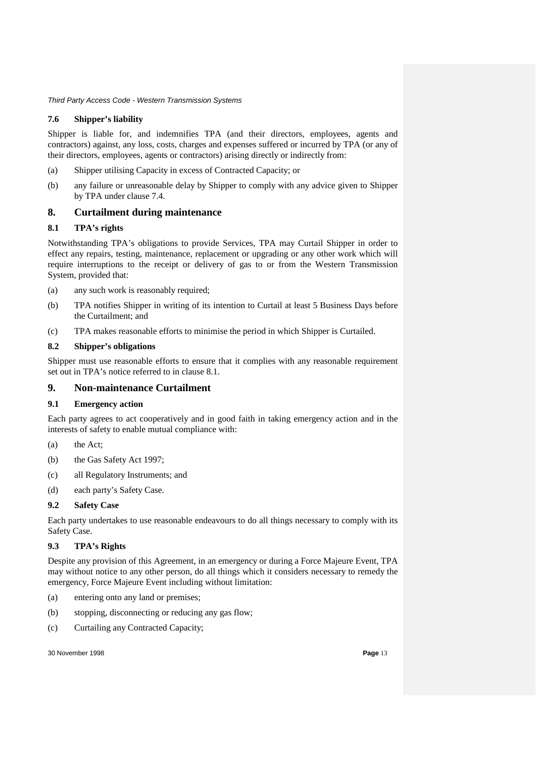### 7.6 Shipper's liability

Shipper is liable for, and indemnifies TPA (and their directors, employees, agents and contractors) against, any loss, costs, charges and expenses suffered or incurred by TPA (or any of their directors, employees, agents or contractors) arising directly or indirectly from:

(a) Shipper utilising Capacity in excess of Contracted Capacity; or

(b) any failure or unreasonable delay by Shipper to comply with any advice given to Shipper by TPA under clause 7.4.

## 8. Curtailment during maintenance

### 8.1 TPA's rights

Notwithstanding TPA's obligations to provide Services, TPA may Curtail Shipper in order to effect any repairs, testing, maintenance, replacement or upgrading or any other work which will require interruptions to the receipt or delivery of gas to or from the Western Transmission System, provided that:

(a) any such work is reasonably required;

(b) TPA notifies Shipper in writing of its intention to Curtail at least 5 Business Days before the Curtailment; and

(c) TPA makes reasonable efforts to minimise the period in which Shipper is Curtailed.

### 8.2 Shipper's obligations

Shipper must use reasonable efforts to ensure that it complies with any reasonable requirement set out in TPA's notice referred to in clause 8.1.

## 9. Non-maintenance Curtailment

### 9.1 Emergency action

Each party agrees to act cooperatively and in good faith in taking emergency action and in the interests of safety to enable mutual compliance with:

(a) the Act;

(b) the Gas Safety Act 1997;

(c) all Regulatory Instruments; and

(d) each party's Safety Case.

### 9.2 Safety Case

Each party undertakes to use reasonable endeavours to do all things necessary to comply with its Safety Case.

### 9.3 TPA's Rights

Despite any provision of this Agreement, in an emergency or during a Force Majeure Event, TPA may without notice to any other person, do all things which it considers necessary to remedy the emergency, Force Majeure Event including without limitation:

(a) entering onto any land or premises;

(b) stopping, disconnecting or reducing any gas flow;

(c) Curtailing any Contracted Capacity;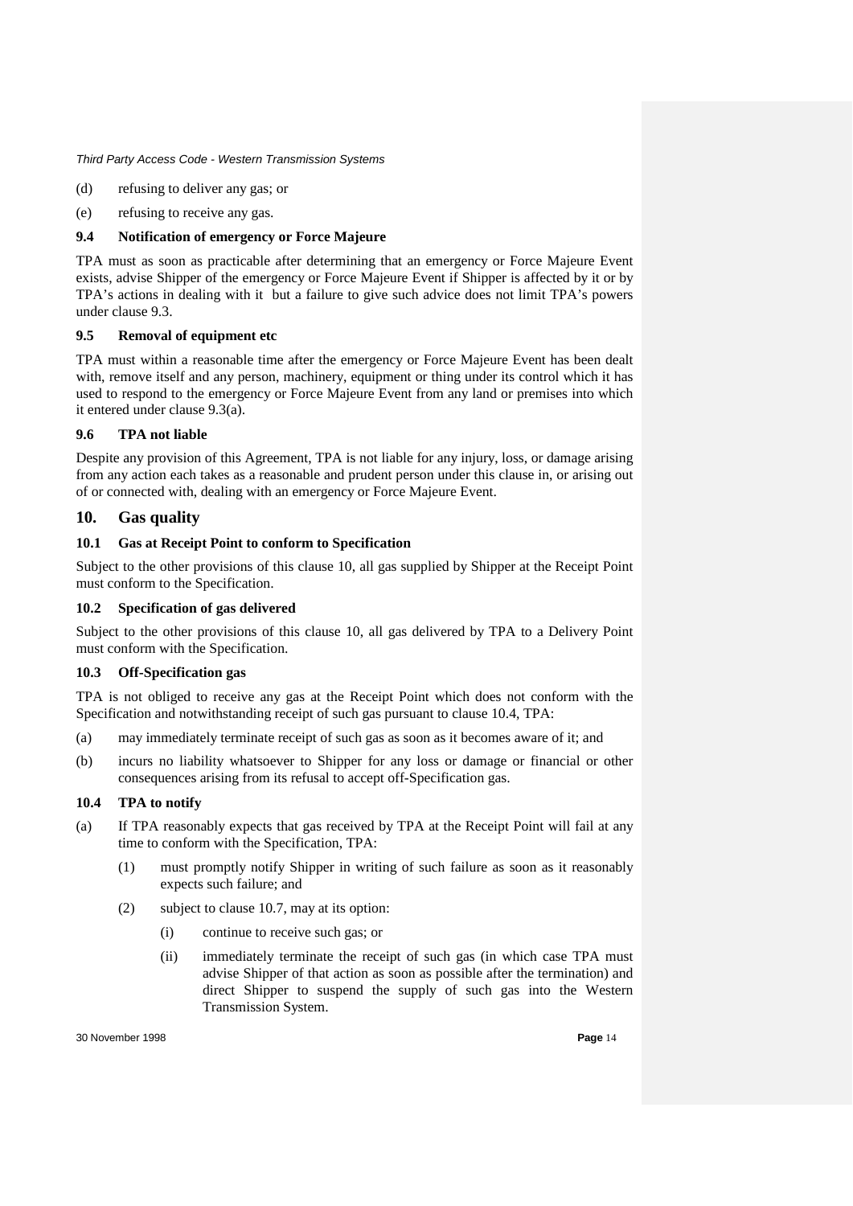(d) refusing to deliver any gas; or

(e) refusing to receive any gas.

### 9.4 Notification of emergency or Force Majeure

TPA must as soon as practicable after determining that an emergency or Force Majeure Event exists, advise Shipper of the emergency or Force Majeure Event if Shipper is affected by it or by TPA's actions in dealing with it but a failure to give such advice does not limit TPA's powers under clause 9.3.

### 9.5 Removal of equipment etc

TPA must within a reasonable time after the emergency or Force Majeure Event has been dealt with, remove itself and any person, machinery, equipment or thing under its control which it has used to respond to the emergency or Force Majeure Event from any land or premises into which it entered under clause 9.3(a).

### 9.6 TPA not liable

Despite any provision of this Agreement, TPA is not liable for any injury, loss, or damage arising from any action each takes as a reasonable and prudent person under this clause in, or arising out of or connected with, dealing with an emergency or Force Majeure Event.

## 10. Gas quality

### 10.1 Gas at Receipt Point to conform to Specification

Subject to the other provisions of this clause 10, all gas supplied by Shipper at the Receipt Point must conform to the Specification.

### 10.2 Specification of gas delivered

Subject to the other provisions of this clause 10, all gas delivered by TPA to a Delivery Point must conform with the Specification.

### 10.3 Off-Specification gas

TPA is not obliged to receive any gas at the Receipt Point which does not conform with the Specification and notwithstanding receipt of such gas pursuant to clause 10.4, TPA:

(a) may immediately terminate receipt of such gas as soon as it becomes aware of it; and

(b) incurs no liability whatsoever to Shipper for any loss or damage or financial or other consequences arising from its refusal to accept off-Specification gas.

### 10.4 TPA to notify

(a) If TPA reasonably expects that gas received by TPA at the Receipt Point will fail at any time to conform with the Specification, TPA:

   (1) must promptly notify Shipper in writing of such failure as soon as it reasonably expects such failure; and

   (2) subject to clause 10.7, may at its option:

      (i) continue to receive such gas; or

      (ii) immediately terminate the receipt of such gas (in which case TPA must advise Shipper of that action as soon as possible after the termination) and direct Shipper to suspend the supply of such gas into the Western Transmission System.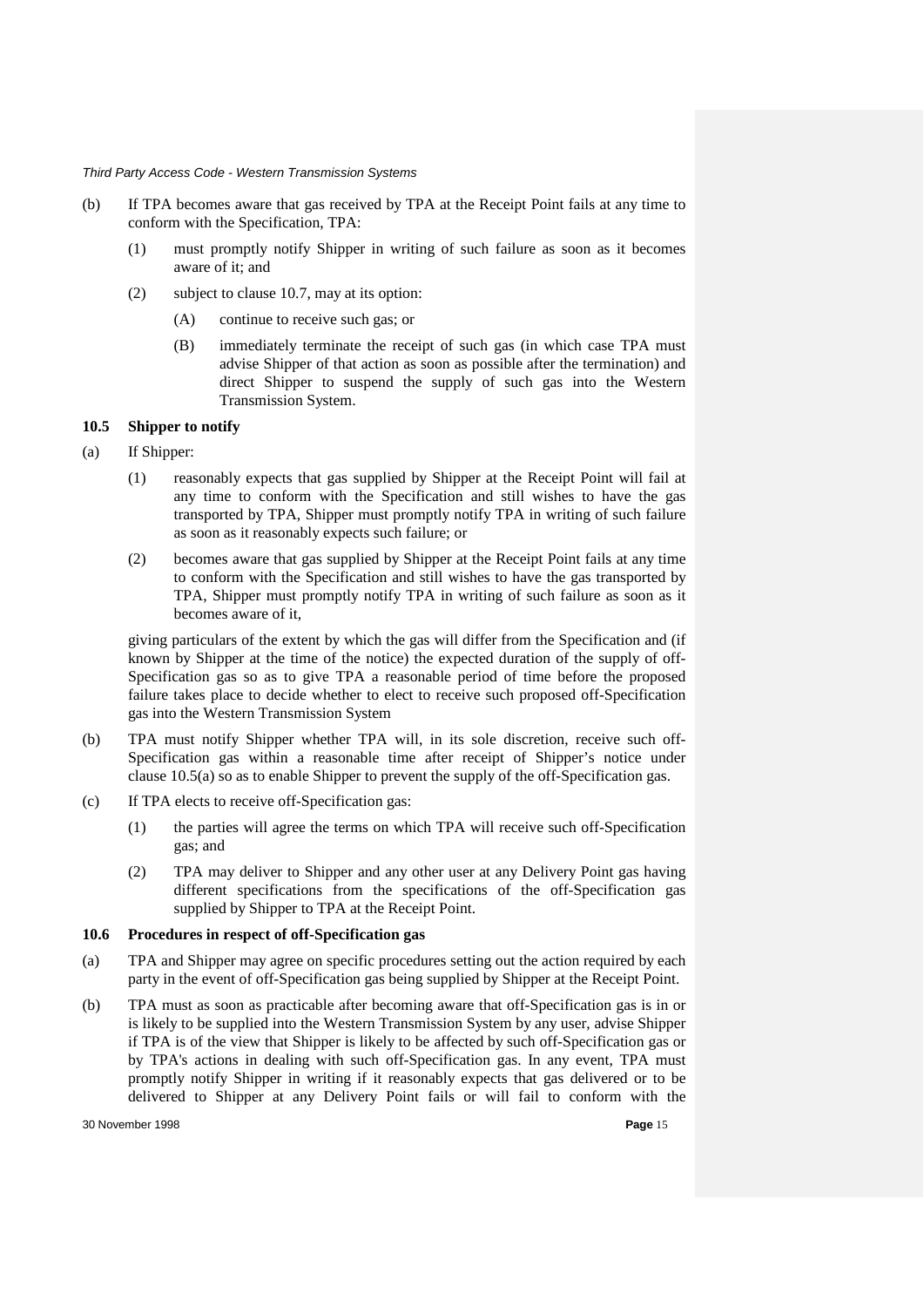(b) If TPA becomes aware that gas received by TPA at the Receipt Point fails at any time to conform with the Specification, TPA:

  (1) must promptly notify Shipper in writing of such failure as soon as it becomes aware of it; and

  (2) subject to clause 10.7, may at its option:

    (A) continue to receive such gas; or

    (B) immediately terminate the receipt of such gas (in which case TPA must advise Shipper of that action as soon as possible after the termination) and direct Shipper to suspend the supply of such gas into the Western Transmission System.

### 10.5 Shipper to notify

(a) If Shipper:

  (1) reasonably expects that gas supplied by Shipper at the Receipt Point will fail at any time to conform with the Specification and still wishes to have the gas transported by TPA, Shipper must promptly notify TPA in writing of such failure as soon as it reasonably expects such failure; or

  (2) becomes aware that gas supplied by Shipper at the Receipt Point fails at any time to conform with the Specification and still wishes to have the gas transported by TPA, Shipper must promptly notify TPA in writing of such failure as soon as it becomes aware of it,

  giving particulars of the extent by which the gas will differ from the Specification and (if known by Shipper at the time of the notice) the expected duration of the supply of off-Specification gas so as to give TPA a reasonable period of time before the proposed failure takes place to decide whether to elect to receive such proposed off-Specification gas into the Western Transmission System

(b) TPA must notify Shipper whether TPA will, in its sole discretion, receive such off-Specification gas within a reasonable time after receipt of Shipper's notice under clause 10.5(a) so as to enable Shipper to prevent the supply of the off-Specification gas.

(c) If TPA elects to receive off-Specification gas:

  (1) the parties will agree the terms on which TPA will receive such off-Specification gas; and

  (2) TPA may deliver to Shipper and any other user at any Delivery Point gas having different specifications from the specifications of the off-Specification gas supplied by Shipper to TPA at the Receipt Point.

### 10.6 Procedures in respect of off-Specification gas

(a) TPA and Shipper may agree on specific procedures setting out the action required by each party in the event of off-Specification gas being supplied by Shipper at the Receipt Point.

(b) TPA must as soon as practicable after becoming aware that off-Specification gas is in or is likely to be supplied into the Western Transmission System by any user, advise Shipper if TPA is of the view that Shipper is likely to be affected by such off-Specification gas or by TPA's actions in dealing with such off-Specification gas. In any event, TPA must promptly notify Shipper in writing if it reasonably expects that gas delivered or to be delivered to Shipper at any Delivery Point fails or will fail to conform with the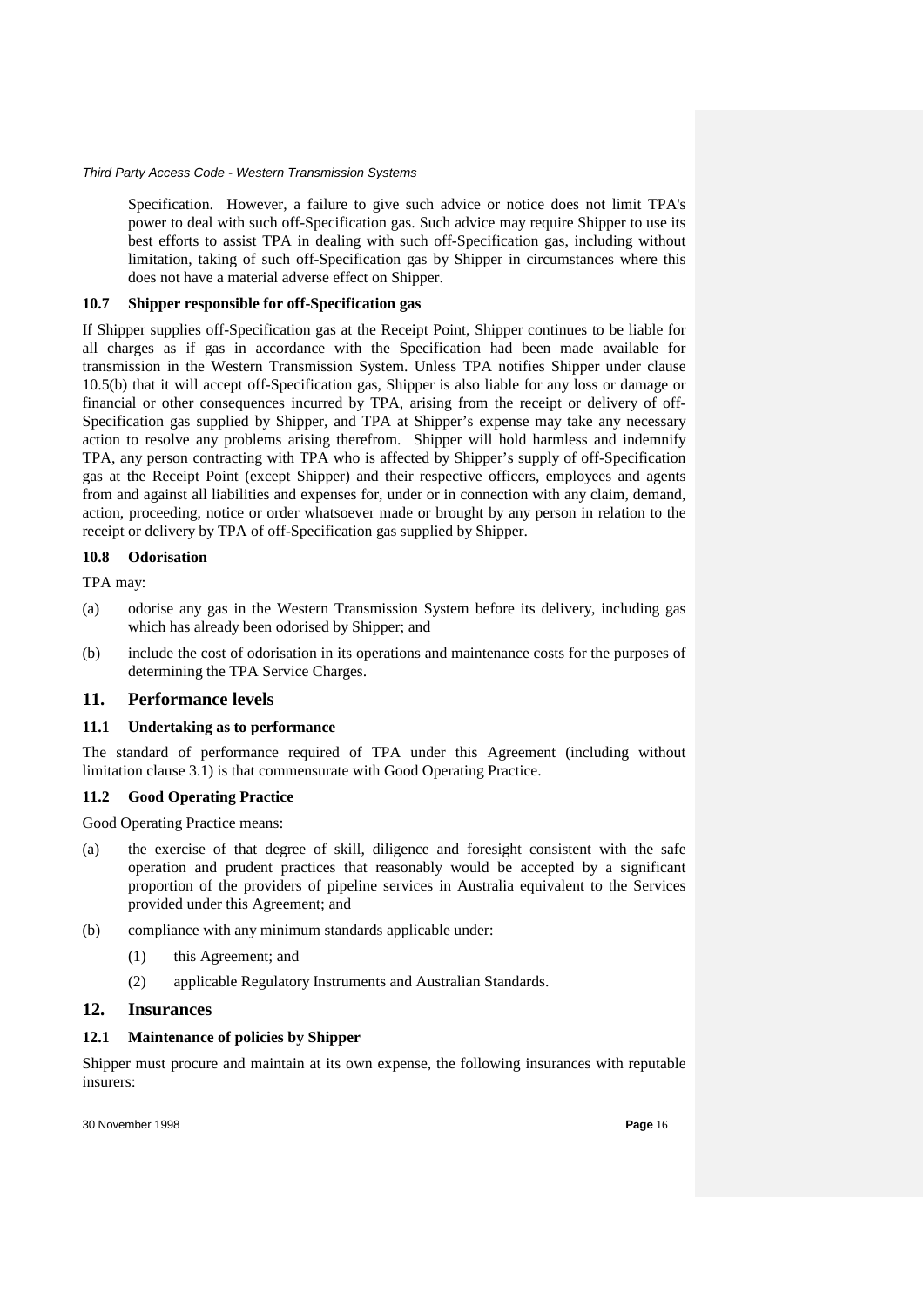Specification. However, a failure to give such advice or notice does not limit TPA's power to deal with such off-Specification gas. Such advice may require Shipper to use its best efforts to assist TPA in dealing with such off-Specification gas, including without limitation, taking of such off-Specification gas by Shipper in circumstances where this does not have a material adverse effect on Shipper.

### 10.7 Shipper responsible for off-Specification gas

If Shipper supplies off-Specification gas at the Receipt Point, Shipper continues to be liable for all charges as if gas in accordance with the Specification had been made available for transmission in the Western Transmission System. Unless TPA notifies Shipper under clause 10.5(b) that it will accept off-Specification gas, Shipper is also liable for any loss or damage or financial or other consequences incurred by TPA, arising from the receipt or delivery of off-Specification gas supplied by Shipper, and TPA at Shipper's expense may take any necessary action to resolve any problems arising therefrom. Shipper will hold harmless and indemnify TPA, any person contracting with TPA who is affected by Shipper's supply of off-Specification gas at the Receipt Point (except Shipper) and their respective officers, employees and agents from and against all liabilities and expenses for, under or in connection with any claim, demand, action, proceeding, notice or order whatsoever made or brought by any person in relation to the receipt or delivery by TPA of off-Specification gas supplied by Shipper.

### 10.8 Odorisation

TPA may:

(a) odorise any gas in the Western Transmission System before its delivery, including gas which has already been odorised by Shipper; and

(b) include the cost of odorisation in its operations and maintenance costs for the purposes of determining the TPA Service Charges.

## 11. Performance levels

### 11.1 Undertaking as to performance

The standard of performance required of TPA under this Agreement (including without limitation clause 3.1) is that commensurate with Good Operating Practice.

### 11.2 Good Operating Practice

Good Operating Practice means:

(a) the exercise of that degree of skill, diligence and foresight consistent with the safe operation and prudent practices that reasonably would be accepted by a significant proportion of the providers of pipeline services in Australia equivalent to the Services provided under this Agreement; and

(b) compliance with any minimum standards applicable under:

  (1) this Agreement; and

  (2) applicable Regulatory Instruments and Australian Standards.

## 12. Insurances

### 12.1 Maintenance of policies by Shipper

Shipper must procure and maintain at its own expense, the following insurances with reputable insurers: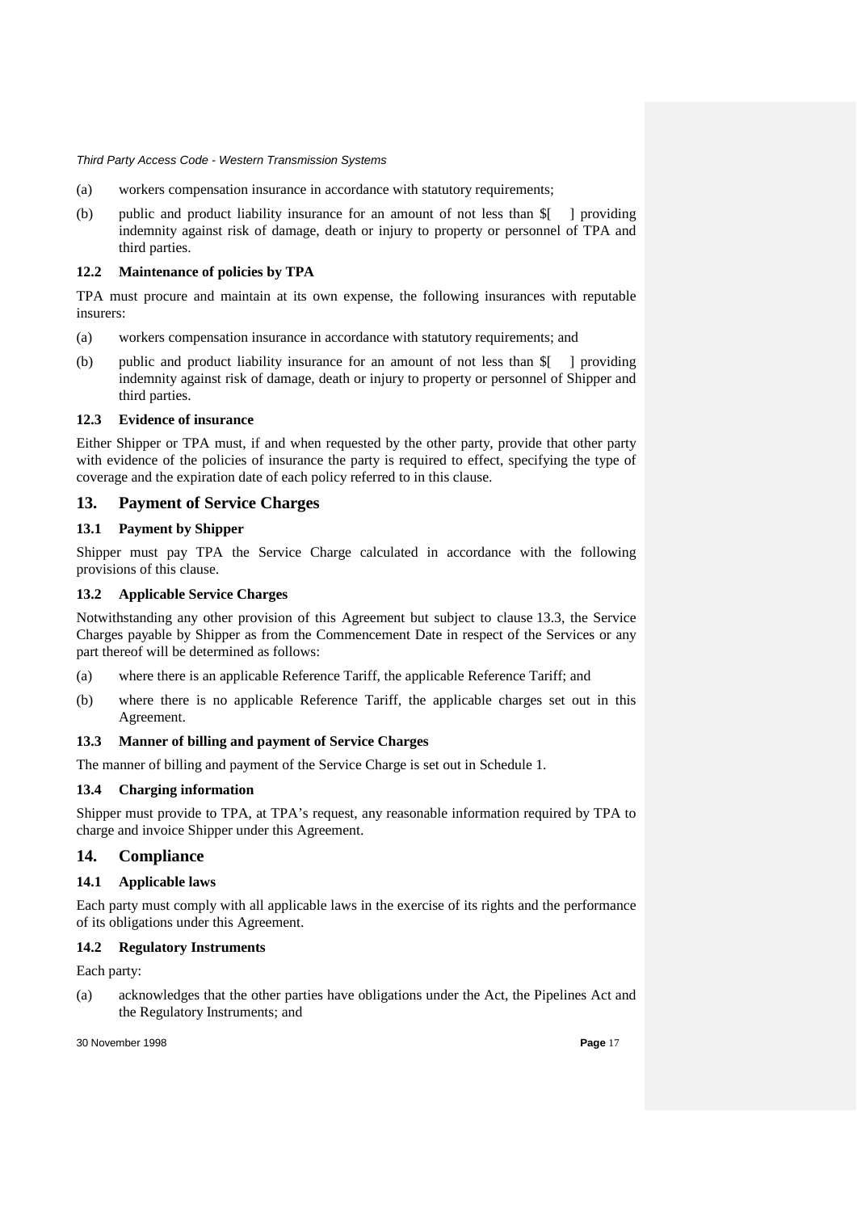(a) workers compensation insurance in accordance with statutory requirements;

(b) public and product liability insurance for an amount of not less than $[ ] providing indemnity against risk of damage, death or injury to property or personnel of TPA and third parties.

### 12.2 Maintenance of policies by TPA

TPA must procure and maintain at its own expense, the following insurances with reputable insurers:

(a) workers compensation insurance in accordance with statutory requirements; and

(b) public and product liability insurance for an amount of not less than $[ ] providing indemnity against risk of damage, death or injury to property or personnel of Shipper and third parties.

### 12.3 Evidence of insurance

Either Shipper or TPA must, if and when requested by the other party, provide that other party with evidence of the policies of insurance the party is required to effect, specifying the type of coverage and the expiration date of each policy referred to in this clause.

## 13. Payment of Service Charges

### 13.1 Payment by Shipper

Shipper must pay TPA the Service Charge calculated in accordance with the following provisions of this clause.

### 13.2 Applicable Service Charges

Notwithstanding any other provision of this Agreement but subject to clause 13.3, the Service Charges payable by Shipper as from the Commencement Date in respect of the Services or any part thereof will be determined as follows:

(a) where there is an applicable Reference Tariff, the applicable Reference Tariff; and

(b) where there is no applicable Reference Tariff, the applicable charges set out in this Agreement.

### 13.3 Manner of billing and payment of Service Charges

The manner of billing and payment of the Service Charge is set out in Schedule 1.

### 13.4 Charging information

Shipper must provide to TPA, at TPA's request, any reasonable information required by TPA to charge and invoice Shipper under this Agreement.

## 14. Compliance

### 14.1 Applicable laws

Each party must comply with all applicable laws in the exercise of its rights and the performance of its obligations under this Agreement.

### 14.2 Regulatory Instruments

Each party:

(a) acknowledges that the other parties have obligations under the Act, the Pipelines Act and the Regulatory Instruments; and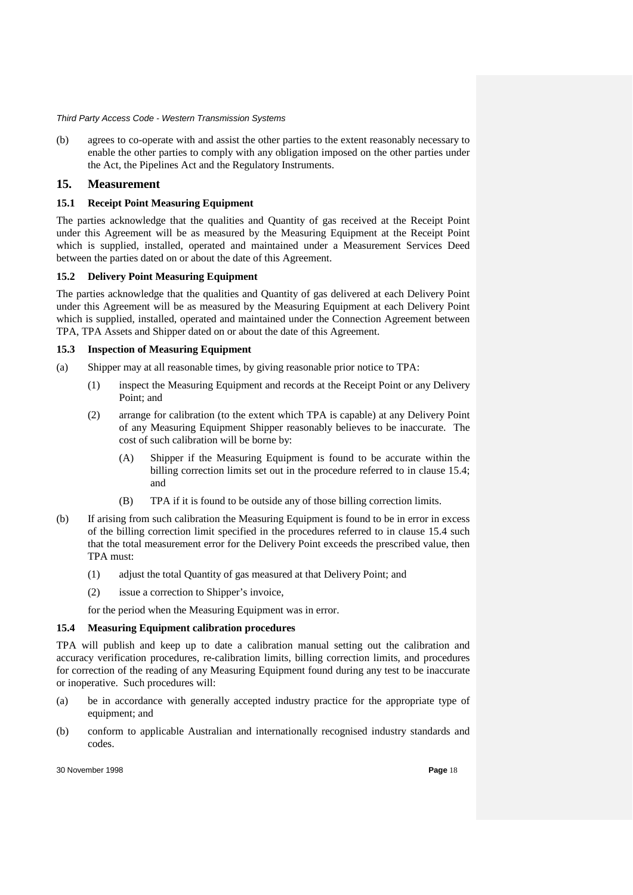(b) agrees to co-operate with and assist the other parties to the extent reasonably necessary to enable the other parties to comply with any obligation imposed on the other parties under the Act, the Pipelines Act and the Regulatory Instruments.

## 15. Measurement

### 15.1 Receipt Point Measuring Equipment

The parties acknowledge that the qualities and Quantity of gas received at the Receipt Point under this Agreement will be as measured by the Measuring Equipment at the Receipt Point which is supplied, installed, operated and maintained under a Measurement Services Deed between the parties dated on or about the date of this Agreement.

### 15.2 Delivery Point Measuring Equipment

The parties acknowledge that the qualities and Quantity of gas delivered at each Delivery Point under this Agreement will be as measured by the Measuring Equipment at each Delivery Point which is supplied, installed, operated and maintained under the Connection Agreement between TPA, TPA Assets and Shipper dated on or about the date of this Agreement.

### 15.3 Inspection of Measuring Equipment

(a) Shipper may at all reasonable times, by giving reasonable prior notice to TPA:

   (1) inspect the Measuring Equipment and records at the Receipt Point or any Delivery Point; and

   (2) arrange for calibration (to the extent which TPA is capable) at any Delivery Point of any Measuring Equipment Shipper reasonably believes to be inaccurate. The cost of such calibration will be borne by:

      (A) Shipper if the Measuring Equipment is found to be accurate within the billing correction limits set out in the procedure referred to in clause 15.4; and

      (B) TPA if it is found to be outside any of those billing correction limits.

(b) If arising from such calibration the Measuring Equipment is found to be in error in excess of the billing correction limit specified in the procedures referred to in clause 15.4 such that the total measurement error for the Delivery Point exceeds the prescribed value, then TPA must:

   (1) adjust the total Quantity of gas measured at that Delivery Point; and

   (2) issue a correction to Shipper's invoice,

   for the period when the Measuring Equipment was in error.

### 15.4 Measuring Equipment calibration procedures

TPA will publish and keep up to date a calibration manual setting out the calibration and accuracy verification procedures, re-calibration limits, billing correction limits, and procedures for correction of the reading of any Measuring Equipment found during any test to be inaccurate or inoperative. Such procedures will:

(a) be in accordance with generally accepted industry practice for the appropriate type of equipment; and

(b) conform to applicable Australian and internationally recognised industry standards and codes.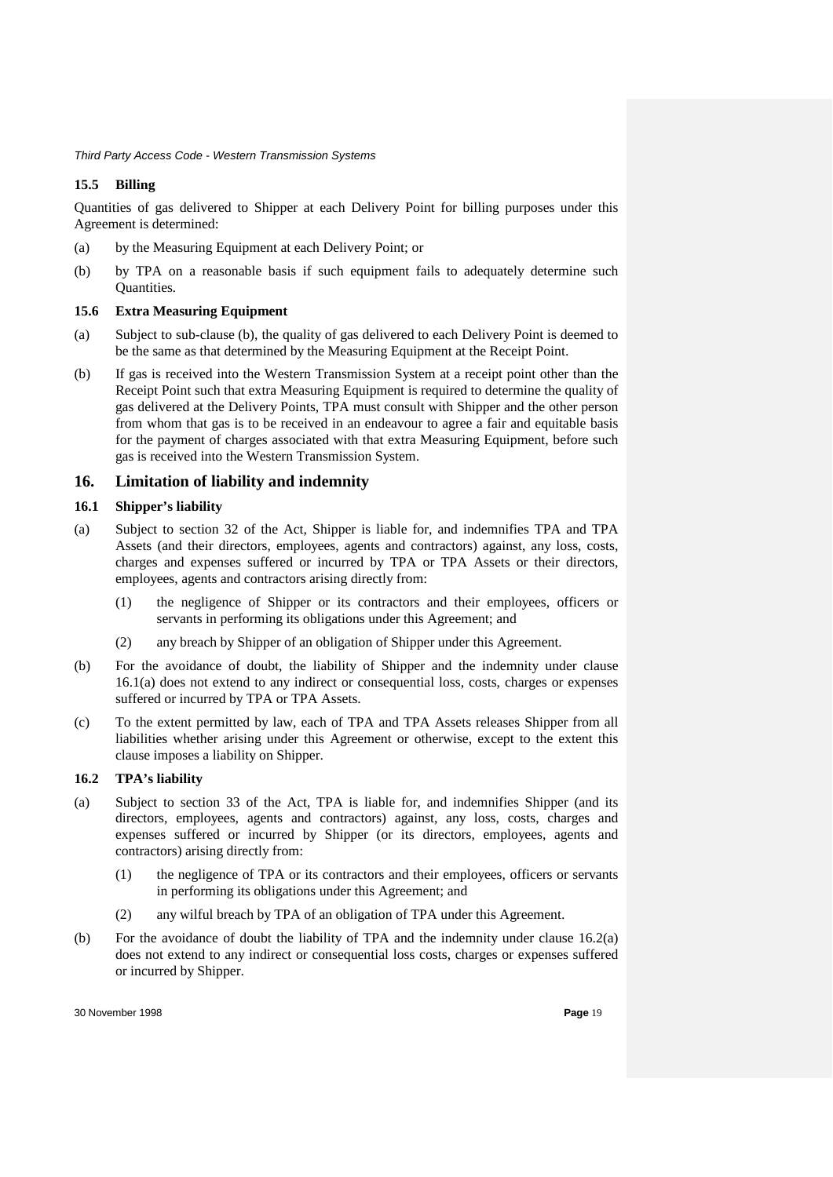### 15.5 Billing

Quantities of gas delivered to Shipper at each Delivery Point for billing purposes under this Agreement is determined:

(a) by the Measuring Equipment at each Delivery Point; or

(b) by TPA on a reasonable basis if such equipment fails to adequately determine such Quantities.

### 15.6 Extra Measuring Equipment

(a) Subject to sub-clause (b), the quality of gas delivered to each Delivery Point is deemed to be the same as that determined by the Measuring Equipment at the Receipt Point.

(b) If gas is received into the Western Transmission System at a receipt point other than the Receipt Point such that extra Measuring Equipment is required to determine the quality of gas delivered at the Delivery Points, TPA must consult with Shipper and the other person from whom that gas is to be received in an endeavour to agree a fair and equitable basis for the payment of charges associated with that extra Measuring Equipment, before such gas is received into the Western Transmission System.

## 16. Limitation of liability and indemnity

### 16.1 Shipper's liability

(a) Subject to section 32 of the Act, Shipper is liable for, and indemnifies TPA and TPA Assets (and their directors, employees, agents and contractors) against, any loss, costs, charges and expenses suffered or incurred by TPA or TPA Assets or their directors, employees, agents and contractors arising directly from:

  (1) the negligence of Shipper or its contractors and their employees, officers or servants in performing its obligations under this Agreement; and

  (2) any breach by Shipper of an obligation of Shipper under this Agreement.

(b) For the avoidance of doubt, the liability of Shipper and the indemnity under clause 16.1(a) does not extend to any indirect or consequential loss, costs, charges or expenses suffered or incurred by TPA or TPA Assets.

(c) To the extent permitted by law, each of TPA and TPA Assets releases Shipper from all liabilities whether arising under this Agreement or otherwise, except to the extent this clause imposes a liability on Shipper.

### 16.2 TPA's liability

(a) Subject to section 33 of the Act, TPA is liable for, and indemnifies Shipper (and its directors, employees, agents and contractors) against, any loss, costs, charges and expenses suffered or incurred by Shipper (or its directors, employees, agents and contractors) arising directly from:

  (1) the negligence of TPA or its contractors and their employees, officers or servants in performing its obligations under this Agreement; and

  (2) any wilful breach by TPA of an obligation of TPA under this Agreement.

(b) For the avoidance of doubt the liability of TPA and the indemnity under clause 16.2(a) does not extend to any indirect or consequential loss costs, charges or expenses suffered or incurred by Shipper.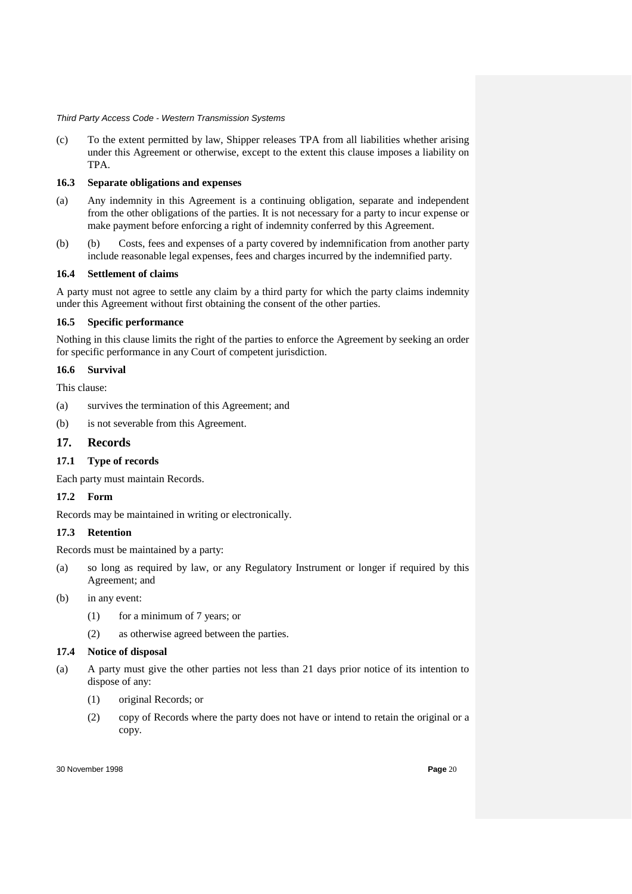(c) To the extent permitted by law, Shipper releases TPA from all liabilities whether arising under this Agreement or otherwise, except to the extent this clause imposes a liability on TPA.

### 16.3 Separate obligations and expenses

(a) Any indemnity in this Agreement is a continuing obligation, separate and independent from the other obligations of the parties. It is not necessary for a party to incur expense or make payment before enforcing a right of indemnity conferred by this Agreement.

(b) (b) Costs, fees and expenses of a party covered by indemnification from another party include reasonable legal expenses, fees and charges incurred by the indemnified party.

### 16.4 Settlement of claims

A party must not agree to settle any claim by a third party for which the party claims indemnity under this Agreement without first obtaining the consent of the other parties.

### 16.5 Specific performance

Nothing in this clause limits the right of the parties to enforce the Agreement by seeking an order for specific performance in any Court of competent jurisdiction.

### 16.6 Survival

This clause:

(a) survives the termination of this Agreement; and

(b) is not severable from this Agreement.

## 17. Records

### 17.1 Type of records

Each party must maintain Records.

### 17.2 Form

Records may be maintained in writing or electronically.

### 17.3 Retention

Records must be maintained by a party:

(a) so long as required by law, or any Regulatory Instrument or longer if required by this Agreement; and

(b) in any event:

  (1) for a minimum of 7 years; or

  (2) as otherwise agreed between the parties.

### 17.4 Notice of disposal

(a) A party must give the other parties not less than 21 days prior notice of its intention to dispose of any:

  (1) original Records; or

  (2) copy of Records where the party does not have or intend to retain the original or a copy.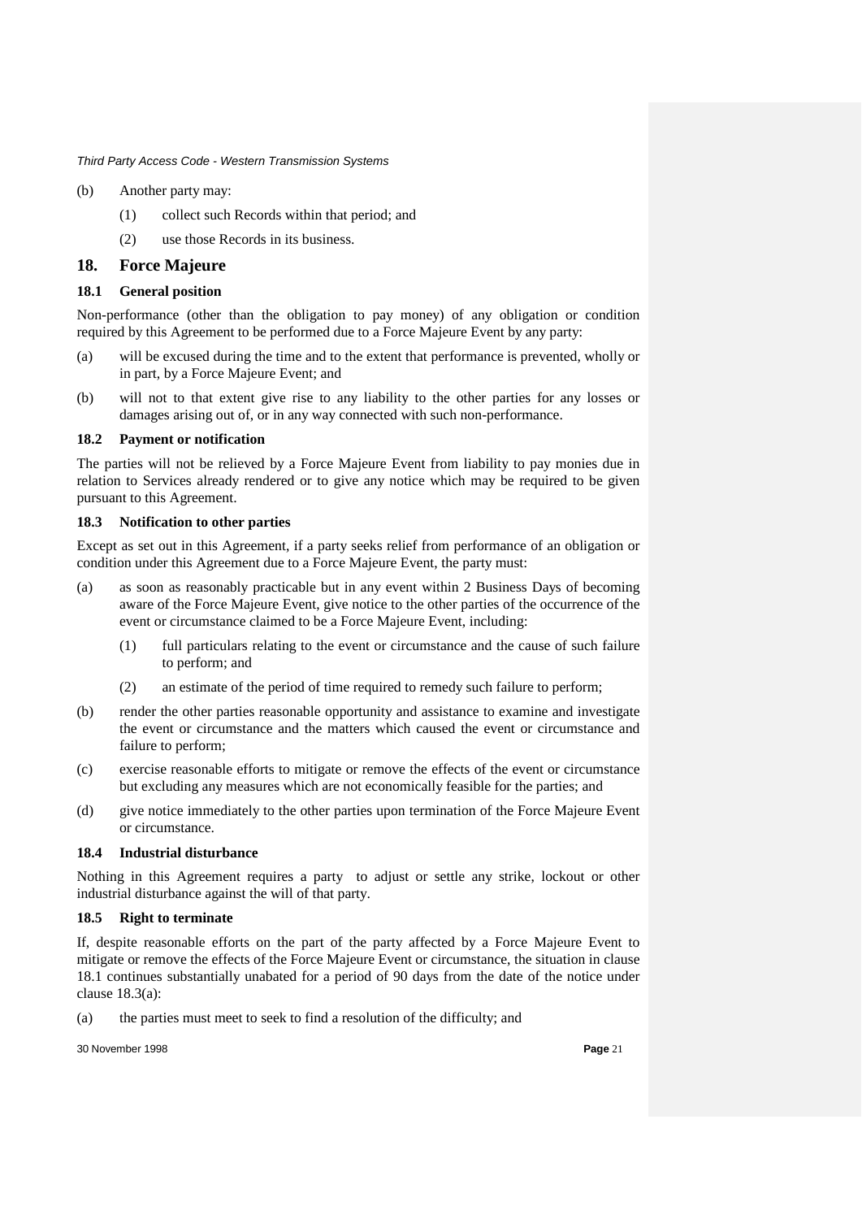(b) Another party may:

  (1) collect such Records within that period; and

  (2) use those Records in its business.

## 18. Force Majeure

### 18.1 General position

Non-performance (other than the obligation to pay money) of any obligation or condition required by this Agreement to be performed due to a Force Majeure Event by any party:

(a) will be excused during the time and to the extent that performance is prevented, wholly or in part, by a Force Majeure Event; and

(b) will not to that extent give rise to any liability to the other parties for any losses or damages arising out of, or in any way connected with such non-performance.

### 18.2 Payment or notification

The parties will not be relieved by a Force Majeure Event from liability to pay monies due in relation to Services already rendered or to give any notice which may be required to be given pursuant to this Agreement.

### 18.3 Notification to other parties

Except as set out in this Agreement, if a party seeks relief from performance of an obligation or condition under this Agreement due to a Force Majeure Event, the party must:

(a) as soon as reasonably practicable but in any event within 2 Business Days of becoming aware of the Force Majeure Event, give notice to the other parties of the occurrence of the event or circumstance claimed to be a Force Majeure Event, including:

  (1) full particulars relating to the event or circumstance and the cause of such failure to perform; and

  (2) an estimate of the period of time required to remedy such failure to perform;

(b) render the other parties reasonable opportunity and assistance to examine and investigate the event or circumstance and the matters which caused the event or circumstance and failure to perform;

(c) exercise reasonable efforts to mitigate or remove the effects of the event or circumstance but excluding any measures which are not economically feasible for the parties; and

(d) give notice immediately to the other parties upon termination of the Force Majeure Event or circumstance.

### 18.4 Industrial disturbance

Nothing in this Agreement requires a party to adjust or settle any strike, lockout or other industrial disturbance against the will of that party.

### 18.5 Right to terminate

If, despite reasonable efforts on the part of the party affected by a Force Majeure Event to mitigate or remove the effects of the Force Majeure Event or circumstance, the situation in clause 18.1 continues substantially unabated for a period of 90 days from the date of the notice under clause 18.3(a):

(a) the parties must meet to seek to find a resolution of the difficulty; and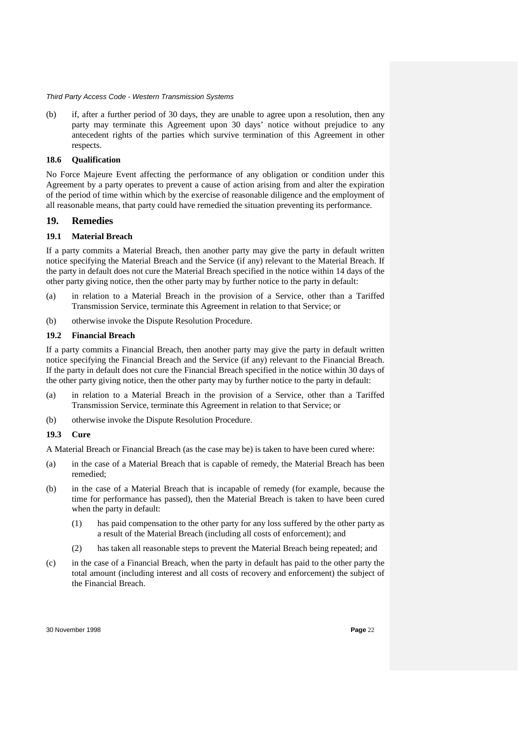(b) if, after a further period of 30 days, they are unable to agree upon a resolution, then any party may terminate this Agreement upon 30 days' notice without prejudice to any antecedent rights of the parties which survive termination of this Agreement in other respects.

### 18.6 Qualification

No Force Majeure Event affecting the performance of any obligation or condition under this Agreement by a party operates to prevent a cause of action arising from and alter the expiration of the period of time within which by the exercise of reasonable diligence and the employment of all reasonable means, that party could have remedied the situation preventing its performance.

## 19. Remedies

### 19.1 Material Breach

If a party commits a Material Breach, then another party may give the party in default written notice specifying the Material Breach and the Service (if any) relevant to the Material Breach. If the party in default does not cure the Material Breach specified in the notice within 14 days of the other party giving notice, then the other party may by further notice to the party in default:

(a) in relation to a Material Breach in the provision of a Service, other than a Tariffed Transmission Service, terminate this Agreement in relation to that Service; or

(b) otherwise invoke the Dispute Resolution Procedure.

### 19.2 Financial Breach

If a party commits a Financial Breach, then another party may give the party in default written notice specifying the Financial Breach and the Service (if any) relevant to the Financial Breach. If the party in default does not cure the Financial Breach specified in the notice within 30 days of the other party giving notice, then the other party may by further notice to the party in default:

(a) in relation to a Material Breach in the provision of a Service, other than a Tariffed Transmission Service, terminate this Agreement in relation to that Service; or

(b) otherwise invoke the Dispute Resolution Procedure.

### 19.3 Cure

A Material Breach or Financial Breach (as the case may be) is taken to have been cured where:

(a) in the case of a Material Breach that is capable of remedy, the Material Breach has been remedied;

(b) in the case of a Material Breach that is incapable of remedy (for example, because the time for performance has passed), then the Material Breach is taken to have been cured when the party in default:

 (1) has paid compensation to the other party for any loss suffered by the other party as a result of the Material Breach (including all costs of enforcement); and

 (2) has taken all reasonable steps to prevent the Material Breach being repeated; and

(c) in the case of a Financial Breach, when the party in default has paid to the other party the total amount (including interest and all costs of recovery and enforcement) the subject of the Financial Breach.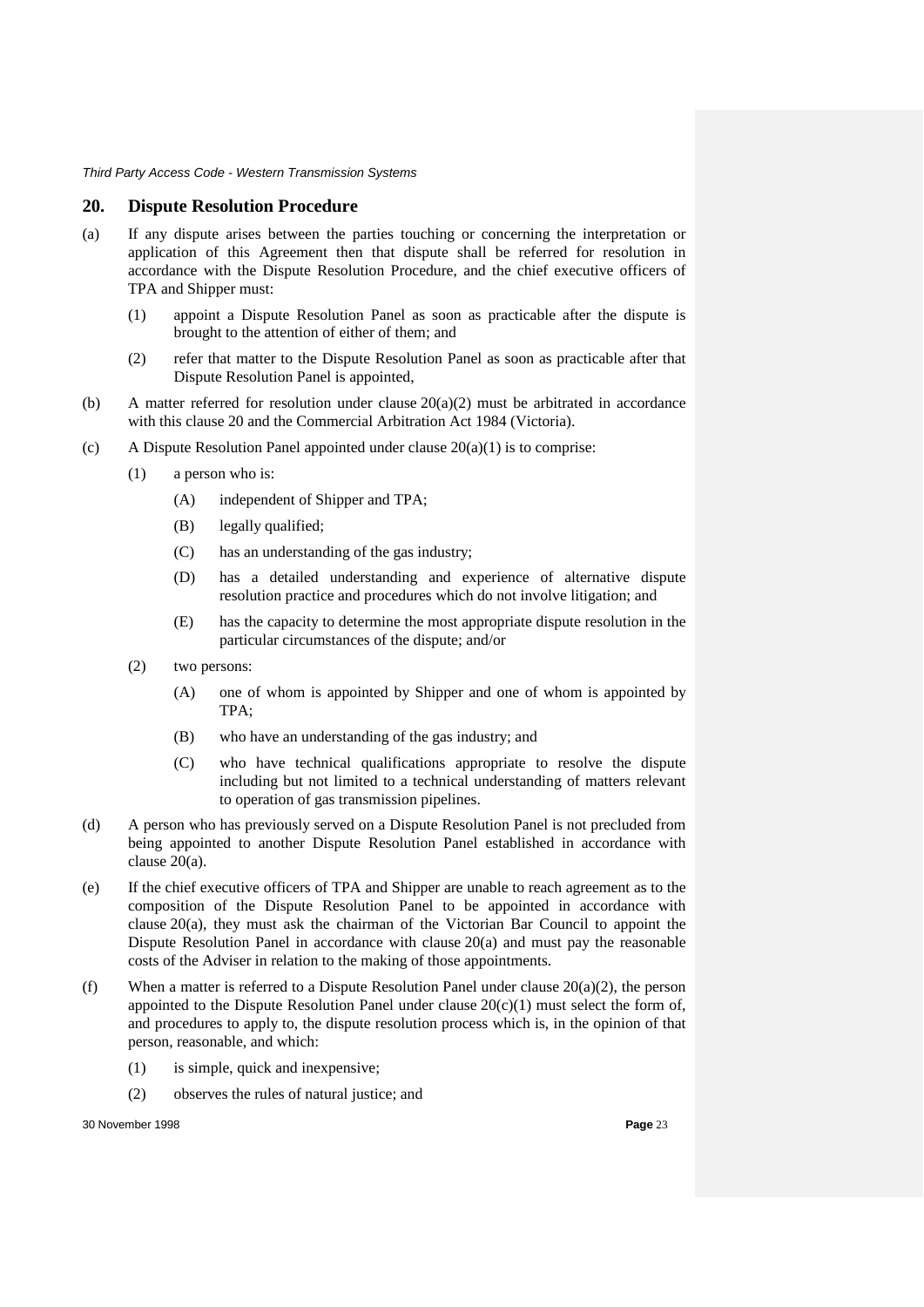## 20. Dispute Resolution Procedure

(a) If any dispute arises between the parties touching or concerning the interpretation or application of this Agreement then that dispute shall be referred for resolution in accordance with the Dispute Resolution Procedure, and the chief executive officers of TPA and Shipper must:

(1) appoint a Dispute Resolution Panel as soon as practicable after the dispute is brought to the attention of either of them; and

(2) refer that matter to the Dispute Resolution Panel as soon as practicable after that Dispute Resolution Panel is appointed,

(b) A matter referred for resolution under clause 20(a)(2) must be arbitrated in accordance with this clause 20 and the Commercial Arbitration Act 1984 (Victoria).

(c) A Dispute Resolution Panel appointed under clause 20(a)(1) is to comprise:

(1) a person who is:

(A) independent of Shipper and TPA;

(B) legally qualified;

(C) has an understanding of the gas industry;

(D) has a detailed understanding and experience of alternative dispute resolution practice and procedures which do not involve litigation; and

(E) has the capacity to determine the most appropriate dispute resolution in the particular circumstances of the dispute; and/or

(2) two persons:

(A) one of whom is appointed by Shipper and one of whom is appointed by TPA;

(B) who have an understanding of the gas industry; and

(C) who have technical qualifications appropriate to resolve the dispute including but not limited to a technical understanding of matters relevant to operation of gas transmission pipelines.

(d) A person who has previously served on a Dispute Resolution Panel is not precluded from being appointed to another Dispute Resolution Panel established in accordance with clause 20(a).

(e) If the chief executive officers of TPA and Shipper are unable to reach agreement as to the composition of the Dispute Resolution Panel to be appointed in accordance with clause 20(a), they must ask the chairman of the Victorian Bar Council to appoint the Dispute Resolution Panel in accordance with clause 20(a) and must pay the reasonable costs of the Adviser in relation to the making of those appointments.

(f) When a matter is referred to a Dispute Resolution Panel under clause 20(a)(2), the person appointed to the Dispute Resolution Panel under clause 20(c)(1) must select the form of, and procedures to apply to, the dispute resolution process which is, in the opinion of that person, reasonable, and which:

(1) is simple, quick and inexpensive;

(2) observes the rules of natural justice; and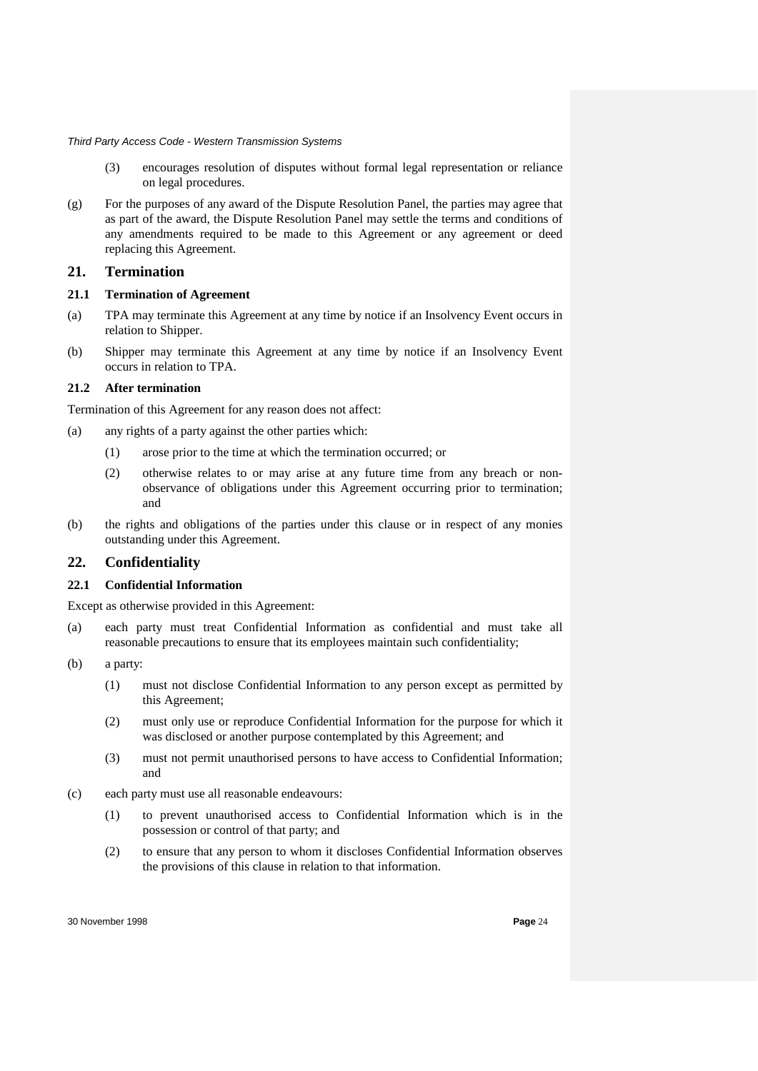(3) encourages resolution of disputes without formal legal representation or reliance on legal procedures.

(g) For the purposes of any award of the Dispute Resolution Panel, the parties may agree that as part of the award, the Dispute Resolution Panel may settle the terms and conditions of any amendments required to be made to this Agreement or any agreement or deed replacing this Agreement.

## 21. Termination

### 21.1 Termination of Agreement

(a) TPA may terminate this Agreement at any time by notice if an Insolvency Event occurs in relation to Shipper.

(b) Shipper may terminate this Agreement at any time by notice if an Insolvency Event occurs in relation to TPA.

### 21.2 After termination

Termination of this Agreement for any reason does not affect:

(a) any rights of a party against the other parties which:

(1) arose prior to the time at which the termination occurred; or

(2) otherwise relates to or may arise at any future time from any breach or non-observance of obligations under this Agreement occurring prior to termination; and

(b) the rights and obligations of the parties under this clause or in respect of any monies outstanding under this Agreement.

## 22. Confidentiality

### 22.1 Confidential Information

Except as otherwise provided in this Agreement:

(a) each party must treat Confidential Information as confidential and must take all reasonable precautions to ensure that its employees maintain such confidentiality;

(b) a party:

(1) must not disclose Confidential Information to any person except as permitted by this Agreement;

(2) must only use or reproduce Confidential Information for the purpose for which it was disclosed or another purpose contemplated by this Agreement; and

(3) must not permit unauthorised persons to have access to Confidential Information; and

(c) each party must use all reasonable endeavours:

(1) to prevent unauthorised access to Confidential Information which is in the possession or control of that party; and

(2) to ensure that any person to whom it discloses Confidential Information observes the provisions of this clause in relation to that information.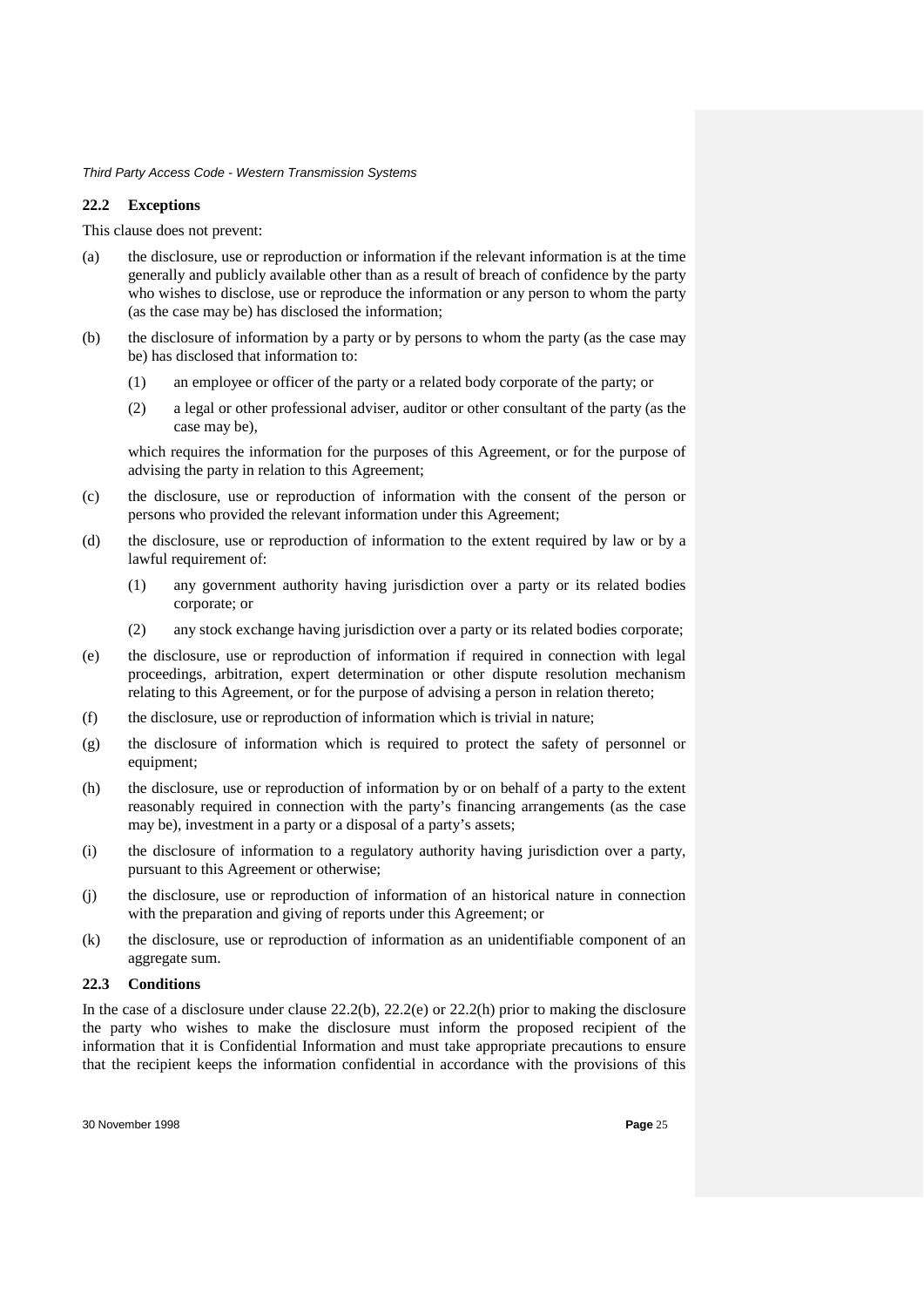### 22.2 Exceptions

This clause does not prevent:

(a) the disclosure, use or reproduction or information if the relevant information is at the time generally and publicly available other than as a result of breach of confidence by the party who wishes to disclose, use or reproduce the information or any person to whom the party (as the case may be) has disclosed the information;

(b) the disclosure of information by a party or by persons to whom the party (as the case may be) has disclosed that information to:

   (1) an employee or officer of the party or a related body corporate of the party; or

   (2) a legal or other professional adviser, auditor or other consultant of the party (as the case may be),

   which requires the information for the purposes of this Agreement, or for the purpose of advising the party in relation to this Agreement;

(c) the disclosure, use or reproduction of information with the consent of the person or persons who provided the relevant information under this Agreement;

(d) the disclosure, use or reproduction of information to the extent required by law or by a lawful requirement of:

   (1) any government authority having jurisdiction over a party or its related bodies corporate; or

   (2) any stock exchange having jurisdiction over a party or its related bodies corporate;

(e) the disclosure, use or reproduction of information if required in connection with legal proceedings, arbitration, expert determination or other dispute resolution mechanism relating to this Agreement, or for the purpose of advising a person in relation thereto;

(f) the disclosure, use or reproduction of information which is trivial in nature;

(g) the disclosure of information which is required to protect the safety of personnel or equipment;

(h) the disclosure, use or reproduction of information by or on behalf of a party to the extent reasonably required in connection with the party's financing arrangements (as the case may be), investment in a party or a disposal of a party's assets;

(i) the disclosure of information to a regulatory authority having jurisdiction over a party, pursuant to this Agreement or otherwise;

(j) the disclosure, use or reproduction of information of an historical nature in connection with the preparation and giving of reports under this Agreement; or

(k) the disclosure, use or reproduction of information as an unidentifiable component of an aggregate sum.

### 22.3 Conditions

In the case of a disclosure under clause 22.2(b), 22.2(e) or 22.2(h) prior to making the disclosure the party who wishes to make the disclosure must inform the proposed recipient of the information that it is Confidential Information and must take appropriate precautions to ensure that the recipient keeps the information confidential in accordance with the provisions of this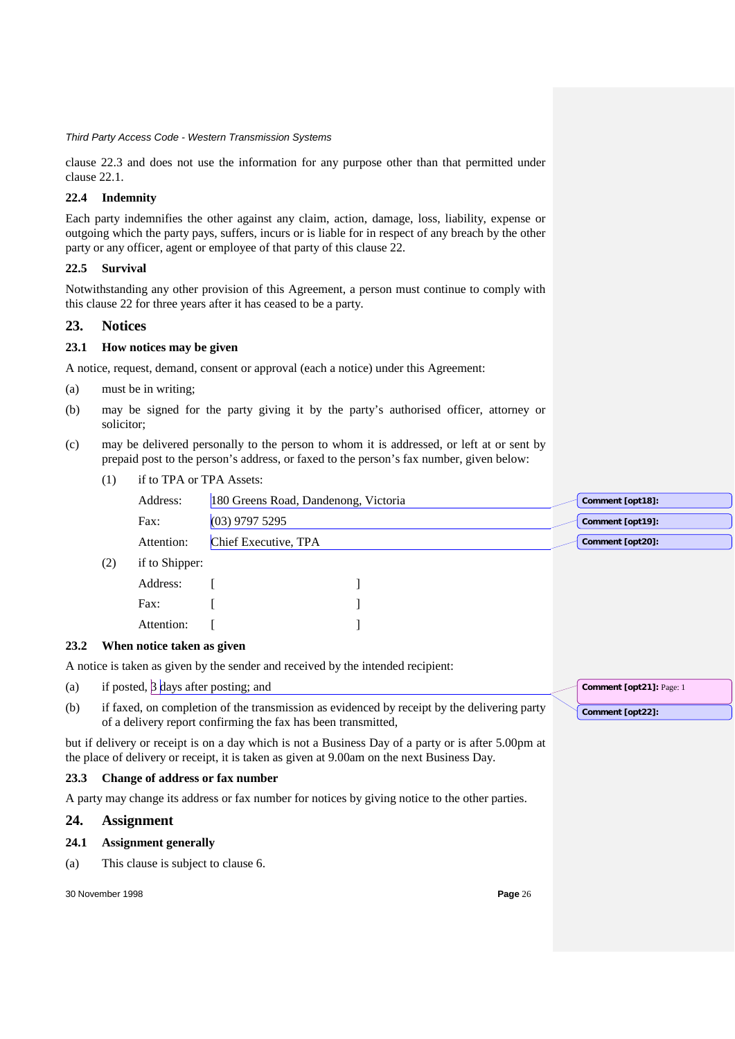clause 22.3 and does not use the information for any purpose other than that permitted under clause 22.1.

### 22.4 Indemnity

Each party indemnifies the other against any claim, action, damage, loss, liability, expense or outgoing which the party pays, suffers, incurs or is liable for in respect of any breach by the other party or any officer, agent or employee of that party of this clause 22.

### 22.5 Survival

Notwithstanding any other provision of this Agreement, a person must continue to comply with this clause 22 for three years after it has ceased to be a party.

## 23. Notices

### 23.1 How notices may be given

A notice, request, demand, consent or approval (each a notice) under this Agreement:

(a) must be in writing;

(b) may be signed for the party giving it by the party's authorised officer, attorney or solicitor;

(c) may be delivered personally to the person to whom it is addressed, or left at or sent by prepaid post to the person's address, or faxed to the person's fax number, given below:

(1) if to TPA or TPA Assets:

Address: 180 Greens Road, Dandenong, Victoria

Fax: (03) 9797 5295

Attention: Chief Executive, TPA

(2) if to Shipper:

Address: [ ]

Fax: [ ]

Attention: [ ]

### 23.2 When notice taken as given

A notice is taken as given by the sender and received by the intended recipient:

(a) if posted, 3 days after posting; and

(b) if faxed, on completion of the transmission as evidenced by receipt by the delivering party of a delivery report confirming the fax has been transmitted,

but if delivery or receipt is on a day which is not a Business Day of a party or is after 5.00pm at the place of delivery or receipt, it is taken as given at 9.00am on the next Business Day.

### 23.3 Change of address or fax number

A party may change its address or fax number for notices by giving notice to the other parties.

## 24. Assignment

### 24.1 Assignment generally

(a) This clause is subject to clause 6.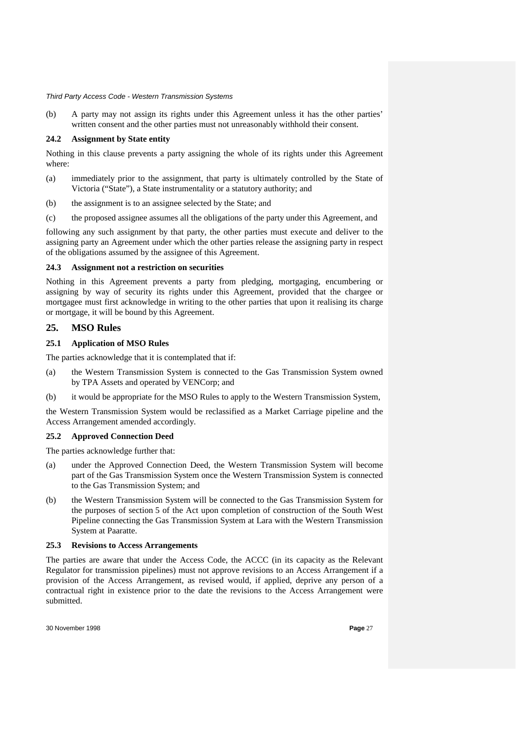(b) A party may not assign its rights under this Agreement unless it has the other parties' written consent and the other parties must not unreasonably withhold their consent.

### 24.2 Assignment by State entity

Nothing in this clause prevents a party assigning the whole of its rights under this Agreement where:

(a) immediately prior to the assignment, that party is ultimately controlled by the State of Victoria ("State"), a State instrumentality or a statutory authority; and

(b) the assignment is to an assignee selected by the State; and

(c) the proposed assignee assumes all the obligations of the party under this Agreement, and

following any such assignment by that party, the other parties must execute and deliver to the assigning party an Agreement under which the other parties release the assigning party in respect of the obligations assumed by the assignee of this Agreement.

### 24.3 Assignment not a restriction on securities

Nothing in this Agreement prevents a party from pledging, mortgaging, encumbering or assigning by way of security its rights under this Agreement, provided that the chargee or mortgagee must first acknowledge in writing to the other parties that upon it realising its charge or mortgage, it will be bound by this Agreement.

## 25. MSO Rules

### 25.1 Application of MSO Rules

The parties acknowledge that it is contemplated that if:

(a) the Western Transmission System is connected to the Gas Transmission System owned by TPA Assets and operated by VENCorp; and

(b) it would be appropriate for the MSO Rules to apply to the Western Transmission System,

the Western Transmission System would be reclassified as a Market Carriage pipeline and the Access Arrangement amended accordingly.

### 25.2 Approved Connection Deed

The parties acknowledge further that:

(a) under the Approved Connection Deed, the Western Transmission System will become part of the Gas Transmission System once the Western Transmission System is connected to the Gas Transmission System; and

(b) the Western Transmission System will be connected to the Gas Transmission System for the purposes of section 5 of the Act upon completion of construction of the South West Pipeline connecting the Gas Transmission System at Lara with the Western Transmission System at Paaratte.

### 25.3 Revisions to Access Arrangements

The parties are aware that under the Access Code, the ACCC (in its capacity as the Relevant Regulator for transmission pipelines) must not approve revisions to an Access Arrangement if a provision of the Access Arrangement, as revised would, if applied, deprive any person of a contractual right in existence prior to the date the revisions to the Access Arrangement were submitted.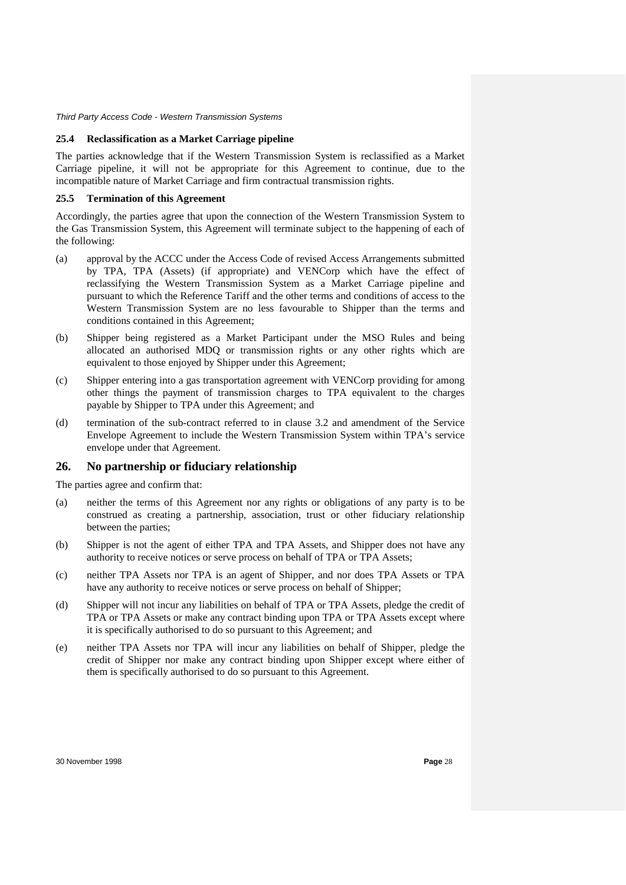### 25.4 Reclassification as a Market Carriage pipeline

The parties acknowledge that if the Western Transmission System is reclassified as a Market Carriage pipeline, it will not be appropriate for this Agreement to continue, due to the incompatible nature of Market Carriage and firm contractual transmission rights.

### 25.5 Termination of this Agreement

Accordingly, the parties agree that upon the connection of the Western Transmission System to the Gas Transmission System, this Agreement will terminate subject to the happening of each of the following:

(a) approval by the ACCC under the Access Code of revised Access Arrangements submitted by TPA, TPA (Assets) (if appropriate) and VENCorp which have the effect of reclassifying the Western Transmission System as a Market Carriage pipeline and pursuant to which the Reference Tariff and the other terms and conditions of access to the Western Transmission System are no less favourable to Shipper than the terms and conditions contained in this Agreement;

(b) Shipper being registered as a Market Participant under the MSO Rules and being allocated an authorised MDQ or transmission rights or any other rights which are equivalent to those enjoyed by Shipper under this Agreement;

(c) Shipper entering into a gas transportation agreement with VENCorp providing for among other things the payment of transmission charges to TPA equivalent to the charges payable by Shipper to TPA under this Agreement; and

(d) termination of the sub-contract referred to in clause 3.2 and amendment of the Service Envelope Agreement to include the Western Transmission System within TPA's service envelope under that Agreement.

## 26. No partnership or fiduciary relationship

The parties agree and confirm that:

(a) neither the terms of this Agreement nor any rights or obligations of any party is to be construed as creating a partnership, association, trust or other fiduciary relationship between the parties;

(b) Shipper is not the agent of either TPA and TPA Assets, and Shipper does not have any authority to receive notices or serve process on behalf of TPA or TPA Assets;

(c) neither TPA Assets nor TPA is an agent of Shipper, and nor does TPA Assets or TPA have any authority to receive notices or serve process on behalf of Shipper;

(d) Shipper will not incur any liabilities on behalf of TPA or TPA Assets, pledge the credit of TPA or TPA Assets or make any contract binding upon TPA or TPA Assets except where it is specifically authorised to do so pursuant to this Agreement; and

(e) neither TPA Assets nor TPA will incur any liabilities on behalf of Shipper, pledge the credit of Shipper nor make any contract binding upon Shipper except where either of them is specifically authorised to do so pursuant to this Agreement.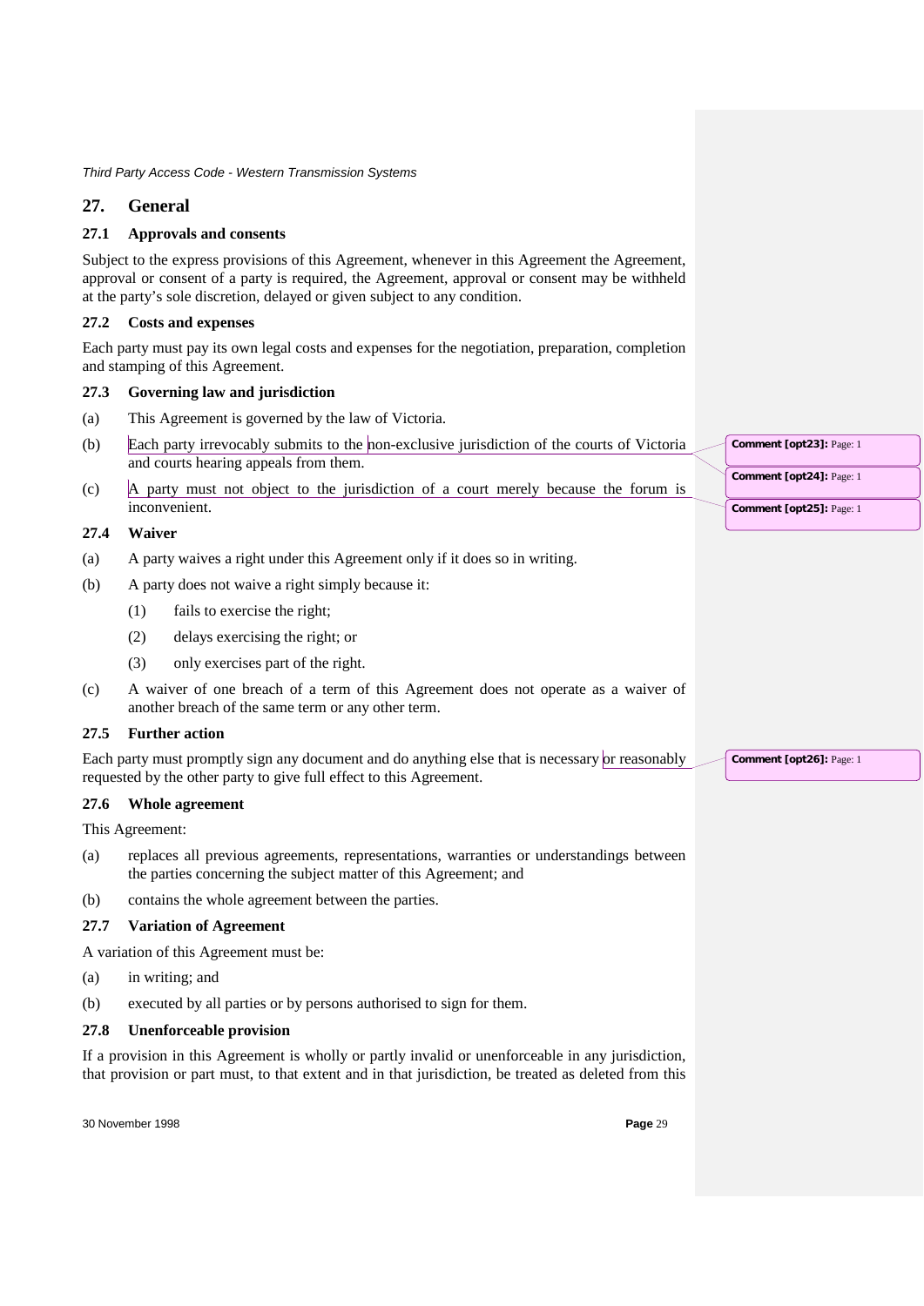## 27. General

### 27.1 Approvals and consents

Subject to the express provisions of this Agreement, whenever in this Agreement the Agreement, approval or consent of a party is required, the Agreement, approval or consent may be withheld at the party's sole discretion, delayed or given subject to any condition.

### 27.2 Costs and expenses

Each party must pay its own legal costs and expenses for the negotiation, preparation, completion and stamping of this Agreement.

### 27.3 Governing law and jurisdiction

(a) This Agreement is governed by the law of Victoria.

(b) Each party irrevocably submits to the non-exclusive jurisdiction of the courts of Victoria and courts hearing appeals from them.

(c) A party must not object to the jurisdiction of a court merely because the forum is inconvenient.

### 27.4 Waiver

(a) A party waives a right under this Agreement only if it does so in writing.

(b) A party does not waive a right simply because it:

  (1) fails to exercise the right;

  (2) delays exercising the right; or

  (3) only exercises part of the right.

(c) A waiver of one breach of a term of this Agreement does not operate as a waiver of another breach of the same term or any other term.

### 27.5 Further action

Each party must promptly sign any document and do anything else that is necessary or reasonably requested by the other party to give full effect to this Agreement.

### 27.6 Whole agreement

This Agreement:

(a) replaces all previous agreements, representations, warranties or understandings between the parties concerning the subject matter of this Agreement; and

(b) contains the whole agreement between the parties.

### 27.7 Variation of Agreement

A variation of this Agreement must be:

(a) in writing; and

(b) executed by all parties or by persons authorised to sign for them.

### 27.8 Unenforceable provision

If a provision in this Agreement is wholly or partly invalid or unenforceable in any jurisdiction, that provision or part must, to that extent and in that jurisdiction, be treated as deleted from this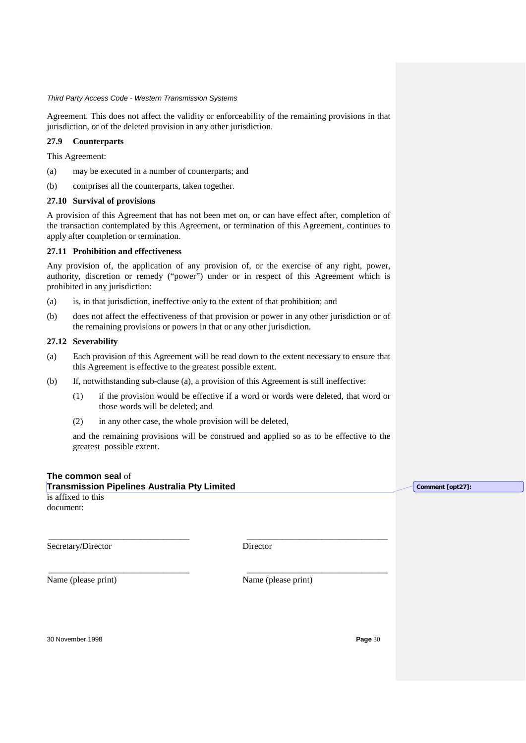Agreement. This does not affect the validity or enforceability of the remaining provisions in that jurisdiction, or of the deleted provision in any other jurisdiction.

### 27.9 Counterparts

This Agreement:

(a) may be executed in a number of counterparts; and

(b) comprises all the counterparts, taken together.

### 27.10 Survival of provisions

A provision of this Agreement that has not been met on, or can have effect after, completion of the transaction contemplated by this Agreement, or termination of this Agreement, continues to apply after completion or termination.

### 27.11 Prohibition and effectiveness

Any provision of, the application of any provision of, or the exercise of any right, power, authority, discretion or remedy ("power") under or in respect of this Agreement which is prohibited in any jurisdiction:

(a) is, in that jurisdiction, ineffective only to the extent of that prohibition; and

(b) does not affect the effectiveness of that provision or power in any other jurisdiction or of the remaining provisions or powers in that or any other jurisdiction.

### 27.12 Severability

(a) Each provision of this Agreement will be read down to the extent necessary to ensure that this Agreement is effective to the greatest possible extent.

(b) If, notwithstanding sub-clause (a), a provision of this Agreement is still ineffective:

   (1) if the provision would be effective if a word or words were deleted, that word or those words will be deleted; and

   (2) in any other case, the whole provision will be deleted,

   and the remaining provisions will be construed and applied so as to be effective to the greatest possible extent.

**The common seal** of
**Transmission Pipelines Australia Pty Limited**
is affixed to this document:

Comment [opt27]:

| ________________________________ | ________________________________ |
|---|---|
| Secretary/Director | Director |
| ________________________________ | ________________________________ |
| Name (please print) | Name (please print) |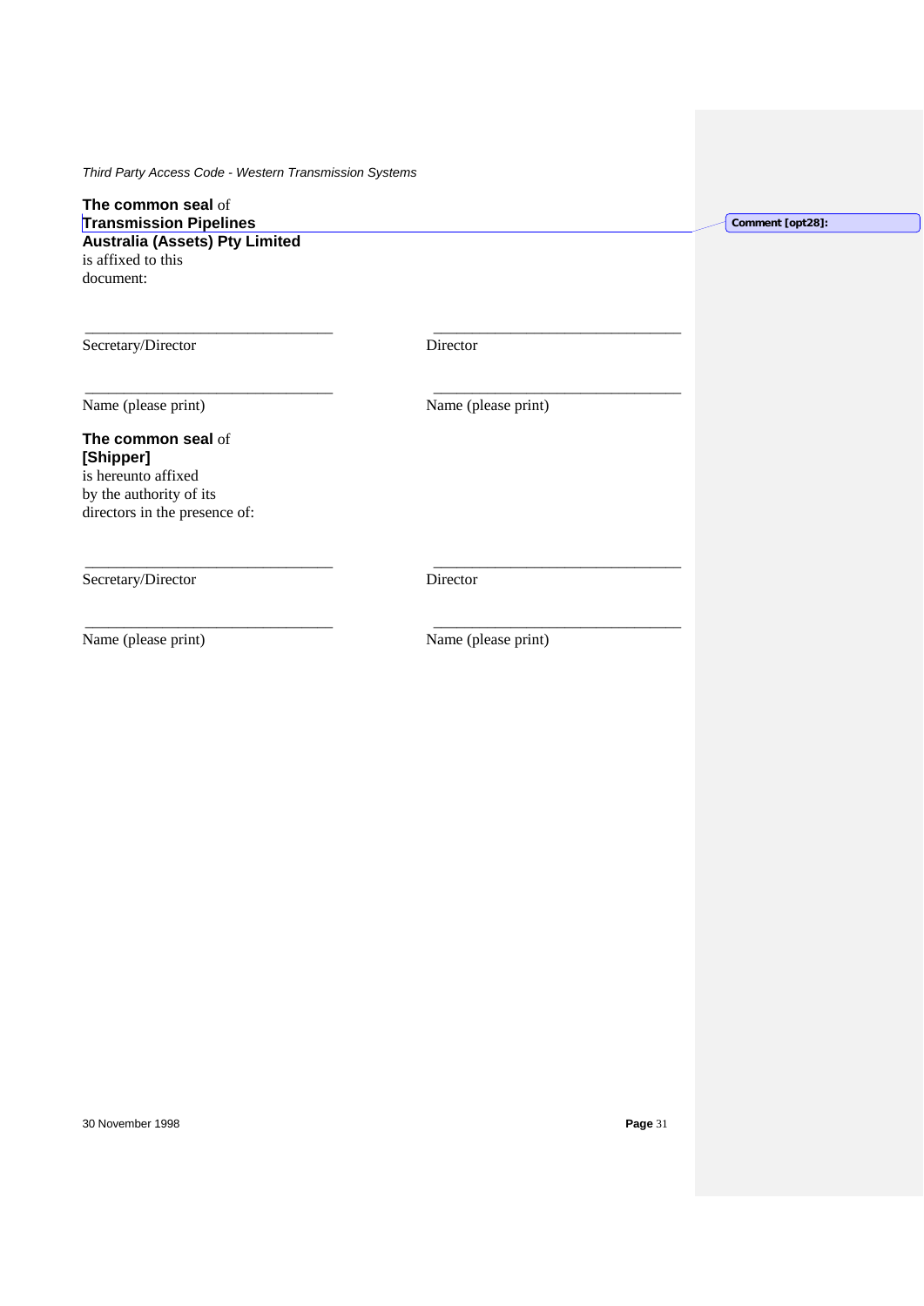**The common seal** of
**Transmission Pipelines Australia (Assets) Pty Limited**
is affixed to this document:

| | |
|---|---|
| \_\_\_\_\_\_\_\_\_\_\_\_\_\_\_\_\_\_\_\_\_\_\_\_\_\_\_\_\_\_\_\_ | \_\_\_\_\_\_\_\_\_\_\_\_\_\_\_\_\_\_\_\_\_\_\_\_\_\_\_\_\_\_\_\_ |
| Secretary/Director | Director |
| \_\_\_\_\_\_\_\_\_\_\_\_\_\_\_\_\_\_\_\_\_\_\_\_\_\_\_\_\_\_\_\_ | \_\_\_\_\_\_\_\_\_\_\_\_\_\_\_\_\_\_\_\_\_\_\_\_\_\_\_\_\_\_\_\_ |
| Name (please print) | Name (please print) |

**The common seal** of
**[Shipper]**
is hereunto affixed
by the authority of its
directors in the presence of:

| | |
|---|---|
| \_\_\_\_\_\_\_\_\_\_\_\_\_\_\_\_\_\_\_\_\_\_\_\_\_\_\_\_\_\_\_\_ | \_\_\_\_\_\_\_\_\_\_\_\_\_\_\_\_\_\_\_\_\_\_\_\_\_\_\_\_\_\_\_\_ |
| Secretary/Director | Director |
| \_\_\_\_\_\_\_\_\_\_\_\_\_\_\_\_\_\_\_\_\_\_\_\_\_\_\_\_\_\_\_\_ | \_\_\_\_\_\_\_\_\_\_\_\_\_\_\_\_\_\_\_\_\_\_\_\_\_\_\_\_\_\_\_\_ |
| Name (please print) | Name (please print) |

Comment [opt28]: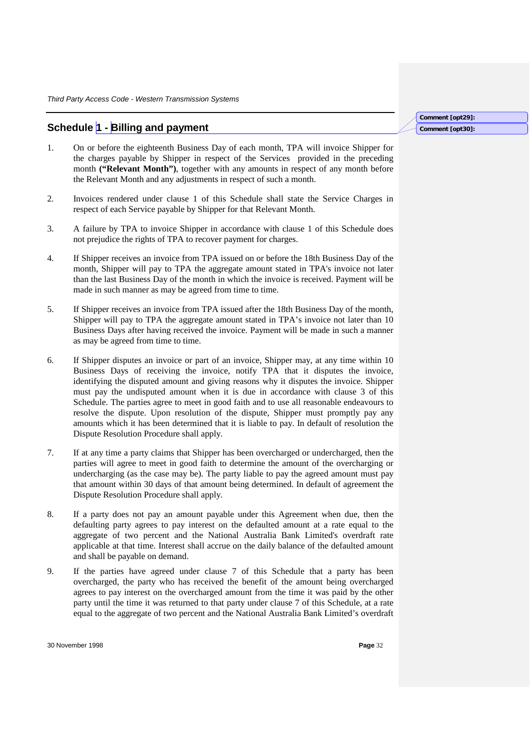## Schedule 1 - Billing and payment

1. On or before the eighteenth Business Day of each month, TPA will invoice Shipper for the charges payable by Shipper in respect of the Services provided in the preceding month **("Relevant Month")**, together with any amounts in respect of any month before the Relevant Month and any adjustments in respect of such a month.

2. Invoices rendered under clause 1 of this Schedule shall state the Service Charges in respect of each Service payable by Shipper for that Relevant Month.

3. A failure by TPA to invoice Shipper in accordance with clause 1 of this Schedule does not prejudice the rights of TPA to recover payment for charges.

4. If Shipper receives an invoice from TPA issued on or before the 18th Business Day of the month, Shipper will pay to TPA the aggregate amount stated in TPA's invoice not later than the last Business Day of the month in which the invoice is received. Payment will be made in such manner as may be agreed from time to time.

5. If Shipper receives an invoice from TPA issued after the 18th Business Day of the month, Shipper will pay to TPA the aggregate amount stated in TPA's invoice not later than 10 Business Days after having received the invoice. Payment will be made in such a manner as may be agreed from time to time.

6. If Shipper disputes an invoice or part of an invoice, Shipper may, at any time within 10 Business Days of receiving the invoice, notify TPA that it disputes the invoice, identifying the disputed amount and giving reasons why it disputes the invoice. Shipper must pay the undisputed amount when it is due in accordance with clause 3 of this Schedule. The parties agree to meet in good faith and to use all reasonable endeavours to resolve the dispute. Upon resolution of the dispute, Shipper must promptly pay any amounts which it has been determined that it is liable to pay. In default of resolution the Dispute Resolution Procedure shall apply.

7. If at any time a party claims that Shipper has been overcharged or undercharged, then the parties will agree to meet in good faith to determine the amount of the overcharging or undercharging (as the case may be). The party liable to pay the agreed amount must pay that amount within 30 days of that amount being determined. In default of agreement the Dispute Resolution Procedure shall apply.

8. If a party does not pay an amount payable under this Agreement when due, then the defaulting party agrees to pay interest on the defaulted amount at a rate equal to the aggregate of two percent and the National Australia Bank Limited's overdraft rate applicable at that time. Interest shall accrue on the daily balance of the defaulted amount and shall be payable on demand.

9. If the parties have agreed under clause 7 of this Schedule that a party has been overcharged, the party who has received the benefit of the amount being overcharged agrees to pay interest on the overcharged amount from the time it was paid by the other party until the time it was returned to that party under clause 7 of this Schedule, at a rate equal to the aggregate of two percent and the National Australia Bank Limited's overdraft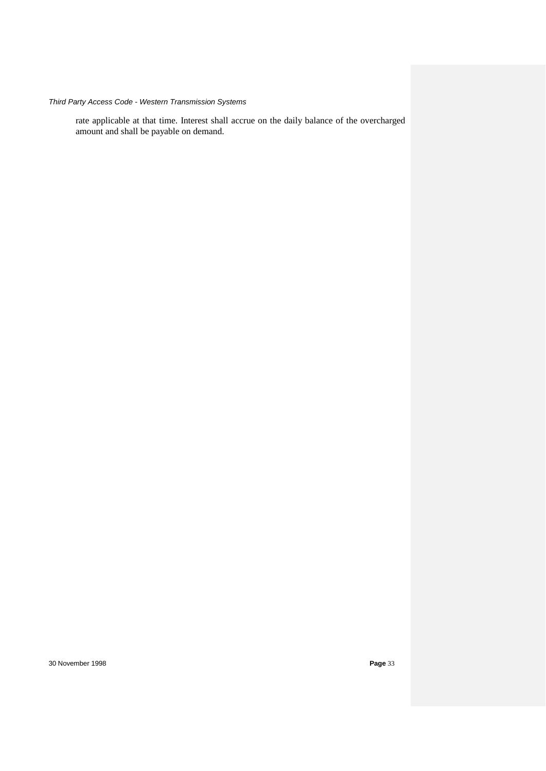rate applicable at that time. Interest shall accrue on the daily balance of the overcharged amount and shall be payable on demand.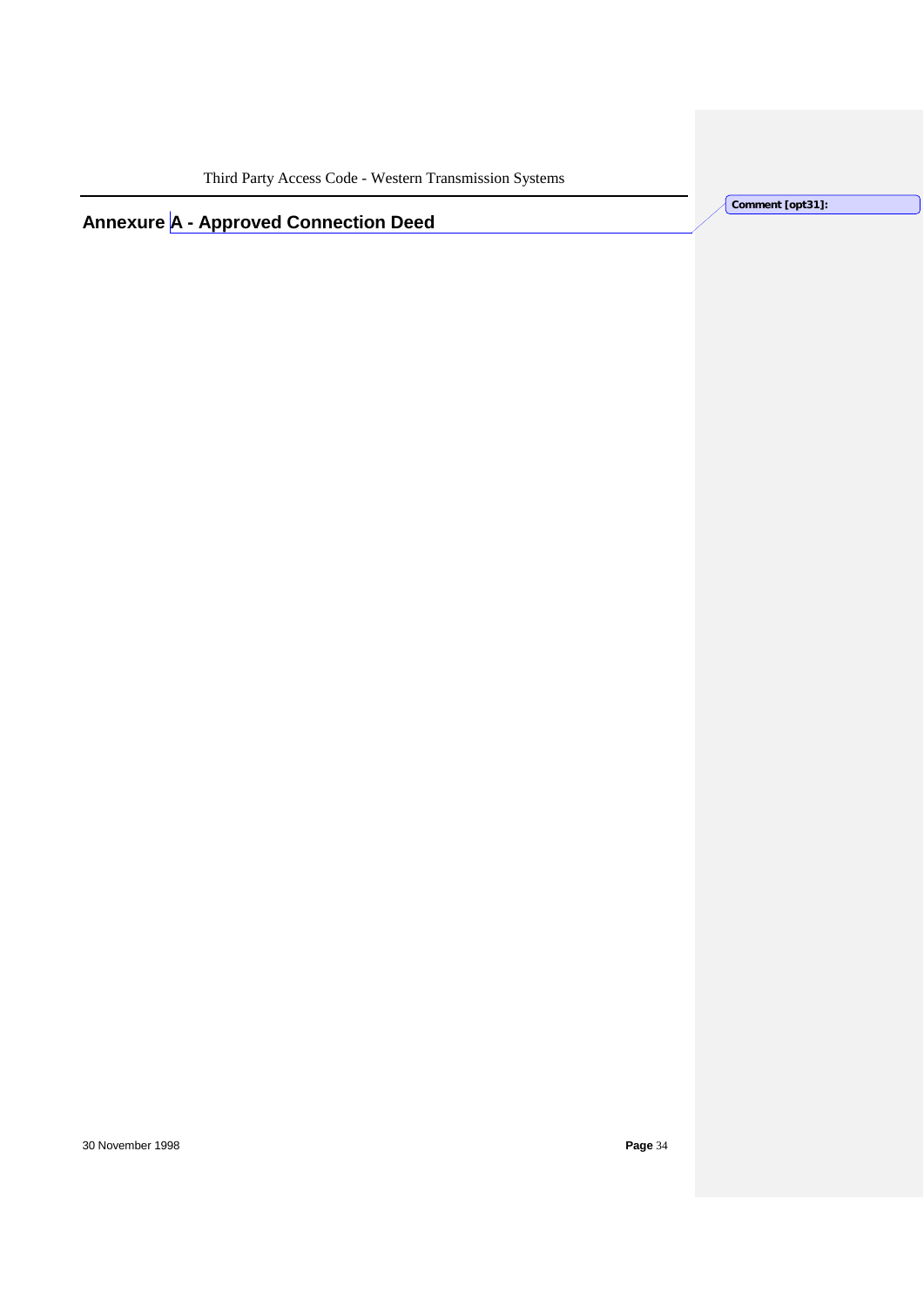# Annexure A - Approved Connection Deed

Comment [opt31]: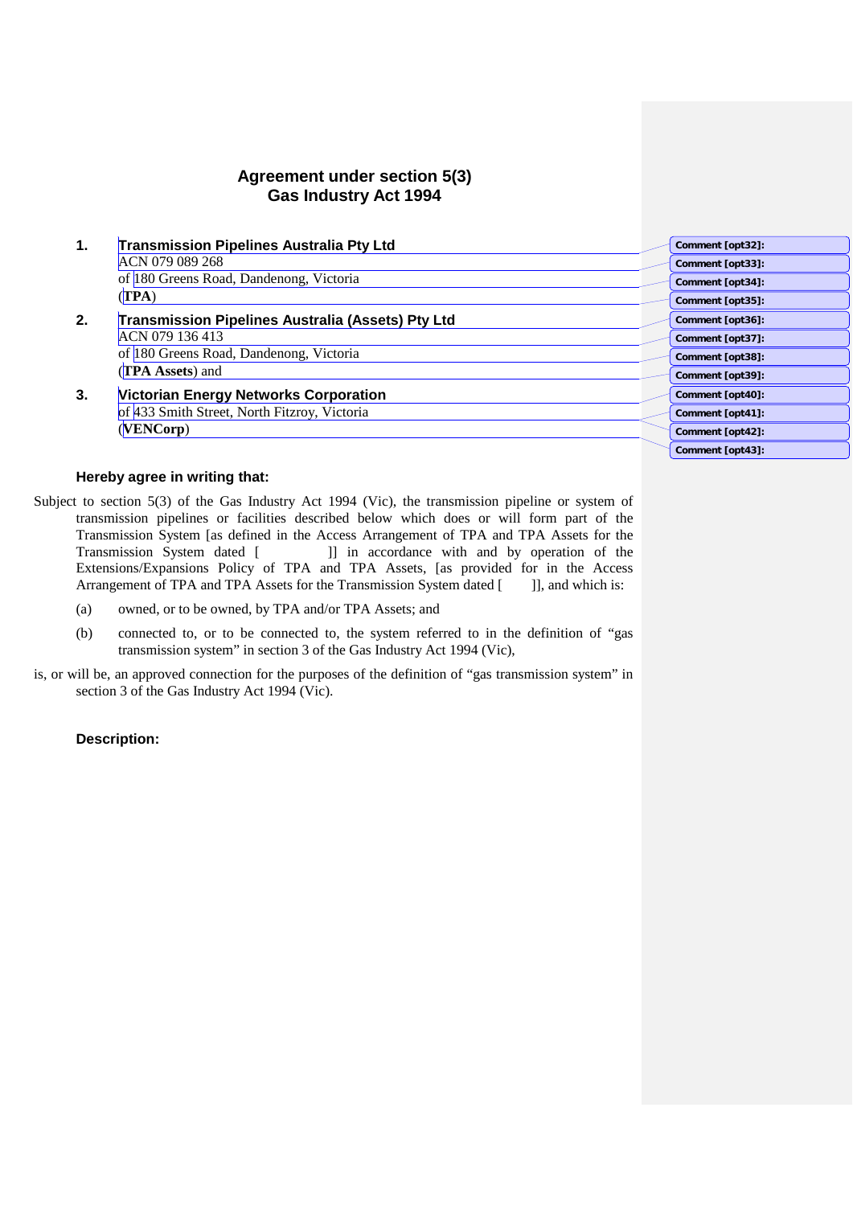## Agreement under section 5(3)
## Gas Industry Act 1994

1. **Transmission Pipelines Australia Pty Ltd**
   ACN 079 089 268
   of 180 Greens Road, Dandenong, Victoria
   (**TPA**)

2. **Transmission Pipelines Australia (Assets) Pty Ltd**
   ACN 079 136 413
   of 180 Greens Road, Dandenong, Victoria
   (**TPA Assets**) and

3. **Victorian Energy Networks Corporation**
   of 433 Smith Street, North Fitzroy, Victoria
   (**VENCorp**)

Comment [opt32]:
Comment [opt33]:
Comment [opt34]:
Comment [opt35]:
Comment [opt36]:
Comment [opt37]:
Comment [opt38]:
Comment [opt39]:
Comment [opt40]:
Comment [opt41]:
Comment [opt42]:
Comment [opt43]:

**Hereby agree in writing that:**

Subject to section 5(3) of the Gas Industry Act 1994 (Vic), the transmission pipeline or system of transmission pipelines or facilities described below which does or will form part of the Transmission System [as defined in the Access Arrangement of TPA and TPA Assets for the Transmission System dated [ ]] in accordance with and by operation of the Extensions/Expansions Policy of TPA and TPA Assets, [as provided for in the Access Arrangement of TPA and TPA Assets for the Transmission System dated [ ]], and which is:

(a) owned, or to be owned, by TPA and/or TPA Assets; and

(b) connected to, or to be connected to, the system referred to in the definition of "gas transmission system" in section 3 of the Gas Industry Act 1994 (Vic),

is, or will be, an approved connection for the purposes of the definition of "gas transmission system" in section 3 of the Gas Industry Act 1994 (Vic).

**Description:**